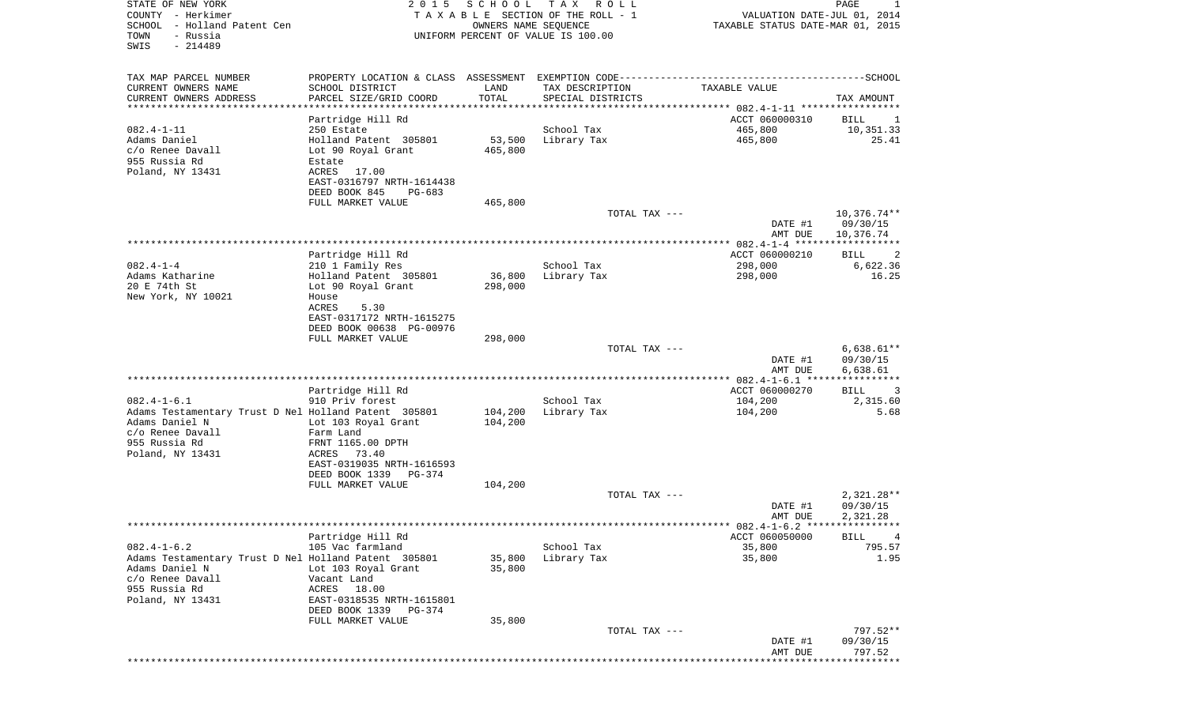STATE OF NEW YORK
COUNTY - Herkimer
SCHOOL - Holland Patent Cen
TOWN - Russia
SWIS - 214489

2015 SCHOOL TAX ROLL
TAXABLE SECTION OF THE ROLL - 1
OWNERS NAME SEQUENCE
UNIFORM PERCENT OF VALUE IS 100.00

VALUATION DATE-JUL 01, 2014
TAXABLE STATUS DATE-MAR 01, 2015

| TAX MAP PARCEL NUMBER<br>CURRENT OWNERS NAME<br>CURRENT OWNERS ADDRESS | PROPERTY LOCATION & CLASS<br>SCHOOL DISTRICT<br>PARCEL SIZE/GRID COORD | ASSESSMENT<br>LAND<br>TOTAL | EXEMPTION CODE<br>TAX DESCRIPTION<br>SPECIAL DISTRICTS | SCHOOL<br>TAXABLE VALUE | TAX AMOUNT |
|---|---|---|---|---|---|
| | Partridge Hill Rd | | | ACCT 060000310 | BILL 1 |
| 082.4-1-11 | 250 Estate | | School Tax | 465,800 | 10,351.33 |
| Adams Daniel | Holland Patent 305801 | 53,500 | Library Tax | 465,800 | 25.41 |
| c/o Renee Davall | Lot 90 Royal Grant | 465,800 | | | |
| 955 Russia Rd | Estate | | | | |
| Poland, NY 13431 | ACRES 17.00 | | | | |
| | EAST-0316797 NRTH-1614438 | | | | |
| | DEED BOOK 845 PG-683 | | | | |
| | FULL MARKET VALUE | 465,800 | | | |
| | | | TOTAL TAX --- | | 10,376.74** |
| | | | | DATE #1 | 09/30/15 |
| | | | | AMT DUE | 10,376.74 |
| | Partridge Hill Rd | | | ACCT 060000210 | BILL 2 |
| 082.4-1-4 | 210 1 Family Res | | School Tax | 298,000 | 6,622.36 |
| Adams Katharine | Holland Patent 305801 | 36,800 | Library Tax | 298,000 | 16.25 |
| 20 E 74th St | Lot 90 Royal Grant | 298,000 | | | |
| New York, NY 10021 | House | | | | |
| | ACRES 5.30 | | | | |
| | EAST-0317172 NRTH-1615275 | | | | |
| | DEED BOOK 00638 PG-00976 | | | | |
| | FULL MARKET VALUE | 298,000 | | | |
| | | | TOTAL TAX --- | | 6,638.61** |
| | | | | DATE #1 | 09/30/15 |
| | | | | AMT DUE | 6,638.61 |
| | Partridge Hill Rd | | | ACCT 060000270 | BILL 3 |
| 082.4-1-6.1 | 910 Priv forest | | School Tax | 104,200 | 2,315.60 |
| Adams Testamentary Trust D Nel | Holland Patent 305801 | 104,200 | Library Tax | 104,200 | 5.68 |
| Adams Daniel N | Lot 103 Royal Grant | 104,200 | | | |
| c/o Renee Davall | Farm Land | | | | |
| 955 Russia Rd | FRNT 1165.00 DPTH | | | | |
| Poland, NY 13431 | ACRES 73.40 | | | | |
| | EAST-0319035 NRTH-1616593 | | | | |
| | DEED BOOK 1339 PG-374 | | | | |
| | FULL MARKET VALUE | 104,200 | | | |
| | | | TOTAL TAX --- | | 2,321.28** |
| | | | | DATE #1 | 09/30/15 |
| | | | | AMT DUE | 2,321.28 |
| | Partridge Hill Rd | | | ACCT 060050000 | BILL 4 |
| 082.4-1-6.2 | 105 Vac farmland | | School Tax | 35,800 | 795.57 |
| Adams Testamentary Trust D Nel | Holland Patent 305801 | 35,800 | Library Tax | 35,800 | 1.95 |
| Adams Daniel N | Lot 103 Royal Grant | 35,800 | | | |
| c/o Renee Davall | Vacant Land | | | | |
| 955 Russia Rd | ACRES 18.00 | | | | |
| Poland, NY 13431 | EAST-0318535 NRTH-1615801 | | | | |
| | DEED BOOK 1339 PG-374 | | | | |
| | FULL MARKET VALUE | 35,800 | | | |
| | | | TOTAL TAX --- | | 797.52** |
| | | | | DATE #1 | 09/30/15 |
| | | | | AMT DUE | 797.52 |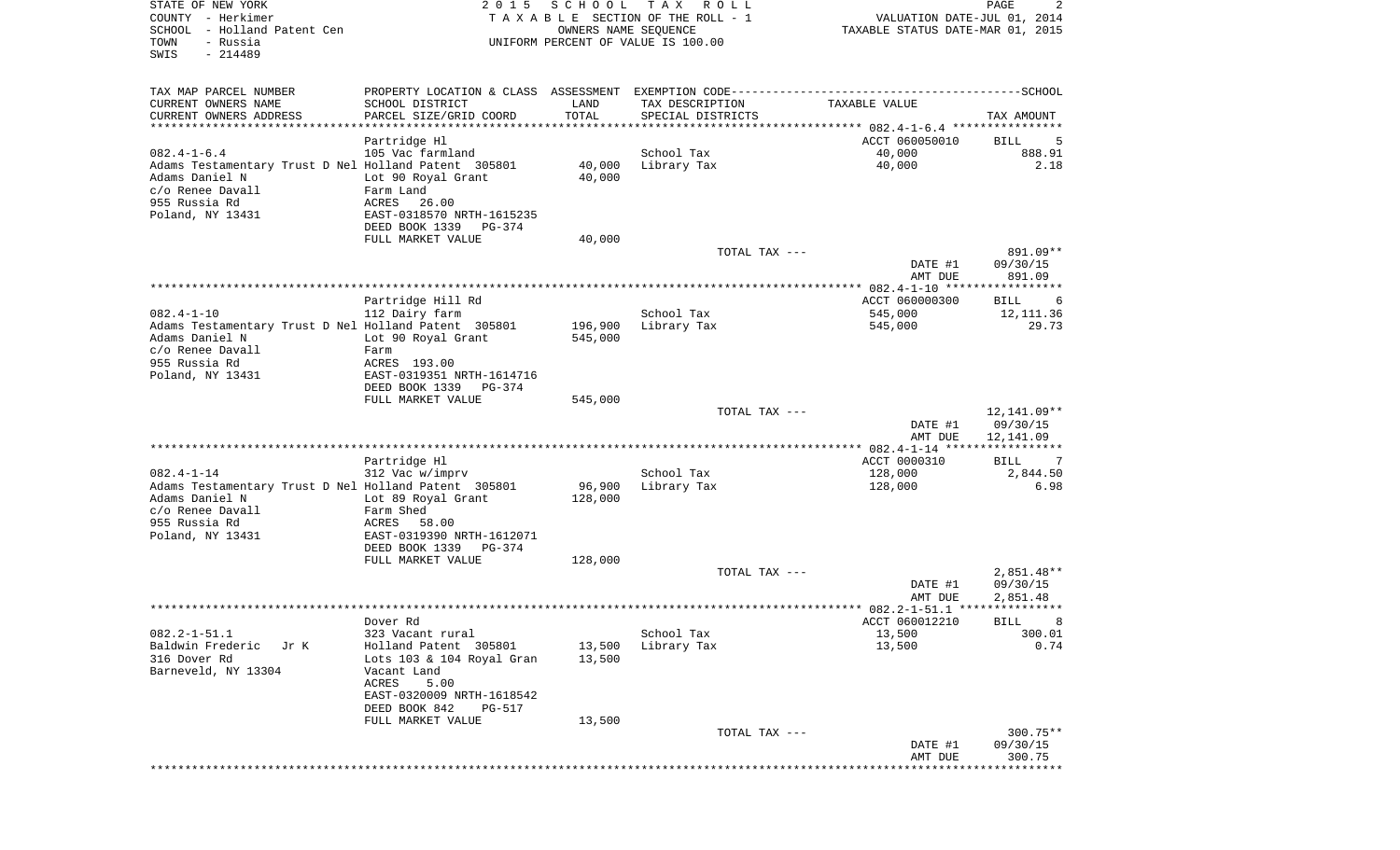STATE OF NEW YORK
COUNTY - Herkimer
SCHOOL - Holland Patent Cen
TOWN - Russia
SWIS - 214489

2 0 1 5 S C H O O L T A X R O L L
T A X A B L E SECTION OF THE ROLL - 1
OWNERS NAME SEQUENCE
UNIFORM PERCENT OF VALUE IS 100.00

VALUATION DATE-JUL 01, 2014
TAXABLE STATUS DATE-MAR 01, 2015

| TAX MAP PARCEL NUMBER<br>CURRENT OWNERS NAME<br>CURRENT OWNERS ADDRESS | PROPERTY LOCATION & CLASS<br>SCHOOL DISTRICT<br>PARCEL SIZE/GRID COORD | ASSESSMENT<br>LAND<br>TOTAL | EXEMPTION CODE<br>TAX DESCRIPTION<br>SPECIAL DISTRICTS | SCHOOL<br>TAXABLE VALUE | TAX AMOUNT |
|---|---|---|---|---|---|
| | Partridge Hl | | | ACCT 060050010 | BILL 5 |
| 082.4-1-6.4 | 105 Vac farmland | | School Tax | 40,000 | 888.91 |
| Adams Testamentary Trust D Nel | Holland Patent 305801 | 40,000 | Library Tax | 40,000 | 2.18 |
| Adams Daniel N | Lot 90 Royal Grant | 40,000 | | | |
| c/o Renee Davall | Farm Land | | | | |
| 955 Russia Rd | ACRES 26.00 | | | | |
| Poland, NY 13431 | EAST-0318570 NRTH-1615235 | | | | |
| | DEED BOOK 1339 PG-374 | | | | |
| | FULL MARKET VALUE | 40,000 | | | |
| | | | TOTAL TAX --- | | 891.09** |
| | | | | DATE #1 | 09/30/15 |
| | | | | AMT DUE | 891.09 |
| | Partridge Hill Rd | | | ACCT 060000300 | BILL 6 |
| 082.4-1-10 | 112 Dairy farm | | School Tax | 545,000 | 12,111.36 |
| Adams Testamentary Trust D Nel | Holland Patent 305801 | 196,900 | Library Tax | 545,000 | 29.73 |
| Adams Daniel N | Lot 90 Royal Grant | 545,000 | | | |
| c/o Renee Davall | Farm | | | | |
| 955 Russia Rd | ACRES 193.00 | | | | |
| Poland, NY 13431 | EAST-0319351 NRTH-1614716 | | | | |
| | DEED BOOK 1339 PG-374 | | | | |
| | FULL MARKET VALUE | 545,000 | | | |
| | | | TOTAL TAX --- | | 12,141.09** |
| | | | | DATE #1 | 09/30/15 |
| | | | | AMT DUE | 12,141.09 |
| | Partridge Hl | | | ACCT 0000310 | BILL 7 |
| 082.4-1-14 | 312 Vac w/imprv | | School Tax | 128,000 | 2,844.50 |
| Adams Testamentary Trust D Nel | Holland Patent 305801 | 96,900 | Library Tax | 128,000 | 6.98 |
| Adams Daniel N | Lot 89 Royal Grant | 128,000 | | | |
| c/o Renee Davall | Farm Shed | | | | |
| 955 Russia Rd | ACRES 58.00 | | | | |
| Poland, NY 13431 | EAST-0319390 NRTH-1612071 | | | | |
| | DEED BOOK 1339 PG-374 | | | | |
| | FULL MARKET VALUE | 128,000 | | | |
| | | | TOTAL TAX --- | | 2,851.48** |
| | | | | DATE #1 | 09/30/15 |
| | | | | AMT DUE | 2,851.48 |
| | Dover Rd | | | ACCT 060012210 | BILL 8 |
| 082.2-1-51.1 | 323 Vacant rural | | School Tax | 13,500 | 300.01 |
| Baldwin Frederic Jr K | Holland Patent 305801 | 13,500 | Library Tax | 13,500 | 0.74 |
| 316 Dover Rd | Lots 103 & 104 Royal Gran | 13,500 | | | |
| Barneveld, NY 13304 | Vacant Land | | | | |
| | ACRES 5.00 | | | | |
| | EAST-0320009 NRTH-1618542 | | | | |
| | DEED BOOK 842 PG-517 | | | | |
| | FULL MARKET VALUE | 13,500 | | | |
| | | | TOTAL TAX --- | | 300.75** |
| | | | | DATE #1 | 09/30/15 |
| | | | | AMT DUE | 300.75 |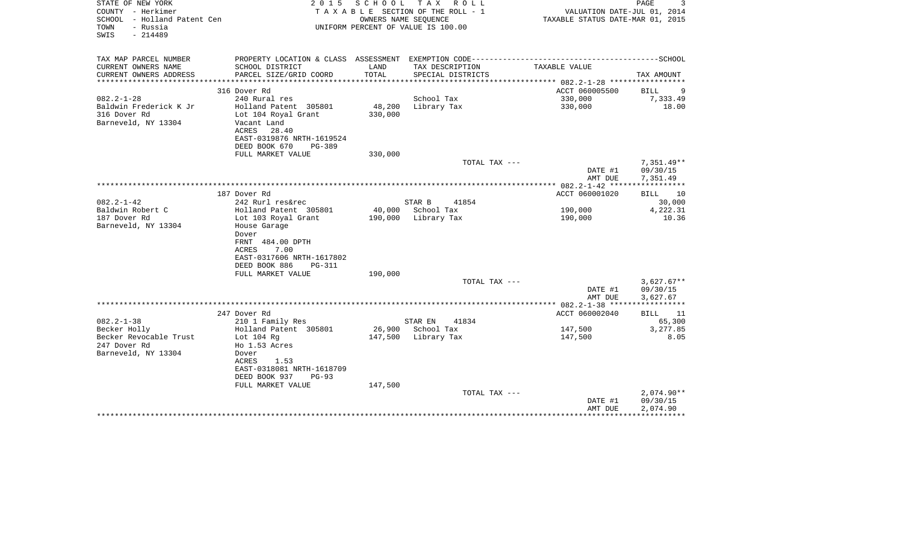STATE OF NEW YORK
COUNTY - Herkimer
SCHOOL - Holland Patent Cen
TOWN - Russia
SWIS - 214489

2015 SCHOOL TAX ROLL
TAXABLE SECTION OF THE ROLL - 1
OWNERS NAME SEQUENCE
UNIFORM PERCENT OF VALUE IS 100.00

VALUATION DATE-JUL 01, 2014
TAXABLE STATUS DATE-MAR 01, 2015

| TAX MAP PARCEL NUMBER<br>CURRENT OWNERS NAME<br>CURRENT OWNERS ADDRESS | PROPERTY LOCATION & CLASS<br>SCHOOL DISTRICT<br>PARCEL SIZE/GRID COORD | ASSESSMENT<br>LAND<br>TOTAL | EXEMPTION CODE<br>TAX DESCRIPTION<br>SPECIAL DISTRICTS | SCHOOL<br>TAXABLE VALUE | TAX AMOUNT |
|---|---|---|---|---|---|
| | 316 Dover Rd | | | ACCT 060005500 | BILL 9 |
| 082.2-1-28 | 240 Rural res | | School Tax | 330,000 | 7,333.49 |
| Baldwin Frederick K Jr | Holland Patent 305801 | 48,200 | Library Tax | 330,000 | 18.00 |
| 316 Dover Rd | Lot 104 Royal Grant | 330,000 | | | |
| Barneveld, NY 13304 | Vacant Land | | | | |
| | ACRES 28.40 | | | | |
| | EAST-0319876 NRTH-1619524 | | | | |
| | DEED BOOK 670 PG-389 | | | | |
| | FULL MARKET VALUE | 330,000 | | | |
| | | | TOTAL TAX --- | | 7,351.49** |
| | | | | DATE #1 | 09/30/15 |
| | | | | AMT DUE | 7,351.49 |
| | 187 Dover Rd | | | ACCT 060001020 | BILL 10 |
| 082.2-1-42 | 242 Rurl res&rec | | STAR B 41854 | | 30,000 |
| Baldwin Robert C | Holland Patent 305801 | 40,000 | School Tax | 190,000 | 4,222.31 |
| 187 Dover Rd | Lot 103 Royal Grant | 190,000 | Library Tax | 190,000 | 10.36 |
| Barneveld, NY 13304 | House Garage | | | | |
| | Dover | | | | |
| | FRNT 484.00 DPTH | | | | |
| | ACRES 7.00 | | | | |
| | EAST-0317606 NRTH-1617802 | | | | |
| | DEED BOOK 886 PG-311 | | | | |
| | FULL MARKET VALUE | 190,000 | | | |
| | | | TOTAL TAX --- | | 3,627.67** |
| | | | | DATE #1 | 09/30/15 |
| | | | | AMT DUE | 3,627.67 |
| | 247 Dover Rd | | | ACCT 060002040 | BILL 11 |
| 082.2-1-38 | 210 1 Family Res | | STAR EN 41834 | | 65,300 |
| Becker Holly | Holland Patent 305801 | 26,900 | School Tax | 147,500 | 3,277.85 |
| Becker Revocable Trust | Lot 104 Rg | 147,500 | Library Tax | 147,500 | 8.05 |
| 247 Dover Rd | Ho 1.53 Acres | | | | |
| Barneveld, NY 13304 | Dover | | | | |
| | ACRES 1.53 | | | | |
| | EAST-0318081 NRTH-1618709 | | | | |
| | DEED BOOK 937 PG-93 | | | | |
| | FULL MARKET VALUE | 147,500 | | | |
| | | | TOTAL TAX --- | | 2,074.90** |
| | | | | DATE #1 | 09/30/15 |
| | | | | AMT DUE | 2,074.90 |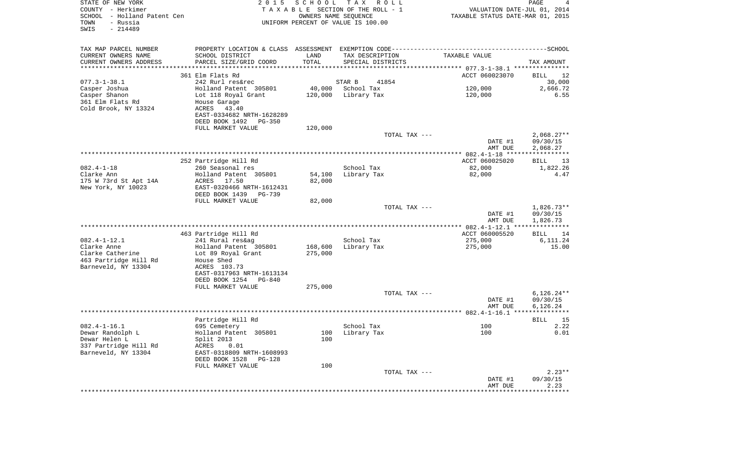STATE OF NEW YORK
COUNTY - Herkimer
SCHOOL - Holland Patent Cen
TOWN - Russia
SWIS - 214489

2 0 1 5 S C H O O L T A X R O L L
T A X A B L E SECTION OF THE ROLL - 1
OWNERS NAME SEQUENCE
UNIFORM PERCENT OF VALUE IS 100.00

VALUATION DATE-JUL 01, 2014
TAXABLE STATUS DATE-MAR 01, 2015

| TAX MAP PARCEL NUMBER / CURRENT OWNERS NAME / CURRENT OWNERS ADDRESS | PROPERTY LOCATION & CLASS / SCHOOL DISTRICT / PARCEL SIZE/GRID COORD | ASSESSMENT LAND | TOTAL | EXEMPTION CODE / TAX DESCRIPTION / SPECIAL DISTRICTS | TAXABLE VALUE | TAX AMOUNT |
|---|---|---|---|---|---|---|
| **077.3-1-38.1** | 361 Elm Flats Rd | | | | ACCT 060023070 | BILL 12 |
| 077.3-1-38.1 | 242 Rurl res&rec | | | STAR B 41854 | | 30,000 |
| Casper Joshua | Holland Patent 305801 | 40,000 | | School Tax | 120,000 | 2,666.72 |
| Casper Shanon | Lot 118 Royal Grant | | 120,000 | Library Tax | 120,000 | 6.55 |
| 361 Elm Flats Rd | House Garage | | | | | |
| Cold Brook, NY 13324 | ACRES 43.40 | | | | | |
| | EAST-0334682 NRTH-1628289 | | | | | |
| | DEED BOOK 1492 PG-350 | | | | | |
| | FULL MARKET VALUE | | 120,000 | | | |
| | | | | TOTAL TAX --- | | 2,068.27** |
| | | | | | DATE #1 | 09/30/15 |
| | | | | | AMT DUE | 2,068.27 |
| **082.4-1-18** | 252 Partridge Hill Rd | | | | ACCT 060025020 | BILL 13 |
| 082.4-1-18 | 260 Seasonal res | | | School Tax | 82,000 | 1,822.26 |
| Clarke Ann | Holland Patent 305801 | 54,100 | | Library Tax | 82,000 | 4.47 |
| 175 W 73rd St Apt 14A | ACRES 17.50 | | 82,000 | | | |
| New York, NY 10023 | EAST-0320466 NRTH-1612431 | | | | | |
| | DEED BOOK 1439 PG-739 | | | | | |
| | FULL MARKET VALUE | | 82,000 | | | |
| | | | | TOTAL TAX --- | | 1,826.73** |
| | | | | | DATE #1 | 09/30/15 |
| | | | | | AMT DUE | 1,826.73 |
| **082.4-1-12.1** | 463 Partridge Hill Rd | | | | ACCT 060005520 | BILL 14 |
| 082.4-1-12.1 | 241 Rural res&ag | | | School Tax | 275,000 | 6,111.24 |
| Clarke Anne | Holland Patent 305801 | 168,600 | | Library Tax | 275,000 | 15.00 |
| Clarke Catherine | Lot 89 Royal Grant | | 275,000 | | | |
| 463 Partridge Hill Rd | House Shed | | | | | |
| Barneveld, NY 13304 | ACRES 103.73 | | | | | |
| | EAST-0317963 NRTH-1613134 | | | | | |
| | DEED BOOK 1254 PG-840 | | | | | |
| | FULL MARKET VALUE | | 275,000 | | | |
| | | | | TOTAL TAX --- | | 6,126.24** |
| | | | | | DATE #1 | 09/30/15 |
| | | | | | AMT DUE | 6,126.24 |
| **082.4-1-16.1** | Partridge Hill Rd | | | | | BILL 15 |
| 082.4-1-16.1 | 695 Cemetery | | | School Tax | 100 | 2.22 |
| Dewar Randolph L | Holland Patent 305801 | 100 | | Library Tax | 100 | 0.01 |
| Dewar Helen L | Split 2013 | | 100 | | | |
| 337 Partridge Hill Rd | ACRES 0.01 | | | | | |
| Barneveld, NY 13304 | EAST-0318809 NRTH-1608993 | | | | | |
| | DEED BOOK 1528 PG-128 | | | | | |
| | FULL MARKET VALUE | | 100 | | | |
| | | | | TOTAL TAX --- | | 2.23** |
| | | | | | DATE #1 | 09/30/15 |
| | | | | | AMT DUE | 2.23 |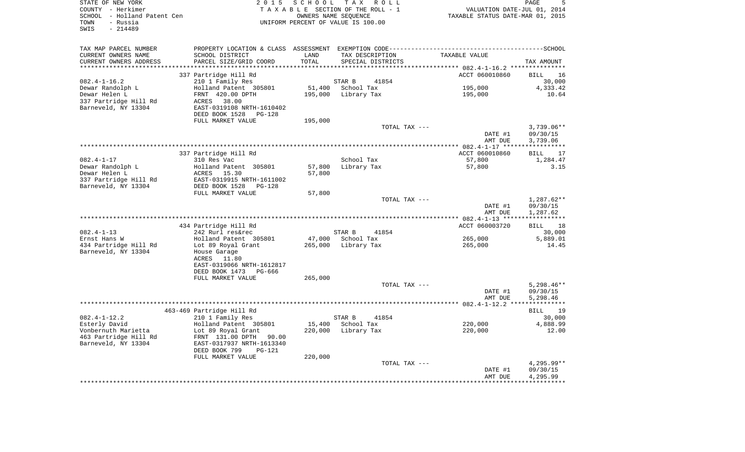STATE OF NEW YORK
COUNTY - Herkimer
SCHOOL - Holland Patent Cen
TOWN - Russia
SWIS - 214489

2015 SCHOOL TAX ROLL
TAXABLE SECTION OF THE ROLL - 1
OWNERS NAME SEQUENCE
UNIFORM PERCENT OF VALUE IS 100.00

VALUATION DATE-JUL 01, 2014
TAXABLE STATUS DATE-MAR 01, 2015

| TAX MAP PARCEL NUMBER / CURRENT OWNERS NAME / CURRENT OWNERS ADDRESS | PROPERTY LOCATION & CLASS / SCHOOL DISTRICT / PARCEL SIZE/GRID COORD | ASSESSMENT LAND / TOTAL | EXEMPTION CODE / TAX DESCRIPTION / SPECIAL DISTRICTS | TAXABLE VALUE | TAX AMOUNT |
|---|---|---|---|---|---|
| | 337 Partridge Hill Rd | | | ACCT 060010860 | BILL 16 |
| 082.4-1-16.2 | 210 1 Family Res | | STAR B 41854 | | 30,000 |
| Dewar Randolph L | Holland Patent 305801 | 51,400 | School Tax | 195,000 | 4,333.42 |
| Dewar Helen L | FRNT 420.00 DPTH | 195,000 | Library Tax | 195,000 | 10.64 |
| 337 Partridge Hill Rd | ACRES 38.00 | | | | |
| Barneveld, NY 13304 | EAST-0319108 NRTH-1610402 | | | | |
| | DEED BOOK 1528 PG-128 | | | | |
| | FULL MARKET VALUE | 195,000 | | | |
| | | | TOTAL TAX --- | | 3,739.06** |
| | | | | DATE #1 | 09/30/15 |
| | | | | AMT DUE | 3,739.06 |
| | 337 Partridge Hill Rd | | | ACCT 060010860 | BILL 17 |
| 082.4-1-17 | 310 Res Vac | | School Tax | 57,800 | 1,284.47 |
| Dewar Randolph L | Holland Patent 305801 | 57,800 | Library Tax | 57,800 | 3.15 |
| Dewar Helen L | ACRES 15.30 | 57,800 | | | |
| 337 Partridge Hill Rd | EAST-0319915 NRTH-1611002 | | | | |
| Barneveld, NY 13304 | DEED BOOK 1528 PG-128 | | | | |
| | FULL MARKET VALUE | 57,800 | | | |
| | | | TOTAL TAX --- | | 1,287.62** |
| | | | | DATE #1 | 09/30/15 |
| | | | | AMT DUE | 1,287.62 |
| | 434 Partridge Hill Rd | | | ACCT 060003720 | BILL 18 |
| 082.4-1-13 | 242 Rurl res&rec | | STAR B 41854 | | 30,000 |
| Ernst Hans W | Holland Patent 305801 | 47,000 | School Tax | 265,000 | 5,889.01 |
| 434 Partridge Hill Rd | Lot 89 Royal Grant | 265,000 | Library Tax | 265,000 | 14.45 |
| Barneveld, NY 13304 | House Garage | | | | |
| | ACRES 11.80 | | | | |
| | EAST-0319066 NRTH-1612817 | | | | |
| | DEED BOOK 1473 PG-666 | | | | |
| | FULL MARKET VALUE | 265,000 | | | |
| | | | TOTAL TAX --- | | 5,298.46** |
| | | | | DATE #1 | 09/30/15 |
| | | | | AMT DUE | 5,298.46 |
| | 463-469 Partridge Hill Rd | | | | BILL 19 |
| 082.4-1-12.2 | 210 1 Family Res | | STAR B 41854 | | 30,000 |
| Esterly David | Holland Patent 305801 | 15,400 | School Tax | 220,000 | 4,888.99 |
| Vonbernuth Marietta | Lot 89 Royal Grant | 220,000 | Library Tax | 220,000 | 12.00 |
| 463 Partridge Hill Rd | FRNT 131.00 DPTH 90.00 | | | | |
| Barneveld, NY 13304 | EAST-0317937 NRTH-1613340 | | | | |
| | DEED BOOK 799 PG-121 | | | | |
| | FULL MARKET VALUE | 220,000 | | | |
| | | | TOTAL TAX --- | | 4,295.99** |
| | | | | DATE #1 | 09/30/15 |
| | | | | AMT DUE | 4,295.99 |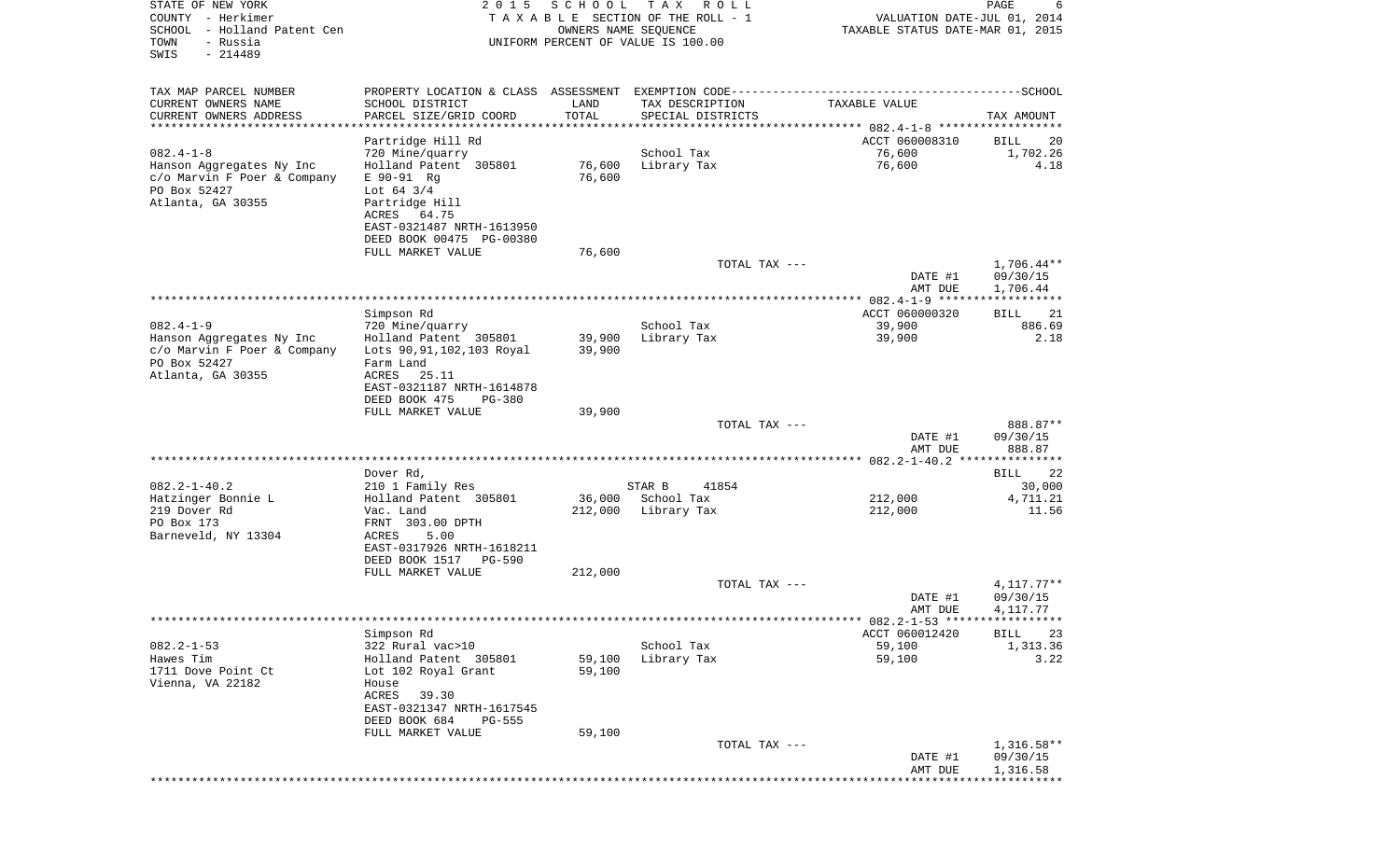STATE OF NEW YORK  
COUNTY - Herkimer  
SCHOOL - Holland Patent Cen  
TOWN - Russia  
SWIS - 214489

2015 SCHOOL TAX ROLL  
TAXABLE SECTION OF THE ROLL - 1  
OWNERS NAME SEQUENCE  
UNIFORM PERCENT OF VALUE IS 100.00

VALUATION DATE-JUL 01, 2014  
TAXABLE STATUS DATE-MAR 01, 2015

| TAX MAP PARCEL NUMBER<br>CURRENT OWNERS NAME<br>CURRENT OWNERS ADDRESS | PROPERTY LOCATION & CLASS<br>SCHOOL DISTRICT<br>PARCEL SIZE/GRID COORD | ASSESSMENT<br>LAND<br>TOTAL | EXEMPTION CODE<br>TAX DESCRIPTION<br>SPECIAL DISTRICTS | TAXABLE VALUE | SCHOOL<br>TAX AMOUNT |
|---|---|---|---|---|---|
| 082.4-1-8 | Partridge Hill Rd | | | ACCT 060008310 | BILL 20 |
| | 720 Mine/quarry | | School Tax | 76,600 | 1,702.26 |
| Hanson Aggregates Ny Inc | Holland Patent 305801 | 76,600 | Library Tax | 76,600 | 4.18 |
| c/o Marvin F Poer & Company | E 90-91 Rg | 76,600 | | | |
| PO Box 52427 | Lot 64 3/4 | | | | |
| Atlanta, GA 30355 | Partridge Hill | | | | |
| | ACRES 64.75 | | | | |
| | EAST-0321487 NRTH-1613950 | | | | |
| | DEED BOOK 00475 PG-00380 | | | | |
| | FULL MARKET VALUE | 76,600 | | | |
| | | | TOTAL TAX --- | | 1,706.44** |
| | | | | DATE #1 | 09/30/15 |
| | | | | AMT DUE | 1,706.44 |
| 082.4-1-9 | Simpson Rd | | | ACCT 060000320 | BILL 21 |
| | 720 Mine/quarry | | School Tax | 39,900 | 886.69 |
| Hanson Aggregates Ny Inc | Holland Patent 305801 | 39,900 | Library Tax | 39,900 | 2.18 |
| c/o Marvin F Poer & Company | Lots 90,91,102,103 Royal | 39,900 | | | |
| PO Box 52427 | Farm Land | | | | |
| Atlanta, GA 30355 | ACRES 25.11 | | | | |
| | EAST-0321187 NRTH-1614878 | | | | |
| | DEED BOOK 475 PG-380 | | | | |
| | FULL MARKET VALUE | 39,900 | | | |
| | | | TOTAL TAX --- | | 888.87** |
| | | | | DATE #1 | 09/30/15 |
| | | | | AMT DUE | 888.87 |
| 082.2-1-40.2 | Dover Rd, | | | | BILL 22 |
| | 210 1 Family Res | | STAR B 41854 | | 30,000 |
| Hatzinger Bonnie L | Holland Patent 305801 | 36,000 | School Tax | 212,000 | 4,711.21 |
| 219 Dover Rd | Vac. Land | 212,000 | Library Tax | 212,000 | 11.56 |
| PO Box 173 | FRNT 303.00 DPTH | | | | |
| Barneveld, NY 13304 | ACRES 5.00 | | | | |
| | EAST-0317926 NRTH-1618211 | | | | |
| | DEED BOOK 1517 PG-590 | | | | |
| | FULL MARKET VALUE | 212,000 | | | |
| | | | TOTAL TAX --- | | 4,117.77** |
| | | | | DATE #1 | 09/30/15 |
| | | | | AMT DUE | 4,117.77 |
| 082.2-1-53 | Simpson Rd | | | ACCT 060012420 | BILL 23 |
| | 322 Rural vac>10 | | School Tax | 59,100 | 1,313.36 |
| Hawes Tim | Holland Patent 305801 | 59,100 | Library Tax | 59,100 | 3.22 |
| 1711 Dove Point Ct | Lot 102 Royal Grant | 59,100 | | | |
| Vienna, VA 22182 | House | | | | |
| | ACRES 39.30 | | | | |
| | EAST-0321347 NRTH-1617545 | | | | |
| | DEED BOOK 684 PG-555 | | | | |
| | FULL MARKET VALUE | 59,100 | | | |
| | | | TOTAL TAX --- | | 1,316.58** |
| | | | | DATE #1 | 09/30/15 |
| | | | | AMT DUE | 1,316.58 |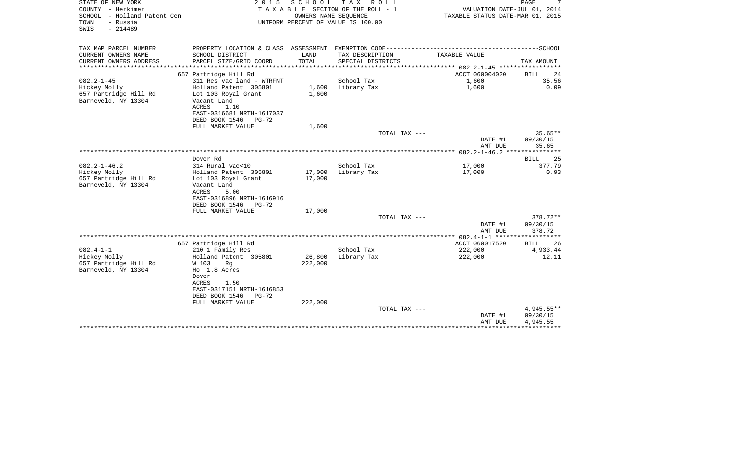STATE OF NEW YORK
COUNTY - Herkimer
SCHOOL - Holland Patent Cen
TOWN - Russia
SWIS - 214489

2 0 1 5 S C H O O L T A X R O L L
T A X A B L E SECTION OF THE ROLL - 1
OWNERS NAME SEQUENCE
UNIFORM PERCENT OF VALUE IS 100.00

VALUATION DATE-JUL 01, 2014
TAXABLE STATUS DATE-MAR 01, 2015

| TAX MAP PARCEL NUMBER / CURRENT OWNERS NAME / CURRENT OWNERS ADDRESS | PROPERTY LOCATION & CLASS / SCHOOL DISTRICT / PARCEL SIZE/GRID COORD | ASSESSMENT LAND / TOTAL | EXEMPTION CODE / TAX DESCRIPTION / SPECIAL DISTRICTS | TAXABLE VALUE | SCHOOL TAX AMOUNT |
|---|---|---|---|---|---|
| | 657 Partridge Hill Rd | | | ACCT 060004020 | BILL 24 |
| 082.2-1-45 | 311 Res vac land - WTRFNT | | School Tax | 1,600 | 35.56 |
| Hickey Molly | Holland Patent 305801 | 1,600 | Library Tax | 1,600 | 0.09 |
| 657 Partridge Hill Rd | Lot 103 Royal Grant | 1,600 | | | |
| Barneveld, NY 13304 | Vacant Land | | | | |
| | ACRES 1.10 | | | | |
| | EAST-0316681 NRTH-1617037 | | | | |
| | DEED BOOK 1546 PG-72 | | | | |
| | FULL MARKET VALUE | 1,600 | | | |
| | | | TOTAL TAX --- | | 35.65** |
| | | | | DATE #1 | 09/30/15 |
| | | | | AMT DUE | 35.65 |
| | Dover Rd | | | | BILL 25 |
| 082.2-1-46.2 | 314 Rural vac<10 | | School Tax | 17,000 | 377.79 |
| Hickey Molly | Holland Patent 305801 | 17,000 | Library Tax | 17,000 | 0.93 |
| 657 Partridge Hill Rd | Lot 103 Royal Grant | 17,000 | | | |
| Barneveld, NY 13304 | Vacant Land | | | | |
| | ACRES 5.00 | | | | |
| | EAST-0316896 NRTH-1616916 | | | | |
| | DEED BOOK 1546 PG-72 | | | | |
| | FULL MARKET VALUE | 17,000 | | | |
| | | | TOTAL TAX --- | | 378.72** |
| | | | | DATE #1 | 09/30/15 |
| | | | | AMT DUE | 378.72 |
| | 657 Partridge Hill Rd | | | ACCT 060017520 | BILL 26 |
| 082.4-1-1 | 210 1 Family Res | | School Tax | 222,000 | 4,933.44 |
| Hickey Molly | Holland Patent 305801 | 26,800 | Library Tax | 222,000 | 12.11 |
| 657 Partridge Hill Rd | W 103 Rg | 222,000 | | | |
| Barneveld, NY 13304 | Ho 1.8 Acres | | | | |
| | Dover | | | | |
| | ACRES 1.50 | | | | |
| | EAST-0317151 NRTH-1616853 | | | | |
| | DEED BOOK 1546 PG-72 | | | | |
| | FULL MARKET VALUE | 222,000 | | | |
| | | | TOTAL TAX --- | | 4,945.55** |
| | | | | DATE #1 | 09/30/15 |
| | | | | AMT DUE | 4,945.55 |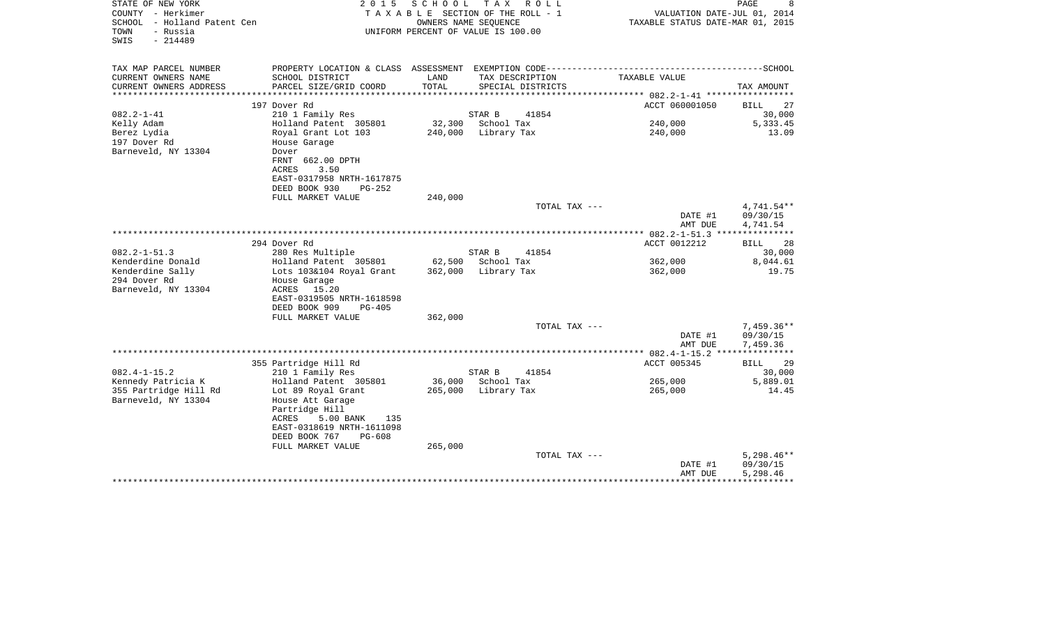STATE OF NEW YORK
COUNTY - Herkimer
SCHOOL - Holland Patent Cen
TOWN - Russia
SWIS - 214489

2015 SCHOOL TAX ROLL
TAXABLE SECTION OF THE ROLL - 1
OWNERS NAME SEQUENCE
UNIFORM PERCENT OF VALUE IS 100.00

VALUATION DATE-JUL 01, 2014
TAXABLE STATUS DATE-MAR 01, 2015

| TAX MAP PARCEL NUMBER / CURRENT OWNERS NAME / CURRENT OWNERS ADDRESS | PROPERTY LOCATION & CLASS / SCHOOL DISTRICT / PARCEL SIZE/GRID COORD | ASSESSMENT LAND / TOTAL | EXEMPTION CODE / TAX DESCRIPTION / SPECIAL DISTRICTS | TAXABLE VALUE | TAX AMOUNT |
|---|---|---|---|---|---|
| 082.2-1-41 | 197 Dover Rd | | | ACCT 060001050 | BILL 27 |
| | 210 1 Family Res | | STAR B 41854 | | 30,000 |
| Kelly Adam | Holland Patent 305801 | 32,300 | School Tax | 240,000 | 5,333.45 |
| Berez Lydia | Royal Grant Lot 103 | 240,000 | Library Tax | 240,000 | 13.09 |
| 197 Dover Rd | House Garage | | | | |
| Barneveld, NY 13304 | Dover | | | | |
| | FRNT 662.00 DPTH | | | | |
| | ACRES 3.50 | | | | |
| | EAST-0317958 NRTH-1617875 | | | | |
| | DEED BOOK 930 PG-252 | | | | |
| | FULL MARKET VALUE | 240,000 | | | |
| | | | TOTAL TAX --- | | 4,741.54** |
| | | | | DATE #1 | 09/30/15 |
| | | | | AMT DUE | 4,741.54 |
| 082.2-1-51.3 | 294 Dover Rd | | | ACCT 0012212 | BILL 28 |
| | 280 Res Multiple | | STAR B 41854 | | 30,000 |
| Kenderdine Donald | Holland Patent 305801 | 62,500 | School Tax | 362,000 | 8,044.61 |
| Kenderdine Sally | Lots 103&104 Royal Grant | 362,000 | Library Tax | 362,000 | 19.75 |
| 294 Dover Rd | House Garage | | | | |
| Barneveld, NY 13304 | ACRES 15.20 | | | | |
| | EAST-0319505 NRTH-1618598 | | | | |
| | DEED BOOK 909 PG-405 | | | | |
| | FULL MARKET VALUE | 362,000 | | | |
| | | | TOTAL TAX --- | | 7,459.36** |
| | | | | DATE #1 | 09/30/15 |
| | | | | AMT DUE | 7,459.36 |
| 082.4-1-15.2 | 355 Partridge Hill Rd | | | ACCT 005345 | BILL 29 |
| | 210 1 Family Res | | STAR B 41854 | | 30,000 |
| Kennedy Patricia K | Holland Patent 305801 | 36,000 | School Tax | 265,000 | 5,889.01 |
| 355 Partridge Hill Rd | Lot 89 Royal Grant | 265,000 | Library Tax | 265,000 | 14.45 |
| Barneveld, NY 13304 | House Att Garage | | | | |
| | Partridge Hill | | | | |
| | ACRES 5.00 BANK 135 | | | | |
| | EAST-0318619 NRTH-1611098 | | | | |
| | DEED BOOK 767 PG-608 | | | | |
| | FULL MARKET VALUE | 265,000 | | | |
| | | | TOTAL TAX --- | | 5,298.46** |
| | | | | DATE #1 | 09/30/15 |
| | | | | AMT DUE | 5,298.46 |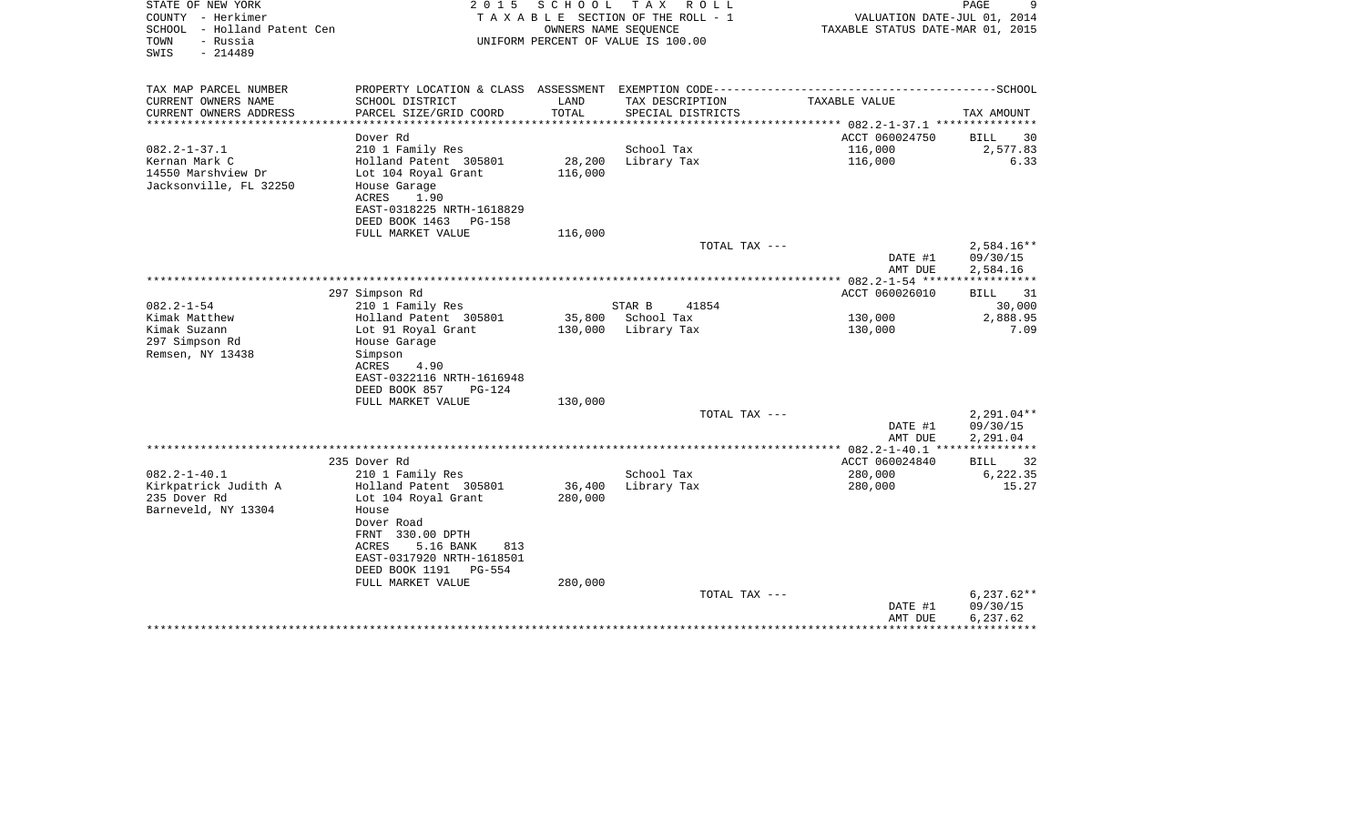STATE OF NEW YORK
COUNTY - Herkimer
SCHOOL - Holland Patent Cen
TOWN - Russia
SWIS - 214489

2015 SCHOOL TAX ROLL
TAXABLE SECTION OF THE ROLL - 1
OWNERS NAME SEQUENCE
UNIFORM PERCENT OF VALUE IS 100.00

VALUATION DATE-JUL 01, 2014
TAXABLE STATUS DATE-MAR 01, 2015

| TAX MAP PARCEL NUMBER / CURRENT OWNERS NAME / CURRENT OWNERS ADDRESS | PROPERTY LOCATION & CLASS / SCHOOL DISTRICT / PARCEL SIZE/GRID COORD | ASSESSMENT LAND | TOTAL | EXEMPTION CODE / TAX DESCRIPTION / SPECIAL DISTRICTS | TAXABLE VALUE | TAX AMOUNT |
|---|---|---|---|---|---|---|
| | Dover Rd | | | | ACCT 060024750 | BILL 30 |
| 082.2-1-37.1 | 210 1 Family Res | | | School Tax | 116,000 | 2,577.83 |
| Kernan Mark C | Holland Patent 305801 | 28,200 | | Library Tax | 116,000 | 6.33 |
| 14550 Marshview Dr | Lot 104 Royal Grant | | 116,000 | | | |
| Jacksonville, FL 32250 | House Garage | | | | | |
| | ACRES 1.90 | | | | | |
| | EAST-0318225 NRTH-1618829 | | | | | |
| | DEED BOOK 1463 PG-158 | | | | | |
| | FULL MARKET VALUE | | 116,000 | | | |
| | | | | TOTAL TAX --- | | 2,584.16** |
| | | | | | DATE #1 | 09/30/15 |
| | | | | | AMT DUE | 2,584.16 |
| | 297 Simpson Rd | | | | ACCT 060026010 | BILL 31 |
| 082.2-1-54 | 210 1 Family Res | | | STAR B 41854 | | 30,000 |
| Kimak Matthew | Holland Patent 305801 | 35,800 | | School Tax | 130,000 | 2,888.95 |
| Kimak Suzann | Lot 91 Royal Grant | | 130,000 | Library Tax | 130,000 | 7.09 |
| 297 Simpson Rd | House Garage | | | | | |
| Remsen, NY 13438 | Simpson | | | | | |
| | ACRES 4.90 | | | | | |
| | EAST-0322116 NRTH-1616948 | | | | | |
| | DEED BOOK 857 PG-124 | | | | | |
| | FULL MARKET VALUE | | 130,000 | | | |
| | | | | TOTAL TAX --- | | 2,291.04** |
| | | | | | DATE #1 | 09/30/15 |
| | | | | | AMT DUE | 2,291.04 |
| | 235 Dover Rd | | | | ACCT 060024840 | BILL 32 |
| 082.2-1-40.1 | 210 1 Family Res | | | School Tax | 280,000 | 6,222.35 |
| Kirkpatrick Judith A | Holland Patent 305801 | 36,400 | | Library Tax | 280,000 | 15.27 |
| 235 Dover Rd | Lot 104 Royal Grant | | 280,000 | | | |
| Barneveld, NY 13304 | House | | | | | |
| | Dover Road | | | | | |
| | FRNT 330.00 DPTH | | | | | |
| | ACRES 5.16 BANK 813 | | | | | |
| | EAST-0317920 NRTH-1618501 | | | | | |
| | DEED BOOK 1191 PG-554 | | | | | |
| | FULL MARKET VALUE | | 280,000 | | | |
| | | | | TOTAL TAX --- | | 6,237.62** |
| | | | | | DATE #1 | 09/30/15 |
| | | | | | AMT DUE | 6,237.62 |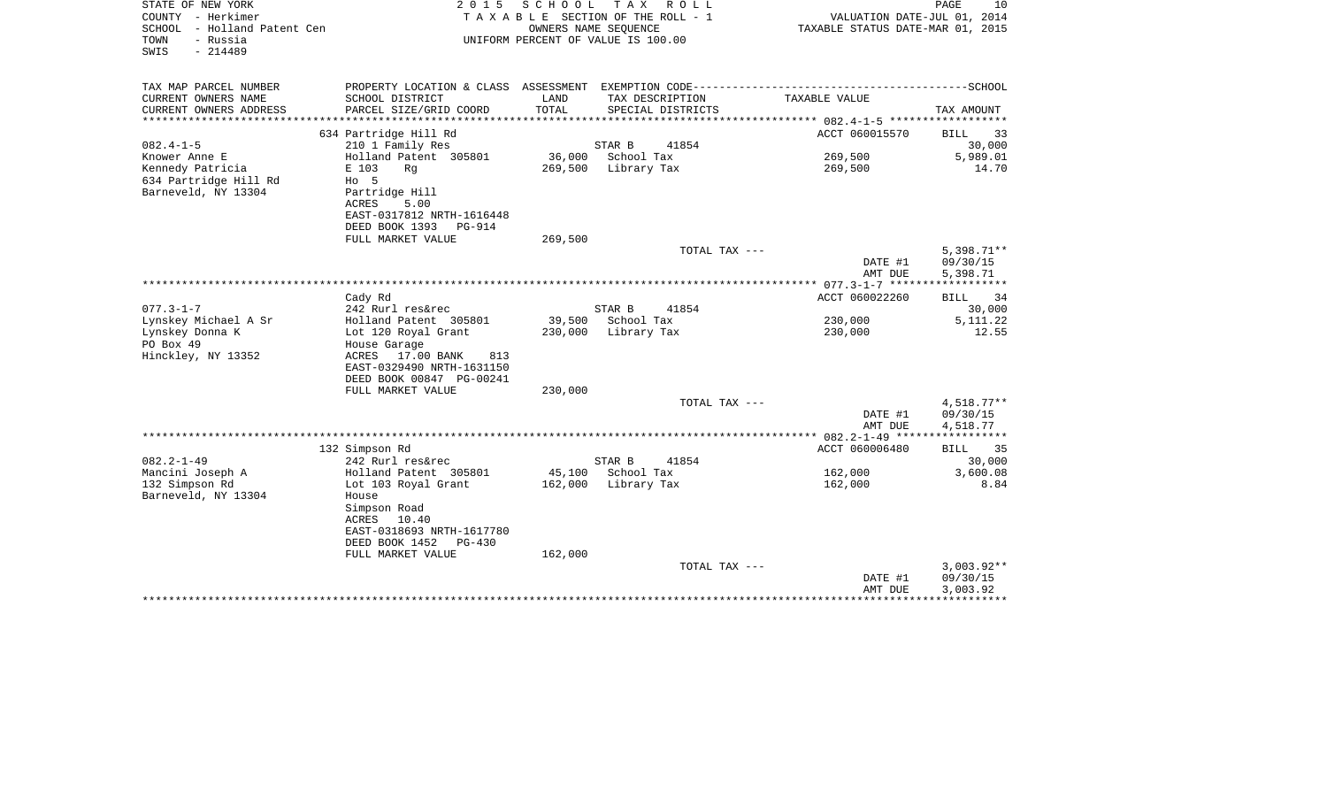STATE OF NEW YORK
COUNTY - Herkimer
SCHOOL - Holland Patent Cen
TOWN - Russia
SWIS - 214489

2015 SCHOOL TAX ROLL
TAXABLE SECTION OF THE ROLL - 1
OWNERS NAME SEQUENCE
UNIFORM PERCENT OF VALUE IS 100.00

VALUATION DATE-JUL 01, 2014
TAXABLE STATUS DATE-MAR 01, 2015

| TAX MAP PARCEL NUMBER<br>CURRENT OWNERS NAME<br>CURRENT OWNERS ADDRESS | PROPERTY LOCATION & CLASS<br>SCHOOL DISTRICT<br>PARCEL SIZE/GRID COORD | ASSESSMENT<br>LAND<br>TOTAL | EXEMPTION CODE<br>TAX DESCRIPTION<br>SPECIAL DISTRICTS | TAXABLE VALUE | SCHOOL<br>TAX AMOUNT |
|---|---|---|---|---|---|
| 082.4-1-5 | 634 Partridge Hill Rd | | | ACCT 060015570 | BILL 33 |
| | 210 1 Family Res | | STAR B 41854 | | 30,000 |
| Knower Anne E | Holland Patent 305801 | 36,000 | School Tax | 269,500 | 5,989.01 |
| Kennedy Patricia | E 103 Rg | 269,500 | Library Tax | 269,500 | 14.70 |
| 634 Partridge Hill Rd | Ho 5 | | | | |
| Barneveld, NY 13304 | Partridge Hill | | | | |
| | ACRES 5.00 | | | | |
| | EAST-0317812 NRTH-1616448 | | | | |
| | DEED BOOK 1393 PG-914 | | | | |
| | FULL MARKET VALUE | 269,500 | | | |
| | | | TOTAL TAX --- | | 5,398.71** |
| | | | | DATE #1 | 09/30/15 |
| | | | | AMT DUE | 5,398.71 |
| 077.3-1-7 | Cady Rd | | | ACCT 060022260 | BILL 34 |
| | 242 Rurl res&rec | | STAR B 41854 | | 30,000 |
| Lynskey Michael A Sr | Holland Patent 305801 | 39,500 | School Tax | 230,000 | 5,111.22 |
| Lynskey Donna K | Lot 120 Royal Grant | 230,000 | Library Tax | 230,000 | 12.55 |
| PO Box 49 | House Garage | | | | |
| Hinckley, NY 13352 | ACRES 17.00 BANK 813 | | | | |
| | EAST-0329490 NRTH-1631150 | | | | |
| | DEED BOOK 00847 PG-00241 | | | | |
| | FULL MARKET VALUE | 230,000 | | | |
| | | | TOTAL TAX --- | | 4,518.77** |
| | | | | DATE #1 | 09/30/15 |
| | | | | AMT DUE | 4,518.77 |
| 082.2-1-49 | 132 Simpson Rd | | | ACCT 060006480 | BILL 35 |
| | 242 Rurl res&rec | | STAR B 41854 | | 30,000 |
| Mancini Joseph A | Holland Patent 305801 | 45,100 | School Tax | 162,000 | 3,600.08 |
| 132 Simpson Rd | Lot 103 Royal Grant | 162,000 | Library Tax | 162,000 | 8.84 |
| Barneveld, NY 13304 | House | | | | |
| | Simpson Road | | | | |
| | ACRES 10.40 | | | | |
| | EAST-0318693 NRTH-1617780 | | | | |
| | DEED BOOK 1452 PG-430 | | | | |
| | FULL MARKET VALUE | 162,000 | | | |
| | | | TOTAL TAX --- | | 3,003.92** |
| | | | | DATE #1 | 09/30/15 |
| | | | | AMT DUE | 3,003.92 |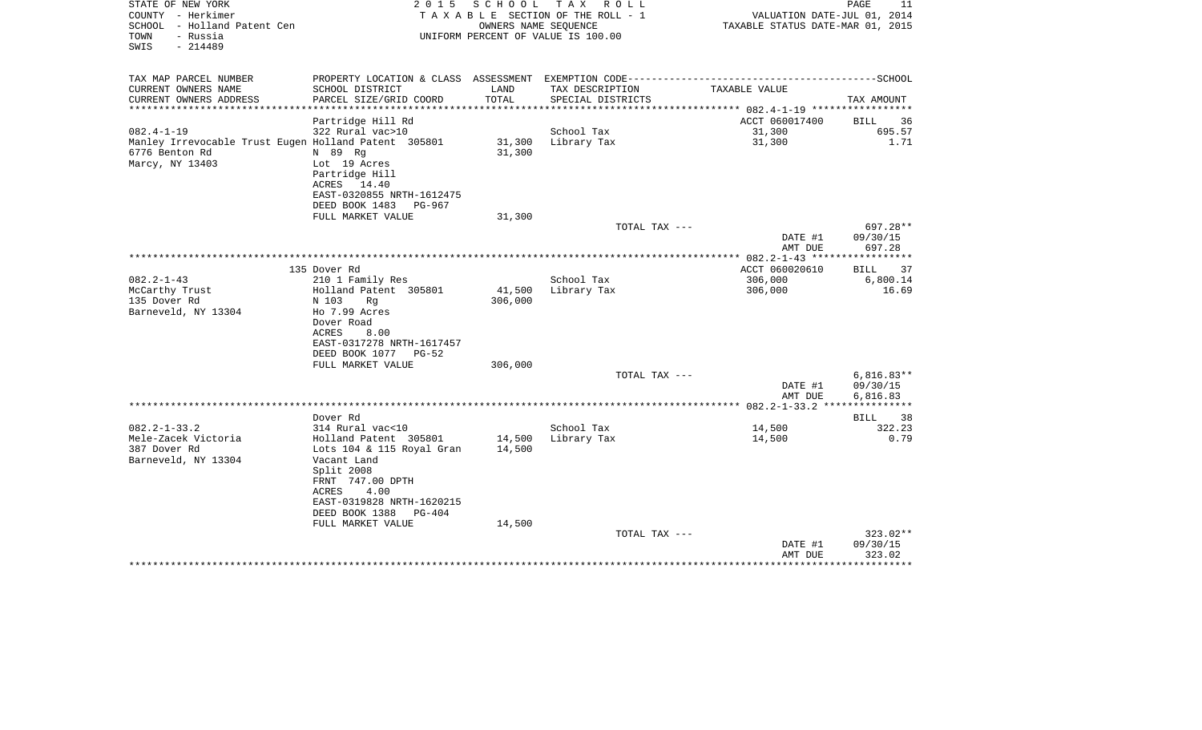STATE OF NEW YORK
COUNTY - Herkimer
SCHOOL - Holland Patent Cen
TOWN - Russia
SWIS - 214489

2 0 1 5 S C H O O L T A X R O L L
T A X A B L E SECTION OF THE ROLL - 1
OWNERS NAME SEQUENCE
UNIFORM PERCENT OF VALUE IS 100.00

VALUATION DATE-JUL 01, 2014
TAXABLE STATUS DATE-MAR 01, 2015

| TAX MAP PARCEL NUMBER / CURRENT OWNERS NAME / CURRENT OWNERS ADDRESS | PROPERTY LOCATION & CLASS / SCHOOL DISTRICT / PARCEL SIZE/GRID COORD | ASSESSMENT LAND / TOTAL | EXEMPTION CODE / TAX DESCRIPTION / SPECIAL DISTRICTS | TAXABLE VALUE | TAX AMOUNT |
|---|---|---|---|---|---|
| | Partridge Hill Rd | | | ACCT 060017400 | BILL 36 |
| 082.4-1-19 | 322 Rural vac>10 | | School Tax | 31,300 | 695.57 |
| Manley Irrevocable Trust Eugen | Holland Patent 305801 | 31,300 | Library Tax | 31,300 | 1.71 |
| 6776 Benton Rd | N 89 Rg | 31,300 | | | |
| Marcy, NY 13403 | Lot 19 Acres | | | | |
| | Partridge Hill | | | | |
| | ACRES 14.40 | | | | |
| | EAST-0320855 NRTH-1612475 | | | | |
| | DEED BOOK 1483 PG-967 | | | | |
| | FULL MARKET VALUE | 31,300 | | | |
| | | | TOTAL TAX --- | | 697.28** |
| | | | | DATE #1 | 09/30/15 |
| | | | | AMT DUE | 697.28 |
| | 135 Dover Rd | | | ACCT 060020610 | BILL 37 |
| 082.2-1-43 | 210 1 Family Res | | School Tax | 306,000 | 6,800.14 |
| McCarthy Trust | Holland Patent 305801 | 41,500 | Library Tax | 306,000 | 16.69 |
| 135 Dover Rd | N 103 Rg | 306,000 | | | |
| Barneveld, NY 13304 | Ho 7.99 Acres | | | | |
| | Dover Road | | | | |
| | ACRES 8.00 | | | | |
| | EAST-0317278 NRTH-1617457 | | | | |
| | DEED BOOK 1077 PG-52 | | | | |
| | FULL MARKET VALUE | 306,000 | | | |
| | | | TOTAL TAX --- | | 6,816.83** |
| | | | | DATE #1 | 09/30/15 |
| | | | | AMT DUE | 6,816.83 |
| | Dover Rd | | | | BILL 38 |
| 082.2-1-33.2 | 314 Rural vac<10 | | School Tax | 14,500 | 322.23 |
| Mele-Zacek Victoria | Holland Patent 305801 | 14,500 | Library Tax | 14,500 | 0.79 |
| 387 Dover Rd | Lots 104 & 115 Royal Gran | 14,500 | | | |
| Barneveld, NY 13304 | Vacant Land | | | | |
| | Split 2008 | | | | |
| | FRNT 747.00 DPTH | | | | |
| | ACRES 4.00 | | | | |
| | EAST-0319828 NRTH-1620215 | | | | |
| | DEED BOOK 1388 PG-404 | | | | |
| | FULL MARKET VALUE | 14,500 | | | |
| | | | TOTAL TAX --- | | 323.02** |
| | | | | DATE #1 | 09/30/15 |
| | | | | AMT DUE | 323.02 |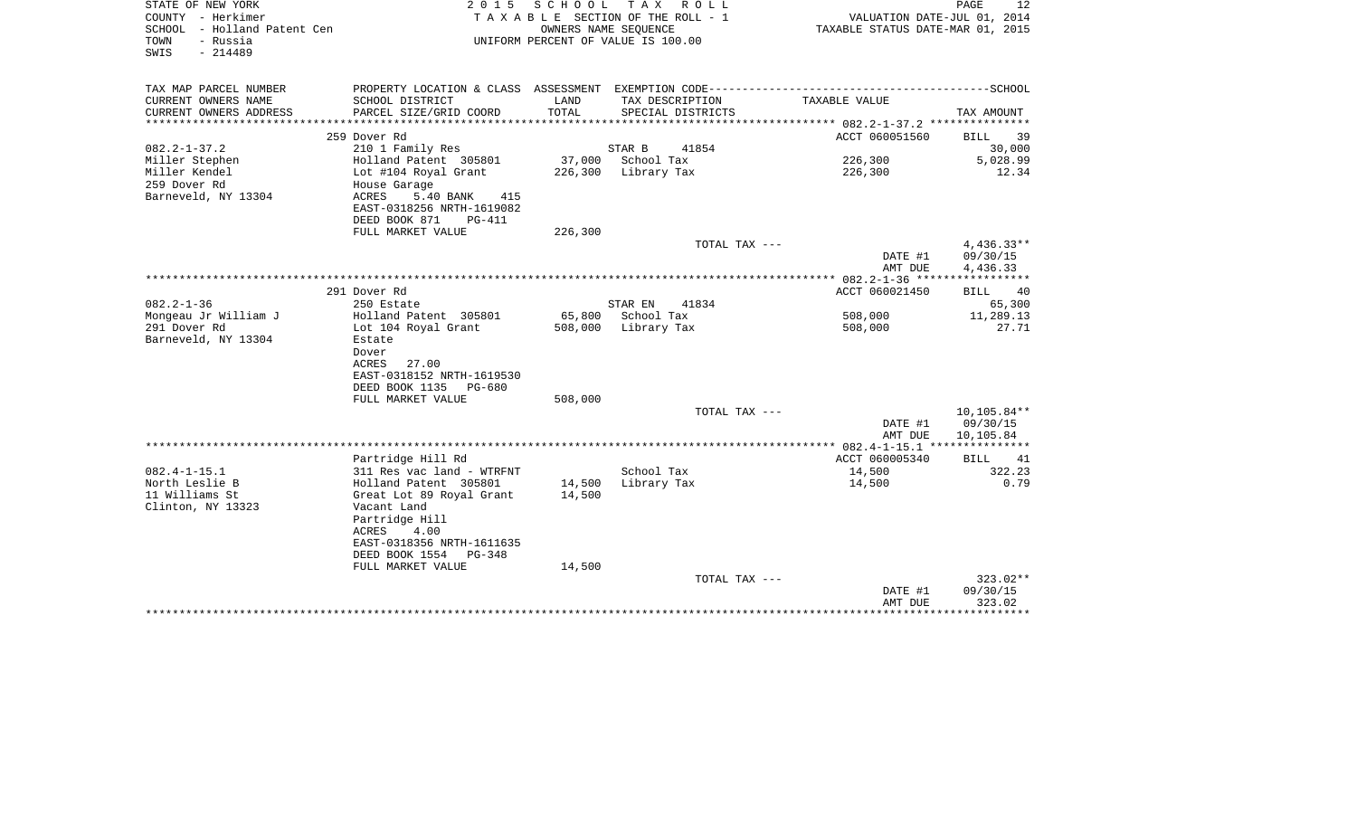STATE OF NEW YORK
COUNTY - Herkimer
SCHOOL - Holland Patent Cen
TOWN - Russia
SWIS - 214489

2 0 1 5 S C H O O L T A X R O L L
T A X A B L E SECTION OF THE ROLL - 1
OWNERS NAME SEQUENCE
UNIFORM PERCENT OF VALUE IS 100.00

VALUATION DATE-JUL 01, 2014
TAXABLE STATUS DATE-MAR 01, 2015

| TAX MAP PARCEL NUMBER<br>CURRENT OWNERS NAME<br>CURRENT OWNERS ADDRESS | PROPERTY LOCATION & CLASS<br>SCHOOL DISTRICT<br>PARCEL SIZE/GRID COORD | ASSESSMENT<br>LAND<br>TOTAL | EXEMPTION CODE<br>TAX DESCRIPTION<br>SPECIAL DISTRICTS | TAXABLE VALUE | TAX AMOUNT |
|---|---|---|---|---|---|
| | 259 Dover Rd | | | ACCT 060051560 | BILL 39 |
| 082.2-1-37.2 | 210 1 Family Res | | STAR B 41854 | | 30,000 |
| Miller Stephen | Holland Patent 305801 | 37,000 | School Tax | 226,300 | 5,028.99 |
| Miller Kendel | Lot #104 Royal Grant | 226,300 | Library Tax | 226,300 | 12.34 |
| 259 Dover Rd | House Garage | | | | |
| Barneveld, NY 13304 | ACRES 5.40 BANK 415 | | | | |
| | EAST-0318256 NRTH-1619082 | | | | |
| | DEED BOOK 871 PG-411 | | | | |
| | FULL MARKET VALUE | 226,300 | | | |
| | | | TOTAL TAX --- | | 4,436.33** |
| | | | | DATE #1 | 09/30/15 |
| | | | | AMT DUE | 4,436.33 |
| | 291 Dover Rd | | | ACCT 060021450 | BILL 40 |
| 082.2-1-36 | 250 Estate | | STAR EN 41834 | | 65,300 |
| Mongeau Jr William J | Holland Patent 305801 | 65,800 | School Tax | 508,000 | 11,289.13 |
| 291 Dover Rd | Lot 104 Royal Grant | 508,000 | Library Tax | 508,000 | 27.71 |
| Barneveld, NY 13304 | Estate | | | | |
| | Dover | | | | |
| | ACRES 27.00 | | | | |
| | EAST-0318152 NRTH-1619530 | | | | |
| | DEED BOOK 1135 PG-680 | | | | |
| | FULL MARKET VALUE | 508,000 | | | |
| | | | TOTAL TAX --- | | 10,105.84** |
| | | | | DATE #1 | 09/30/15 |
| | | | | AMT DUE | 10,105.84 |
| | Partridge Hill Rd | | | ACCT 060005340 | BILL 41 |
| 082.4-1-15.1 | 311 Res vac land - WTRFNT | | School Tax | 14,500 | 322.23 |
| North Leslie B | Holland Patent 305801 | 14,500 | Library Tax | 14,500 | 0.79 |
| 11 Williams St | Great Lot 89 Royal Grant | 14,500 | | | |
| Clinton, NY 13323 | Vacant Land | | | | |
| | Partridge Hill | | | | |
| | ACRES 4.00 | | | | |
| | EAST-0318356 NRTH-1611635 | | | | |
| | DEED BOOK 1554 PG-348 | | | | |
| | FULL MARKET VALUE | 14,500 | | | |
| | | | TOTAL TAX --- | | 323.02** |
| | | | | DATE #1 | 09/30/15 |
| | | | | AMT DUE | 323.02 |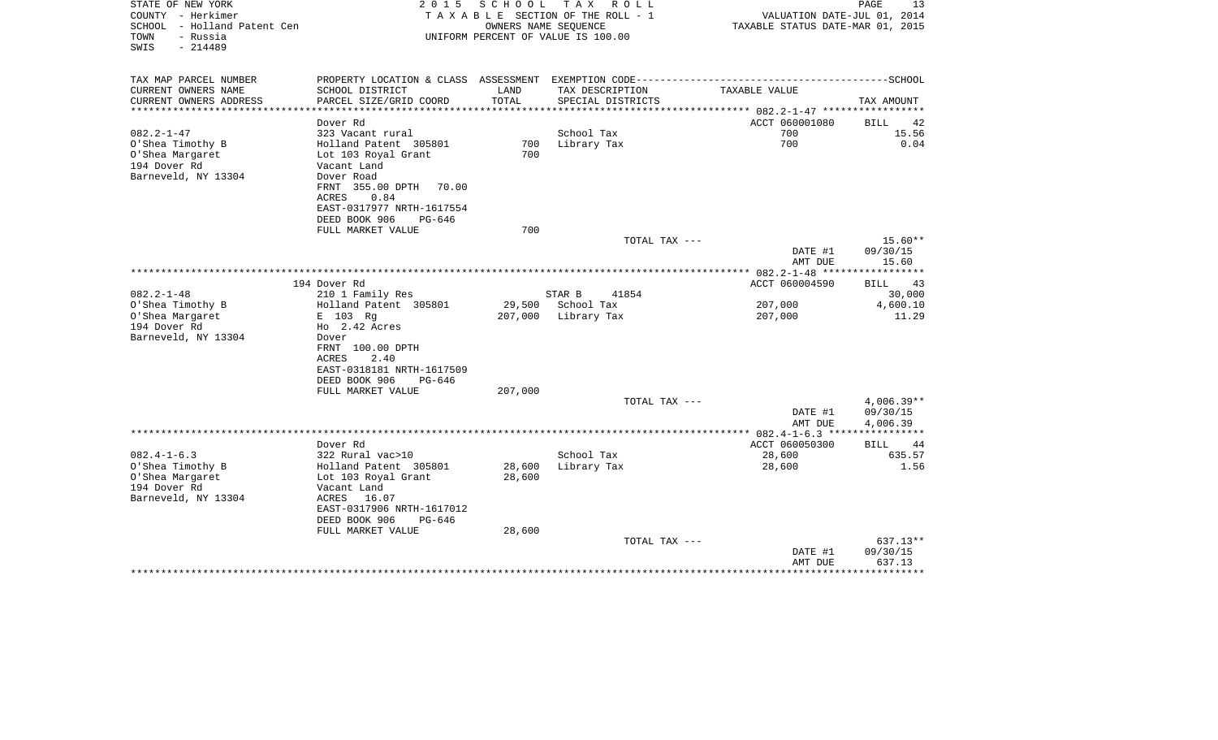STATE OF NEW YORK
COUNTY - Herkimer
SCHOOL - Holland Patent Cen
TOWN - Russia
SWIS - 214489

2015 SCHOOL TAX ROLL
TAXABLE SECTION OF THE ROLL - 1
OWNERS NAME SEQUENCE
UNIFORM PERCENT OF VALUE IS 100.00

VALUATION DATE-JUL 01, 2014
TAXABLE STATUS DATE-MAR 01, 2015

| TAX MAP PARCEL NUMBER / CURRENT OWNERS NAME / CURRENT OWNERS ADDRESS | PROPERTY LOCATION & CLASS / SCHOOL DISTRICT / PARCEL SIZE/GRID COORD | ASSESSMENT LAND / TOTAL | EXEMPTION CODE / TAX DESCRIPTION / SPECIAL DISTRICTS | TAXABLE VALUE | TAX AMOUNT |
|---|---|---|---|---|---|
| 082.2-1-47 | Dover Rd | | | ACCT 060001080 | BILL 42 |
| | 323 Vacant rural | | School Tax | 700 | 15.56 |
| O'Shea Timothy B | Holland Patent 305801 | 700 | Library Tax | 700 | 0.04 |
| O'Shea Margaret | Lot 103 Royal Grant | 700 | | | |
| 194 Dover Rd | Vacant Land | | | | |
| Barneveld, NY 13304 | Dover Road | | | | |
| | FRNT 355.00 DPTH 70.00 | | | | |
| | ACRES 0.84 | | | | |
| | EAST-0317977 NRTH-1617554 | | | | |
| | DEED BOOK 906 PG-646 | | | | |
| | FULL MARKET VALUE | 700 | | | |
| | | | TOTAL TAX --- | | 15.60** |
| | | | | DATE #1 | 09/30/15 |
| | | | | AMT DUE | 15.60 |
| 082.2-1-48 | 194 Dover Rd | | | ACCT 060004590 | BILL 43 |
| | 210 1 Family Res | | STAR B 41854 | | 30,000 |
| O'Shea Timothy B | Holland Patent 305801 | 29,500 | School Tax | 207,000 | 4,600.10 |
| O'Shea Margaret | E 103 Rg | 207,000 | Library Tax | 207,000 | 11.29 |
| 194 Dover Rd | Ho 2.42 Acres | | | | |
| Barneveld, NY 13304 | Dover | | | | |
| | FRNT 100.00 DPTH | | | | |
| | ACRES 2.40 | | | | |
| | EAST-0318181 NRTH-1617509 | | | | |
| | DEED BOOK 906 PG-646 | | | | |
| | FULL MARKET VALUE | 207,000 | | | |
| | | | TOTAL TAX --- | | 4,006.39** |
| | | | | DATE #1 | 09/30/15 |
| | | | | AMT DUE | 4,006.39 |
| 082.4-1-6.3 | Dover Rd | | | ACCT 060050300 | BILL 44 |
| | 322 Rural vac>10 | | School Tax | 28,600 | 635.57 |
| O'Shea Timothy B | Holland Patent 305801 | 28,600 | Library Tax | 28,600 | 1.56 |
| O'Shea Margaret | Lot 103 Royal Grant | 28,600 | | | |
| 194 Dover Rd | Vacant Land | | | | |
| Barneveld, NY 13304 | ACRES 16.07 | | | | |
| | EAST-0317906 NRTH-1617012 | | | | |
| | DEED BOOK 906 PG-646 | | | | |
| | FULL MARKET VALUE | 28,600 | | | |
| | | | TOTAL TAX --- | | 637.13** |
| | | | | DATE #1 | 09/30/15 |
| | | | | AMT DUE | 637.13 |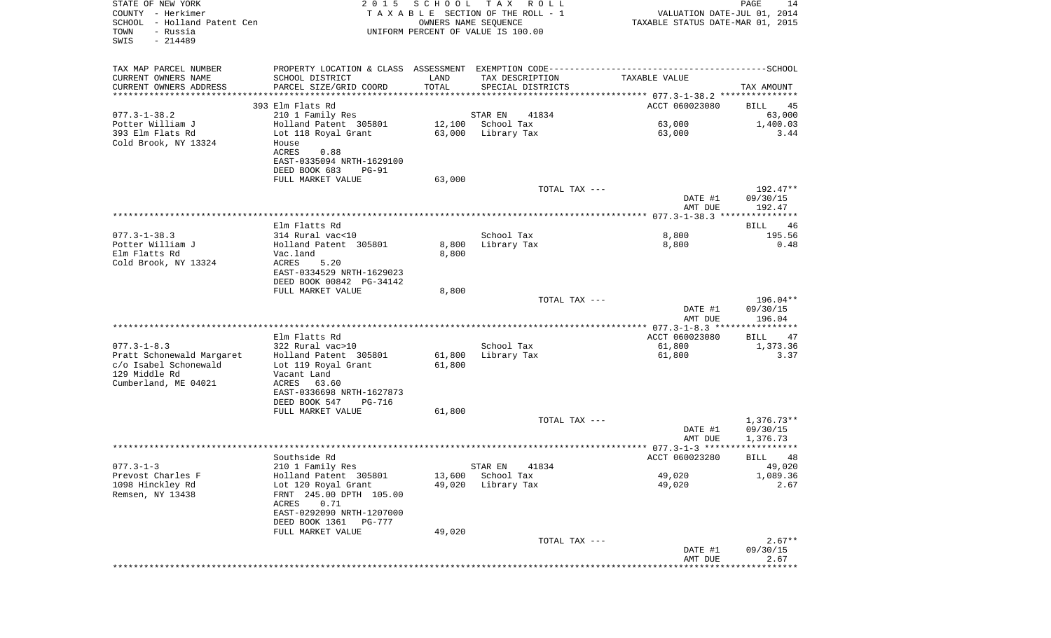STATE OF NEW YORK
COUNTY - Herkimer
SCHOOL - Holland Patent Cen
TOWN - Russia
SWIS - 214489

2015 SCHOOL TAX ROLL
TAXABLE SECTION OF THE ROLL - 1
OWNERS NAME SEQUENCE
UNIFORM PERCENT OF VALUE IS 100.00

VALUATION DATE-JUL 01, 2014
TAXABLE STATUS DATE-MAR 01, 2015

| TAX MAP PARCEL NUMBER<br>CURRENT OWNERS NAME<br>CURRENT OWNERS ADDRESS | PROPERTY LOCATION & CLASS<br>SCHOOL DISTRICT<br>PARCEL SIZE/GRID COORD | ASSESSMENT<br>LAND<br>TOTAL | EXEMPTION CODE<br>TAX DESCRIPTION<br>SPECIAL DISTRICTS | TAXABLE VALUE | SCHOOL<br>TAX AMOUNT |
|---|---|---|---|---|---|
| 077.3-1-38.2 | 393 Elm Flats Rd | | | ACCT 060023080 | BILL 45 |
| 077.3-1-38.2 | 210 1 Family Res | | STAR EN 41834 | | 63,000 |
| Potter William J | Holland Patent 305801 | 12,100 | School Tax | 63,000 | 1,400.03 |
| 393 Elm Flats Rd | Lot 118 Royal Grant | 63,000 | Library Tax | 63,000 | 3.44 |
| Cold Brook, NY 13324 | House | | | | |
| | ACRES 0.88 | | | | |
| | EAST-0335094 NRTH-1629100 | | | | |
| | DEED BOOK 683 PG-91 | | | | |
| | FULL MARKET VALUE | 63,000 | | | |
| | | | TOTAL TAX --- | | 192.47** |
| | | | | DATE #1 | 09/30/15 |
| | | | | AMT DUE | 192.47 |
| 077.3-1-38.3 | Elm Flatts Rd | | | | BILL 46 |
| 077.3-1-38.3 | 314 Rural vac<10 | | School Tax | 8,800 | 195.56 |
| Potter William J | Holland Patent 305801 | 8,800 | Library Tax | 8,800 | 0.48 |
| Elm Flatts Rd | Vac.land | 8,800 | | | |
| Cold Brook, NY 13324 | ACRES 5.20 | | | | |
| | EAST-0334529 NRTH-1629023 | | | | |
| | DEED BOOK 00842 PG-34142 | | | | |
| | FULL MARKET VALUE | 8,800 | | | |
| | | | TOTAL TAX --- | | 196.04** |
| | | | | DATE #1 | 09/30/15 |
| | | | | AMT DUE | 196.04 |
| 077.3-1-8.3 | Elm Flatts Rd | | | ACCT 060023080 | BILL 47 |
| 077.3-1-8.3 | 322 Rural vac>10 | | School Tax | 61,800 | 1,373.36 |
| Pratt Schonewald Margaret | Holland Patent 305801 | 61,800 | Library Tax | 61,800 | 3.37 |
| c/o Isabel Schonewald | Lot 119 Royal Grant | 61,800 | | | |
| 129 Middle Rd | Vacant Land | | | | |
| Cumberland, ME 04021 | ACRES 63.60 | | | | |
| | EAST-0336698 NRTH-1627873 | | | | |
| | DEED BOOK 547 PG-716 | | | | |
| | FULL MARKET VALUE | 61,800 | | | |
| | | | TOTAL TAX --- | | 1,376.73** |
| | | | | DATE #1 | 09/30/15 |
| | | | | AMT DUE | 1,376.73 |
| 077.3-1-3 | Southside Rd | | | ACCT 060023280 | BILL 48 |
| 077.3-1-3 | 210 1 Family Res | | STAR EN 41834 | | 49,020 |
| Prevost Charles F | Holland Patent 305801 | 13,600 | School Tax | 49,020 | 1,089.36 |
| 1098 Hinckley Rd | Lot 120 Royal Grant | 49,020 | Library Tax | 49,020 | 2.67 |
| Remsen, NY 13438 | FRNT 245.00 DPTH 105.00 | | | | |
| | ACRES 0.71 | | | | |
| | EAST-0292090 NRTH-1207000 | | | | |
| | DEED BOOK 1361 PG-777 | | | | |
| | FULL MARKET VALUE | 49,020 | | | |
| | | | TOTAL TAX --- | | 2.67** |
| | | | | DATE #1 | 09/30/15 |
| | | | | AMT DUE | 2.67 |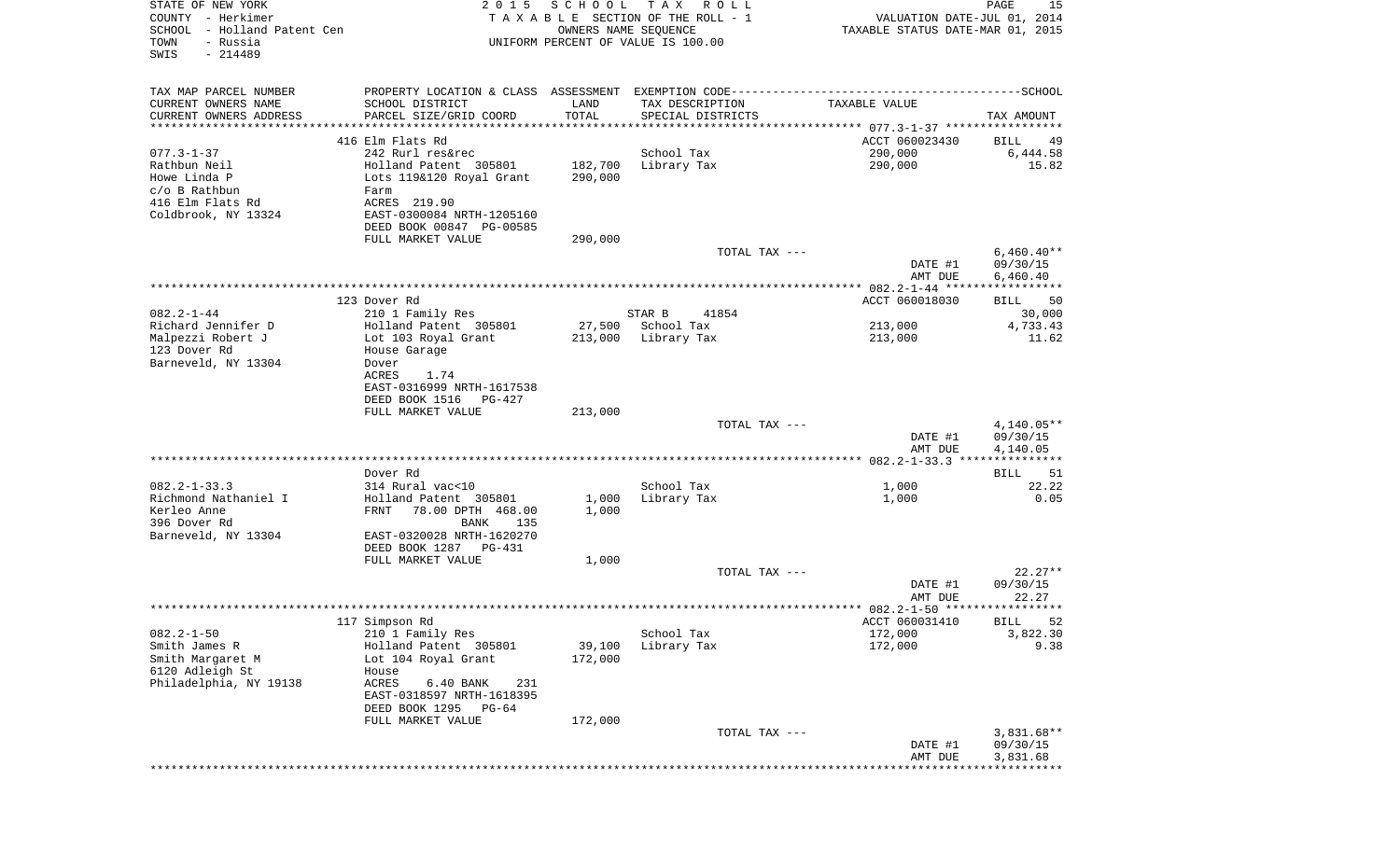STATE OF NEW YORK — 2015 SCHOOL TAX ROLL
COUNTY - Herkimer — TAXABLE SECTION OF THE ROLL - 1 — VALUATION DATE-JUL 01, 2014
SCHOOL - Holland Patent Cen — OWNERS NAME SEQUENCE — TAXABLE STATUS DATE-MAR 01, 2015
TOWN - Russia — UNIFORM PERCENT OF VALUE IS 100.00
SWIS - 214489

| TAX MAP PARCEL NUMBER / CURRENT OWNERS NAME / CURRENT OWNERS ADDRESS | PROPERTY LOCATION & CLASS / SCHOOL DISTRICT / PARCEL SIZE/GRID COORD | ASSESSMENT LAND / TOTAL | EXEMPTION CODE / TAX DESCRIPTION / SPECIAL DISTRICTS | TAXABLE VALUE | TAX AMOUNT |
|---|---|---|---|---|---|
| 077.3-1-37 | 416 Elm Flats Rd | | | ACCT 060023430 | BILL 49 |
| | 242 Rurl res&rec | | School Tax | 290,000 | 6,444.58 |
| Rathbun Neil | Holland Patent 305801 | 182,700 | Library Tax | 290,000 | 15.82 |
| Howe Linda P | Lots 119&120 Royal Grant | 290,000 | | | |
| c/o B Rathbun | Farm | | | | |
| 416 Elm Flats Rd | ACRES 219.90 | | | | |
| Coldbrook, NY 13324 | EAST-0300084 NRTH-1205160 | | | | |
| | DEED BOOK 00847 PG-00585 | | | | |
| | FULL MARKET VALUE | 290,000 | | | |
| | | | TOTAL TAX --- | | 6,460.40** |
| | | | | DATE #1 | 09/30/15 |
| | | | | AMT DUE | 6,460.40 |
| 082.2-1-44 | 123 Dover Rd | | | ACCT 060018030 | BILL 50 |
| | 210 1 Family Res | | STAR B 41854 | | 30,000 |
| Richard Jennifer D | Holland Patent 305801 | 27,500 | School Tax | 213,000 | 4,733.43 |
| Malpezzi Robert J | Lot 103 Royal Grant | 213,000 | Library Tax | 213,000 | 11.62 |
| 123 Dover Rd | House Garage | | | | |
| Barneveld, NY 13304 | Dover | | | | |
| | ACRES 1.74 | | | | |
| | EAST-0316999 NRTH-1617538 | | | | |
| | DEED BOOK 1516 PG-427 | | | | |
| | FULL MARKET VALUE | 213,000 | | | |
| | | | TOTAL TAX --- | | 4,140.05** |
| | | | | DATE #1 | 09/30/15 |
| | | | | AMT DUE | 4,140.05 |
| 082.2-1-33.3 | Dover Rd | | | | BILL 51 |
| | 314 Rural vac<10 | | School Tax | 1,000 | 22.22 |
| Richmond Nathaniel I | Holland Patent 305801 | 1,000 | Library Tax | 1,000 | 0.05 |
| Kerleo Anne | FRNT 78.00 DPTH 468.00 | 1,000 | | | |
| 396 Dover Rd | BANK 135 | | | | |
| Barneveld, NY 13304 | EAST-0320028 NRTH-1620270 | | | | |
| | DEED BOOK 1287 PG-431 | | | | |
| | FULL MARKET VALUE | 1,000 | | | |
| | | | TOTAL TAX --- | | 22.27** |
| | | | | DATE #1 | 09/30/15 |
| | | | | AMT DUE | 22.27 |
| 082.2-1-50 | 117 Simpson Rd | | | ACCT 060031410 | BILL 52 |
| | 210 1 Family Res | | School Tax | 172,000 | 3,822.30 |
| Smith James R | Holland Patent 305801 | 39,100 | Library Tax | 172,000 | 9.38 |
| Smith Margaret M | Lot 104 Royal Grant | 172,000 | | | |
| 6120 Adleigh St | House | | | | |
| Philadelphia, NY 19138 | ACRES 6.40 BANK 231 | | | | |
| | EAST-0318597 NRTH-1618395 | | | | |
| | DEED BOOK 1295 PG-64 | | | | |
| | FULL MARKET VALUE | 172,000 | | | |
| | | | TOTAL TAX --- | | 3,831.68** |
| | | | | DATE #1 | 09/30/15 |
| | | | | AMT DUE | 3,831.68 |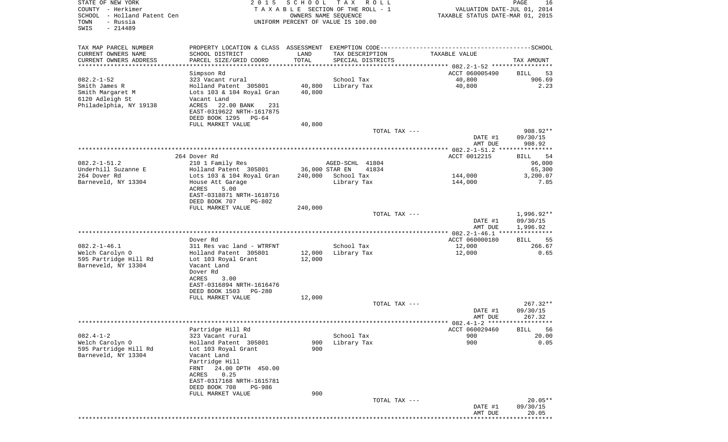STATE OF NEW YORK
COUNTY - Herkimer
SCHOOL - Holland Patent Cen
TOWN - Russia
SWIS - 214489

2 0 1 5 S C H O O L T A X R O L L
T A X A B L E SECTION OF THE ROLL - 1
OWNERS NAME SEQUENCE
UNIFORM PERCENT OF VALUE IS 100.00

VALUATION DATE-JUL 01, 2014
TAXABLE STATUS DATE-MAR 01, 2015

| TAX MAP PARCEL NUMBER / CURRENT OWNERS NAME / CURRENT OWNERS ADDRESS | PROPERTY LOCATION & CLASS / SCHOOL DISTRICT / PARCEL SIZE/GRID COORD | ASSESSMENT LAND | TOTAL | EXEMPTION CODE / TAX DESCRIPTION / SPECIAL DISTRICTS | TAXABLE VALUE | TAX AMOUNT |
|---|---|---|---|---|---|---|
| **082.2-1-52** | Simpson Rd | | | | ACCT 060005490 | BILL 53 |
| Smith James R | 323 Vacant rural | | | School Tax | 40,800 | 906.69 |
| Smith Margaret M | Holland Patent 305801 | 40,800 | | Library Tax | 40,800 | 2.23 |
| 6120 Adleigh St | Lots 103 & 104 Royal Gran | | 40,800 | | | |
| Philadelphia, NY 19138 | Vacant Land | | | | | |
| | ACRES 22.00 BANK 231 | | | | | |
| | EAST-0319622 NRTH-1617875 | | | | | |
| | DEED BOOK 1295 PG-64 | | | | | |
| | FULL MARKET VALUE | | 40,800 | | | |
| | | | | TOTAL TAX --- | | 908.92** |
| | | | | | DATE #1 | 09/30/15 |
| | | | | | AMT DUE | 908.92 |
| **082.2-1-51.2** | 264 Dover Rd | | | | ACCT 0012215 | BILL 54 |
| Underhill Suzanne E | 210 1 Family Res | | | AGED-SCHL 41804 | | 96,000 |
| 264 Dover Rd | Holland Patent 305801 | 36,000 | | STAR EN 41834 | | 65,300 |
| Barneveld, NY 13304 | Lots 103 & 104 Royal Gran | | 240,000 | School Tax | 144,000 | 3,200.07 |
| | House Att Garage | | | Library Tax | 144,000 | 7.85 |
| | ACRES 5.00 | | | | | |
| | EAST-0318871 NRTH-1618716 | | | | | |
| | DEED BOOK 707 PG-802 | | | | | |
| | FULL MARKET VALUE | | 240,000 | | | |
| | | | | TOTAL TAX --- | | 1,996.92** |
| | | | | | DATE #1 | 09/30/15 |
| | | | | | AMT DUE | 1,996.92 |
| **082.2-1-46.1** | Dover Rd | | | | ACCT 060000180 | BILL 55 |
| Welch Carolyn O | 311 Res vac land - WTRFNT | | | School Tax | 12,000 | 266.67 |
| 595 Partridge Hill Rd | Holland Patent 305801 | 12,000 | | Library Tax | 12,000 | 0.65 |
| Barneveld, NY 13304 | Lot 103 Royal Grant | | 12,000 | | | |
| | Vacant Land | | | | | |
| | Dover Rd | | | | | |
| | ACRES 3.00 | | | | | |
| | EAST-0316894 NRTH-1616476 | | | | | |
| | DEED BOOK 1503 PG-280 | | | | | |
| | FULL MARKET VALUE | | 12,000 | | | |
| | | | | TOTAL TAX --- | | 267.32** |
| | | | | | DATE #1 | 09/30/15 |
| | | | | | AMT DUE | 267.32 |
| **082.4-1-2** | Partridge Hill Rd | | | | ACCT 060029460 | BILL 56 |
| Welch Carolyn O | 323 Vacant rural | | | School Tax | 900 | 20.00 |
| 595 Partridge Hill Rd | Holland Patent 305801 | 900 | | Library Tax | 900 | 0.05 |
| Barneveld, NY 13304 | Lot 103 Royal Grant | | 900 | | | |
| | Vacant Land | | | | | |
| | Partridge Hill | | | | | |
| | FRNT 24.00 DPTH 450.00 | | | | | |
| | ACRES 0.25 | | | | | |
| | EAST-0317168 NRTH-1615781 | | | | | |
| | DEED BOOK 708 PG-986 | | | | | |
| | FULL MARKET VALUE | | 900 | | | |
| | | | | TOTAL TAX --- | | 20.05** |
| | | | | | DATE #1 | 09/30/15 |
| | | | | | AMT DUE | 20.05 |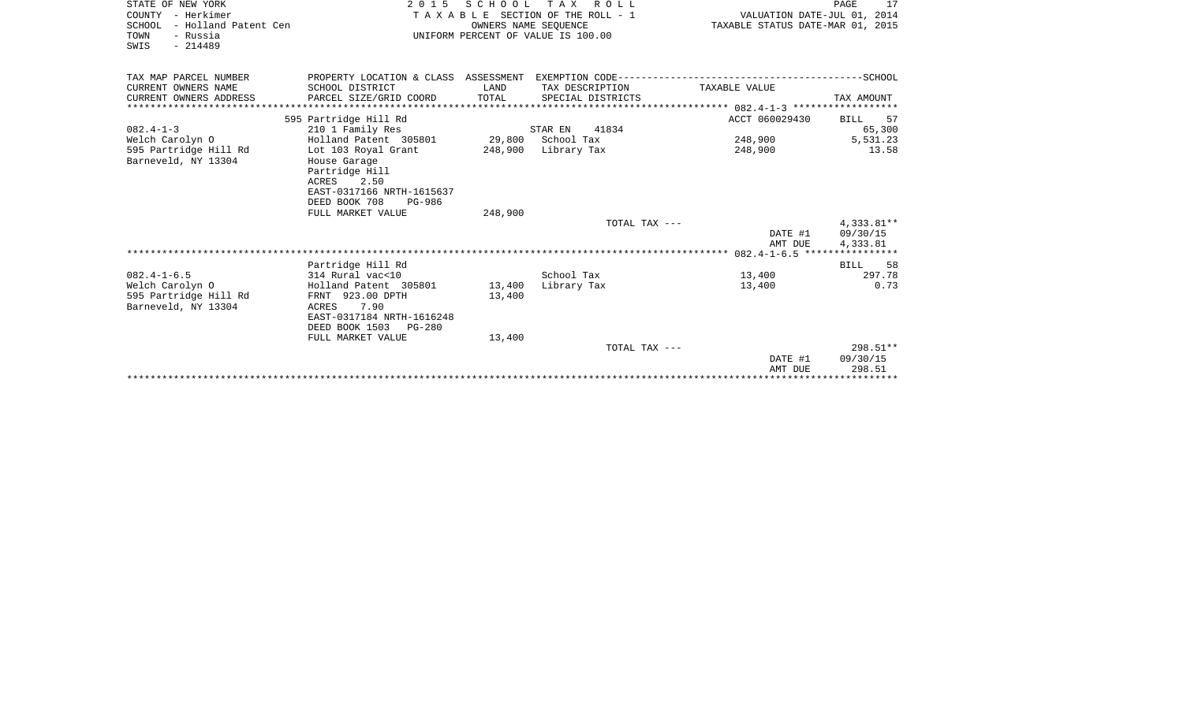STATE OF NEW YORK
COUNTY - Herkimer
SCHOOL - Holland Patent Cen
TOWN - Russia
SWIS - 214489

2 0 1 5 S C H O O L T A X R O L L
T A X A B L E SECTION OF THE ROLL - 1
OWNERS NAME SEQUENCE
UNIFORM PERCENT OF VALUE IS 100.00

VALUATION DATE-JUL 01, 2014
TAXABLE STATUS DATE-MAR 01, 2015

| TAX MAP PARCEL NUMBER / CURRENT OWNERS NAME / CURRENT OWNERS ADDRESS | PROPERTY LOCATION & CLASS / SCHOOL DISTRICT / PARCEL SIZE/GRID COORD | ASSESSMENT LAND / TOTAL | EXEMPTION CODE / TAX DESCRIPTION / SPECIAL DISTRICTS | TAXABLE VALUE | TAX AMOUNT |
|---|---|---|---|---|---|
| | 595 Partridge Hill Rd | | | ACCT 060029430 | BILL 57 |
| 082.4-1-3 | 210 1 Family Res | | STAR EN 41834 | | 65,300 |
| Welch Carolyn O | Holland Patent 305801 | 29,800 | School Tax | 248,900 | 5,531.23 |
| 595 Partridge Hill Rd | Lot 103 Royal Grant | 248,900 | Library Tax | 248,900 | 13.58 |
| Barneveld, NY 13304 | House Garage | | | | |
| | Partridge Hill | | | | |
| | ACRES 2.50 | | | | |
| | EAST-0317166 NRTH-1615637 | | | | |
| | DEED BOOK 708 PG-986 | | | | |
| | FULL MARKET VALUE | 248,900 | | | |
| | | | TOTAL TAX --- | | 4,333.81** |
| | | | | DATE #1 | 09/30/15 |
| | | | | AMT DUE | 4,333.81 |
| | Partridge Hill Rd | | | | BILL 58 |
| 082.4-1-6.5 | 314 Rural vac<10 | | School Tax | 13,400 | 297.78 |
| Welch Carolyn O | Holland Patent 305801 | 13,400 | Library Tax | 13,400 | 0.73 |
| 595 Partridge Hill Rd | FRNT 923.00 DPTH | 13,400 | | | |
| Barneveld, NY 13304 | ACRES 7.90 | | | | |
| | EAST-0317184 NRTH-1616248 | | | | |
| | DEED BOOK 1503 PG-280 | | | | |
| | FULL MARKET VALUE | 13,400 | | | |
| | | | TOTAL TAX --- | | 298.51** |
| | | | | DATE #1 | 09/30/15 |
| | | | | AMT DUE | 298.51 |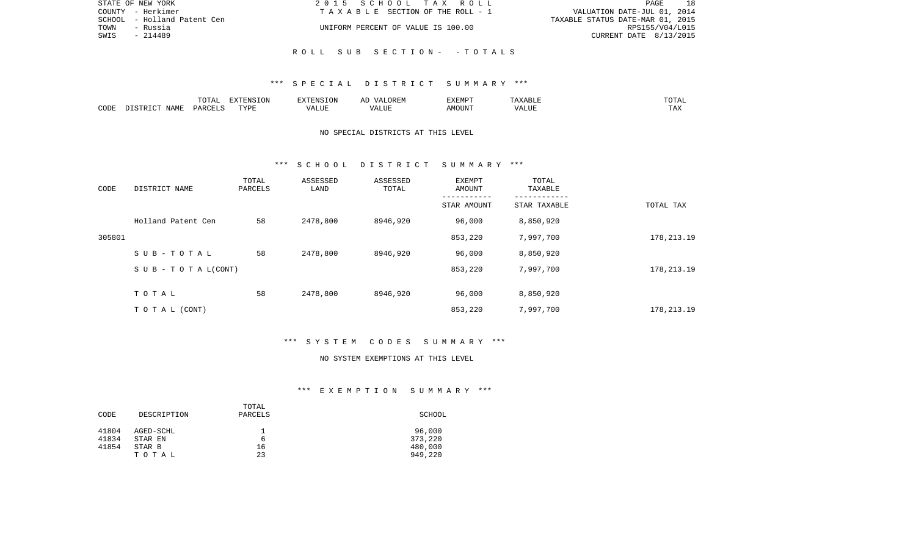STATE OF NEW YORK
COUNTY - Herkimer
SCHOOL - Holland Patent Cen
TOWN - Russia
SWIS - 214489

2015 SCHOOL TAX ROLL
TAXABLE SECTION OF THE ROLL - 1
UNIFORM PERCENT OF VALUE IS 100.00

VALUATION DATE-JUL 01, 2014
TAXABLE STATUS DATE-MAR 01, 2015
RPS155/V04/L015
CURRENT DATE 8/13/2015

ROLL SUB SECTION- - TOTALS

*** SPECIAL DISTRICT SUMMARY ***

| CODE | DISTRICT NAME | TOTAL PARCELS | EXTENSION TYPE | EXTENSION VALUE | AD VALOREM VALUE | EXEMPT AMOUNT | TAXABLE VALUE | TOTAL TAX |
|---|---|---|---|---|---|---|---|---|

NO SPECIAL DISTRICTS AT THIS LEVEL

*** SCHOOL DISTRICT SUMMARY ***

| CODE | DISTRICT NAME | TOTAL PARCELS | ASSESSED LAND | ASSESSED TOTAL | EXEMPT AMOUNT / STAR AMOUNT | TOTAL TAXABLE / STAR TAXABLE | TOTAL TAX |
|---|---|---|---|---|---|---|---|
| | Holland Patent Cen | 58 | 2478,800 | 8946,920 | 96,000 | 8,850,920 | |
| 305801 | | | | | 853,220 | 7,997,700 | 178,213.19 |
| | SUB-TOTAL | 58 | 2478,800 | 8946,920 | 96,000 | 8,850,920 | |
| | SUB - TOTAL(CONT) | | | | 853,220 | 7,997,700 | 178,213.19 |
| | TOTAL | 58 | 2478,800 | 8946,920 | 96,000 | 8,850,920 | |
| | TOTAL (CONT) | | | | 853,220 | 7,997,700 | 178,213.19 |

*** SYSTEM CODES SUMMARY ***

NO SYSTEM EXEMPTIONS AT THIS LEVEL

*** EXEMPTION SUMMARY ***

| CODE | DESCRIPTION | TOTAL PARCELS | SCHOOL |
|---|---|---|---|
| 41804 | AGED-SCHL | 1 | 96,000 |
| 41834 | STAR EN | 6 | 373,220 |
| 41854 | STAR B | 16 | 480,000 |
| | TOTAL | 23 | 949,220 |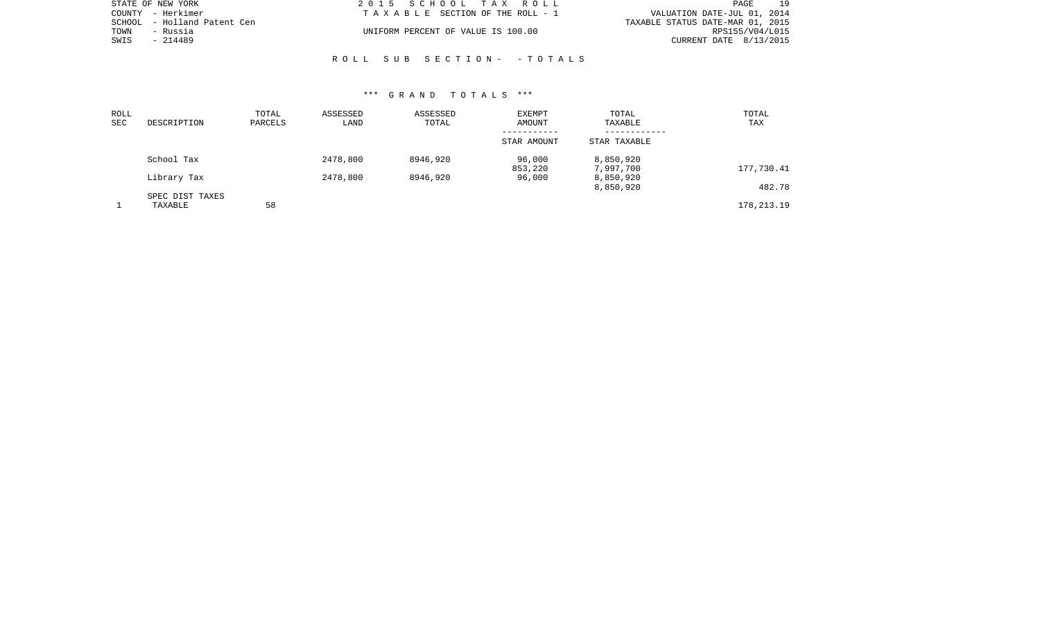STATE OF NEW YORK
COUNTY - Herkimer
SCHOOL - Holland Patent Cen
TOWN - Russia
SWIS - 214489

2 0 1 5 S C H O O L T A X R O L L
T A X A B L E SECTION OF THE ROLL - 1
UNIFORM PERCENT OF VALUE IS 100.00

VALUATION DATE-JUL 01, 2014
TAXABLE STATUS DATE-MAR 01, 2015
RPS155/V04/L015
CURRENT DATE 8/13/2015

R O L L S U B S E C T I O N - - T O T A L S

\*\*\* G R A N D T O T A L S \*\*\*

| ROLL SEC | DESCRIPTION | TOTAL PARCELS | ASSESSED LAND | ASSESSED TOTAL | EXEMPT AMOUNT / STAR AMOUNT | TOTAL TAXABLE / STAR TAXABLE | TOTAL TAX |
|---|---|---|---|---|---|---|---|
| | School Tax | | 2478,800 | 8946,920 | 96,000 | 8,850,920 | |
| | | | | | 853,220 | 7,997,700 | 177,730.41 |
| | Library Tax | | 2478,800 | 8946,920 | 96,000 | 8,850,920 | |
| | | | | | | 8,850,920 | 482.78 |
| | SPEC DIST TAXES | | | | | | |
| 1 | TAXABLE | 58 | | | | | 178,213.19 |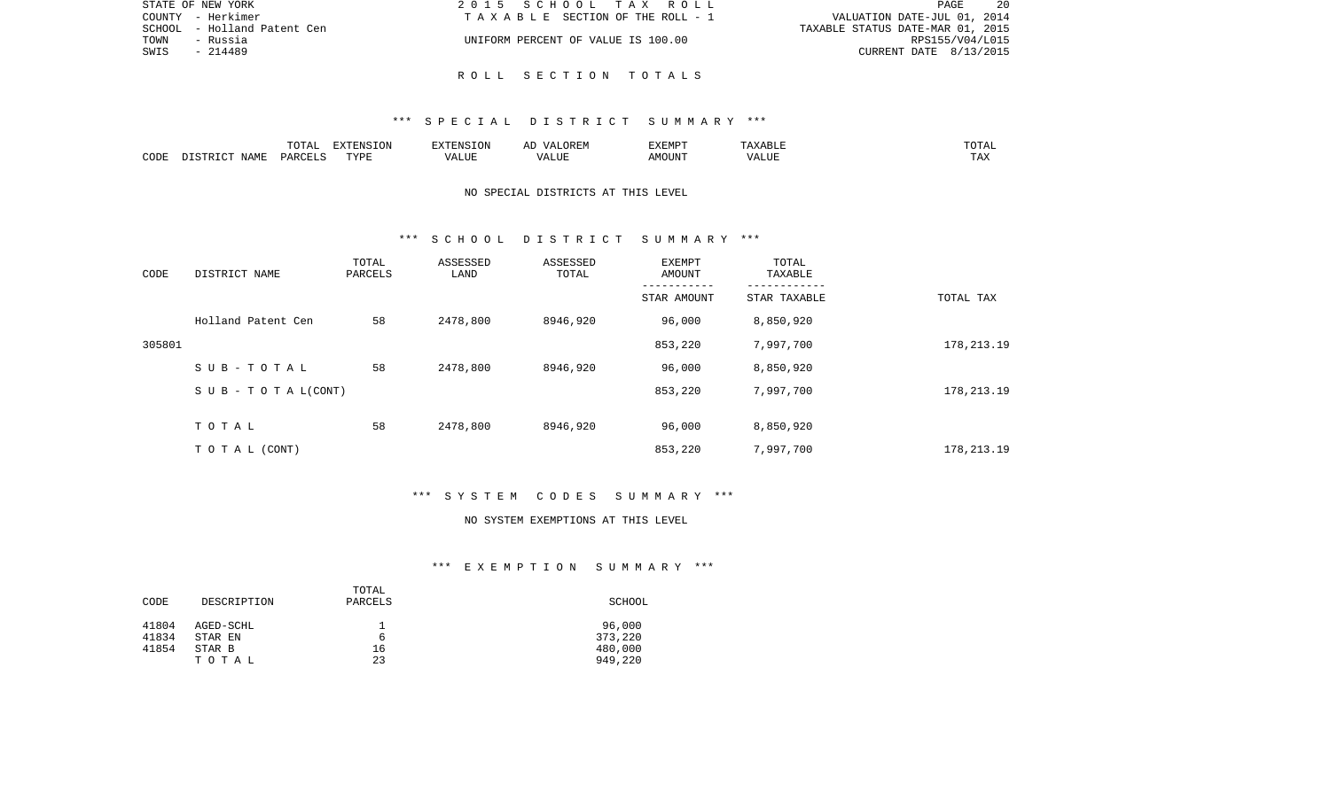STATE OF NEW YORK — 2015 SCHOOL TAX ROLL
COUNTY - Herkimer — TAXABLE SECTION OF THE ROLL - 1 — VALUATION DATE-JUL 01, 2014
SCHOOL - Holland Patent Cen — TAXABLE STATUS DATE-MAR 01, 2015
TOWN - Russia — UNIFORM PERCENT OF VALUE IS 100.00 — RPS155/V04/L015
SWIS - 214489 — CURRENT DATE 8/13/2015

# ROLL SECTION TOTALS

## *** SPECIAL DISTRICT SUMMARY ***

| CODE | DISTRICT NAME | TOTAL PARCELS | EXTENSION TYPE | EXTENSION VALUE | AD VALOREM VALUE | EXEMPT AMOUNT | TAXABLE VALUE | TOTAL TAX |
|---|---|---|---|---|---|---|---|---|

NO SPECIAL DISTRICTS AT THIS LEVEL

## *** SCHOOL DISTRICT SUMMARY ***

| CODE | DISTRICT NAME | TOTAL PARCELS | ASSESSED LAND | ASSESSED TOTAL | EXEMPT AMOUNT / STAR AMOUNT | TOTAL TAXABLE / STAR TAXABLE | TOTAL TAX |
|---|---|---|---|---|---|---|---|
| | Holland Patent Cen | 58 | 2478,800 | 8946,920 | 96,000 | 8,850,920 | |
| 305801 | | | | | 853,220 | 7,997,700 | 178,213.19 |
| | SUB-TOTAL | 58 | 2478,800 | 8946,920 | 96,000 | 8,850,920 | |
| | SUB-TOTAL(CONT) | | | | 853,220 | 7,997,700 | 178,213.19 |
| | TOTAL | 58 | 2478,800 | 8946,920 | 96,000 | 8,850,920 | |
| | TOTAL (CONT) | | | | 853,220 | 7,997,700 | 178,213.19 |

## *** SYSTEM CODES SUMMARY ***

NO SYSTEM EXEMPTIONS AT THIS LEVEL

## *** EXEMPTION SUMMARY ***

| CODE | DESCRIPTION | TOTAL PARCELS | SCHOOL |
|---|---|---|---|
| 41804 | AGED-SCHL | 1 | 96,000 |
| 41834 | STAR EN | 6 | 373,220 |
| 41854 | STAR B | 16 | 480,000 |
| | TOTAL | 23 | 949,220 |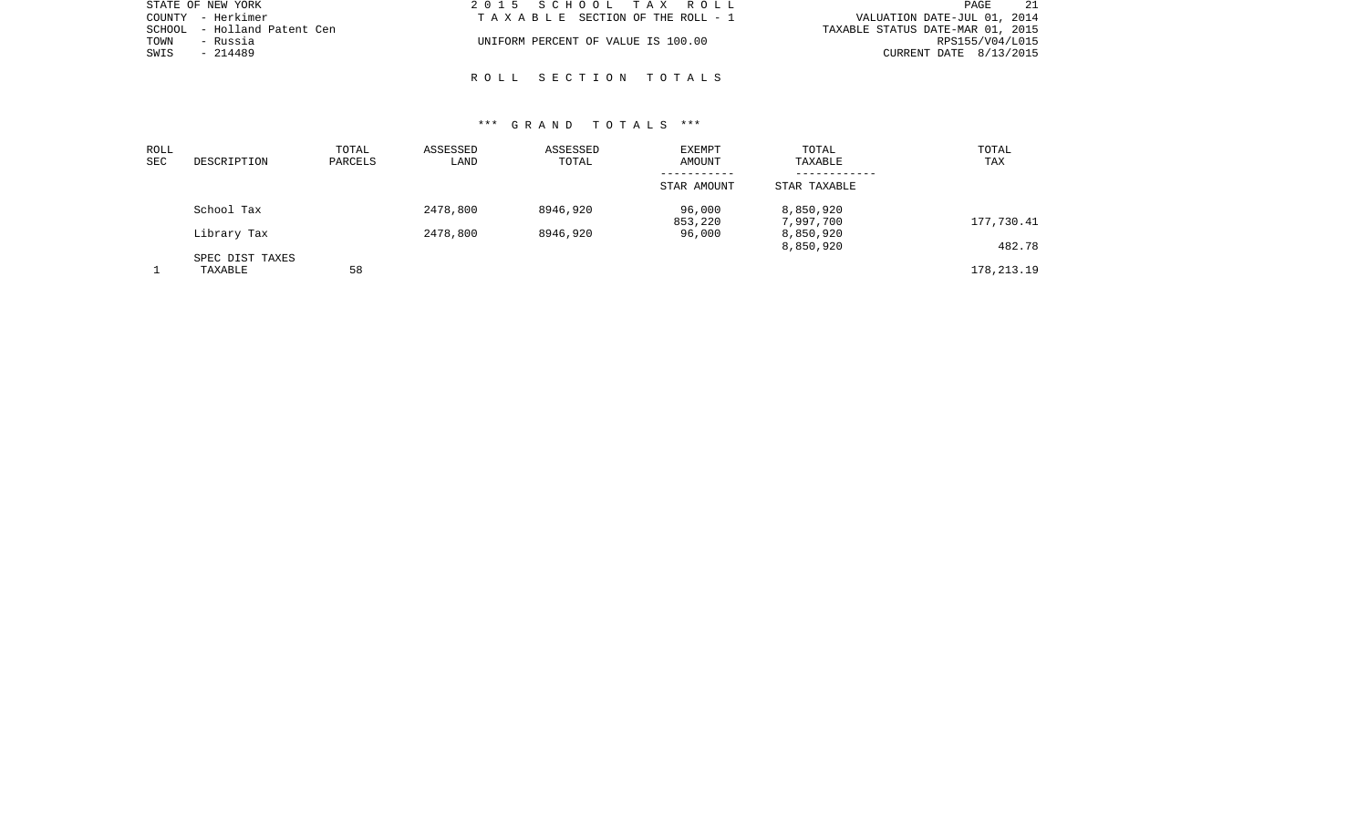STATE OF NEW YORK
COUNTY - Herkimer
SCHOOL - Holland Patent Cen
TOWN - Russia
SWIS - 214489

2 0 1 5 S C H O O L T A X R O L L
T A X A B L E SECTION OF THE ROLL - 1

UNIFORM PERCENT OF VALUE IS 100.00

VALUATION DATE-JUL 01, 2014
TAXABLE STATUS DATE-MAR 01, 2015
RPS155/V04/L015
CURRENT DATE 8/13/2015

R O L L S E C T I O N T O T A L S

*** G R A N D T O T A L S ***

| ROLL SEC | DESCRIPTION | TOTAL PARCELS | ASSESSED LAND | ASSESSED TOTAL | EXEMPT AMOUNT / STAR AMOUNT | TOTAL TAXABLE / STAR TAXABLE | TOTAL TAX |
|---|---|---|---|---|---|---|---|
| | School Tax | | 2478,800 | 8946,920 | 96,000 | 8,850,920 | |
| | | | | | 853,220 | 7,997,700 | 177,730.41 |
| | Library Tax | | 2478,800 | 8946,920 | 96,000 | 8,850,920 | |
| | | | | | | 8,850,920 | 482.78 |
| | SPEC DIST TAXES | | | | | | |
| 1 | TAXABLE | 58 | | | | | 178,213.19 |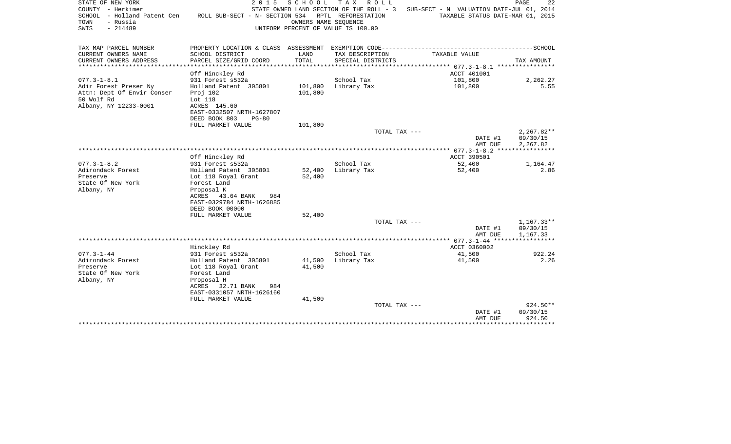STATE OF NEW YORK | 2 0 1 5 S C H O O L T A X R O L L
COUNTY - Herkimer | STATE OWNED LAND SECTION OF THE ROLL - 3 | SUB-SECT - N VALUATION DATE-JUL 01, 2014
SCHOOL - Holland Patent Cen | ROLL SUB-SECT - N- SECTION 534 RPTL REFORESTATION | TAXABLE STATUS DATE-MAR 01, 2015
TOWN - Russia | OWNERS NAME SEQUENCE
SWIS - 214489 | UNIFORM PERCENT OF VALUE IS 100.00

| TAX MAP PARCEL NUMBER / CURRENT OWNERS NAME / CURRENT OWNERS ADDRESS | PROPERTY LOCATION & CLASS / SCHOOL DISTRICT / PARCEL SIZE/GRID COORD | ASSESSMENT LAND / TOTAL | EXEMPTION CODE / TAX DESCRIPTION / SPECIAL DISTRICTS | TAXABLE VALUE | TAX AMOUNT |
|---|---|---|---|---|---|
| 077.3-1-8.1 | Off Hinckley Rd | | | ACCT 401001 | |
| | 931 Forest s532a | | School Tax | 101,800 | 2,262.27 |
| Adir Forest Preser Ny | Holland Patent 305801 | 101,800 | Library Tax | 101,800 | 5.55 |
| Attn: Dept Of Envir Conser | Proj 102 | 101,800 | | | |
| 50 Wolf Rd | Lot 118 | | | | |
| Albany, NY 12233-0001 | ACRES 145.60 | | | | |
| | EAST-0332507 NRTH-1627807 | | | | |
| | DEED BOOK 803 PG-80 | | | | |
| | FULL MARKET VALUE | 101,800 | | | |
| | | | TOTAL TAX --- | | 2,267.82** |
| | | | | DATE #1 | 09/30/15 |
| | | | | AMT DUE | 2,267.82 |
| 077.3-1-8.2 | Off Hinckley Rd | | | ACCT 390501 | |
| | 931 Forest s532a | | School Tax | 52,400 | 1,164.47 |
| Adirondack Forest | Holland Patent 305801 | 52,400 | Library Tax | 52,400 | 2.86 |
| Preserve | Lot 118 Royal Grant | 52,400 | | | |
| State Of New York | Forest Land | | | | |
| Albany, NY | Proposal K | | | | |
| | ACRES 43.64 BANK 984 | | | | |
| | EAST-0329784 NRTH-1626885 | | | | |
| | DEED BOOK 00000 | | | | |
| | FULL MARKET VALUE | 52,400 | | | |
| | | | TOTAL TAX --- | | 1,167.33** |
| | | | | DATE #1 | 09/30/15 |
| | | | | AMT DUE | 1,167.33 |
| 077.3-1-44 | Hinckley Rd | | | ACCT 0360002 | |
| | 931 Forest s532a | | School Tax | 41,500 | 922.24 |
| Adirondack Forest | Holland Patent 305801 | 41,500 | Library Tax | 41,500 | 2.26 |
| Preserve | Lot 118 Royal Grant | 41,500 | | | |
| State Of New York | Forest Land | | | | |
| Albany, NY | Proposal H | | | | |
| | ACRES 32.71 BANK 984 | | | | |
| | EAST-0331057 NRTH-1626160 | | | | |
| | FULL MARKET VALUE | 41,500 | | | |
| | | | TOTAL TAX --- | | 924.50** |
| | | | | DATE #1 | 09/30/15 |
| | | | | AMT DUE | 924.50 |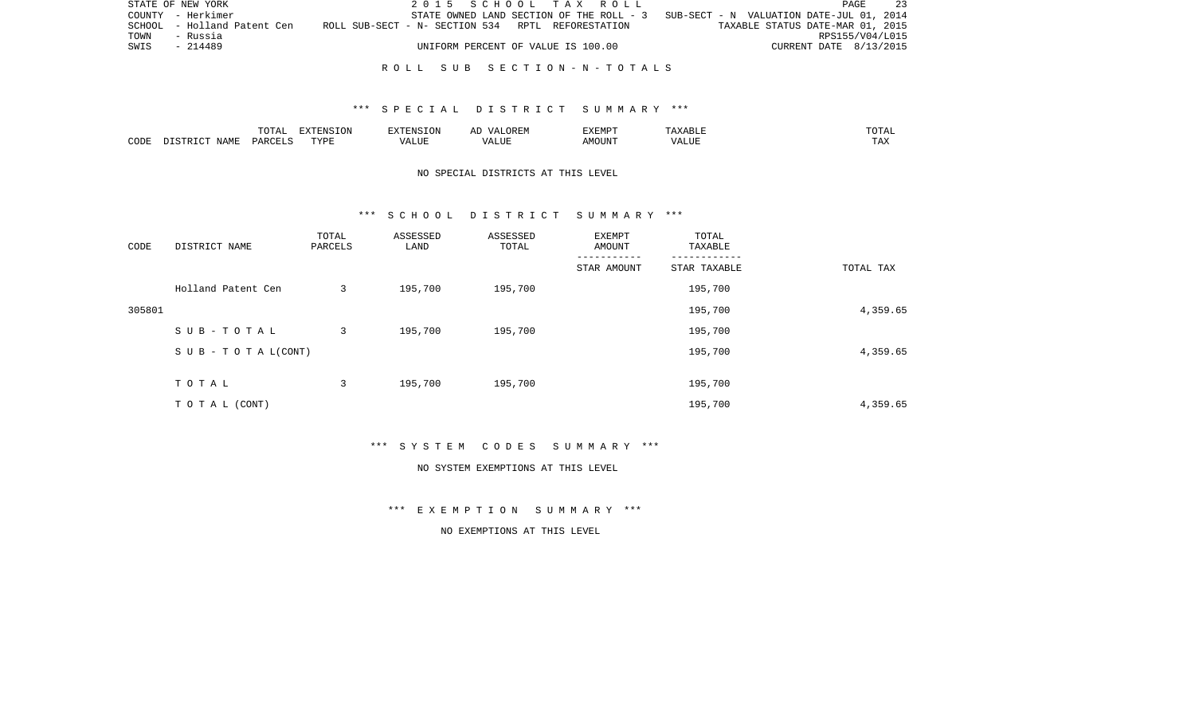STATE OF NEW YORK 2015 SCHOOL TAX ROLL
COUNTY - Herkimer STATE OWNED LAND SECTION OF THE ROLL - 3 SUB-SECT - N VALUATION DATE-JUL 01, 2014
SCHOOL - Holland Patent Cen ROLL SUB-SECT - N- SECTION 534 RPTL REFORESTATION TAXABLE STATUS DATE-MAR 01, 2015
TOWN - Russia RPS155/V04/L015
SWIS - 214489 UNIFORM PERCENT OF VALUE IS 100.00 CURRENT DATE 8/13/2015

## ROLL SUB SECTION - N - TOTALS

### *** SPECIAL DISTRICT SUMMARY ***

| CODE | DISTRICT NAME | TOTAL PARCELS | EXTENSION TYPE | EXTENSION VALUE | AD VALOREM VALUE | EXEMPT AMOUNT | TAXABLE VALUE | TOTAL TAX |
|---|---|---|---|---|---|---|---|---|

NO SPECIAL DISTRICTS AT THIS LEVEL

### *** SCHOOL DISTRICT SUMMARY ***

| CODE | DISTRICT NAME | TOTAL PARCELS | ASSESSED LAND | ASSESSED TOTAL | EXEMPT AMOUNT / STAR AMOUNT | TOTAL TAXABLE / STAR TAXABLE | TOTAL TAX |
|---|---|---|---|---|---|---|---|
| | Holland Patent Cen | 3 | 195,700 | 195,700 | | 195,700 | |
| 305801 | | | | | | 195,700 | 4,359.65 |
| | SUB-TOTAL | 3 | 195,700 | 195,700 | | 195,700 | |
| | SUB-TOTAL(CONT) | | | | | 195,700 | 4,359.65 |
| | TOTAL | 3 | 195,700 | 195,700 | | 195,700 | |
| | TOTAL (CONT) | | | | | 195,700 | 4,359.65 |

### *** SYSTEM CODES SUMMARY ***

NO SYSTEM EXEMPTIONS AT THIS LEVEL

### *** EXEMPTION SUMMARY ***

NO EXEMPTIONS AT THIS LEVEL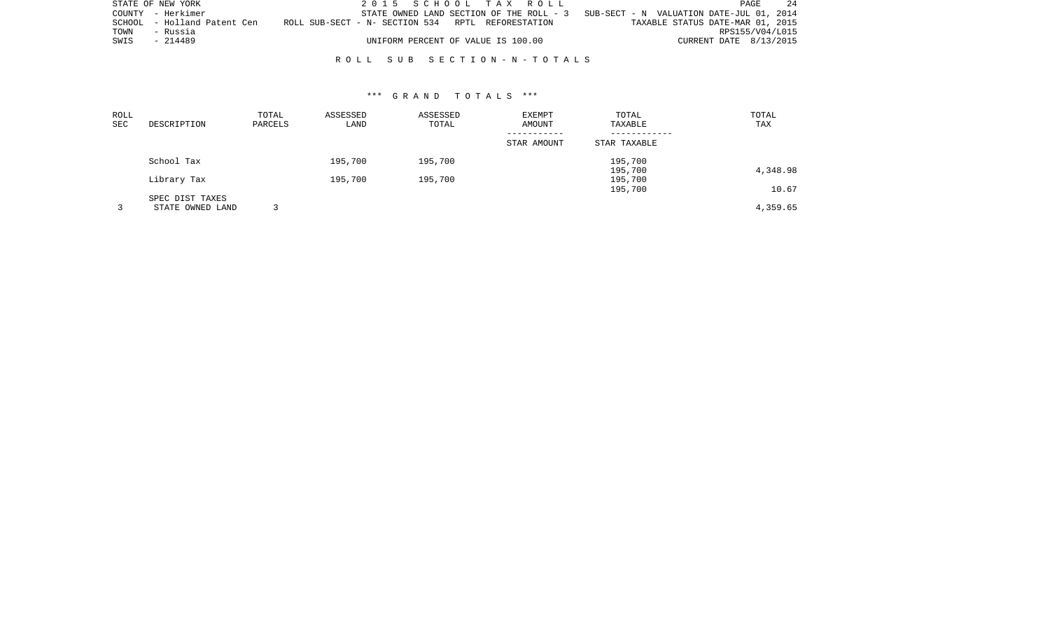STATE OF NEW YORK 2015 SCHOOL TAX ROLL

COUNTY - Herkimer STATE OWNED LAND SECTION OF THE ROLL - 3 SUB-SECT - N VALUATION DATE-JUL 01, 2014

SCHOOL - Holland Patent Cen ROLL SUB-SECT - N- SECTION 534 RPTL REFORESTATION TAXABLE STATUS DATE-MAR 01, 2015

TOWN - Russia RPS155/V04/L015

SWIS - 214489 UNIFORM PERCENT OF VALUE IS 100.00 CURRENT DATE 8/13/2015

## ROLL SUB SECTION - N - TOTALS

### *** GRAND TOTALS ***

| ROLL SEC | DESCRIPTION | TOTAL PARCELS | ASSESSED LAND | ASSESSED TOTAL | EXEMPT AMOUNT / STAR AMOUNT | TOTAL TAXABLE / STAR TAXABLE | TOTAL TAX |
|---|---|---|---|---|---|---|---|
| | School Tax | | 195,700 | 195,700 | | 195,700 | |
| | | | | | | 195,700 | 4,348.98 |
| | Library Tax | | 195,700 | 195,700 | | 195,700 | |
| | | | | | | 195,700 | 10.67 |
| | SPEC DIST TAXES | | | | | | |
| 3 | STATE OWNED LAND | 3 | | | | | 4,359.65 |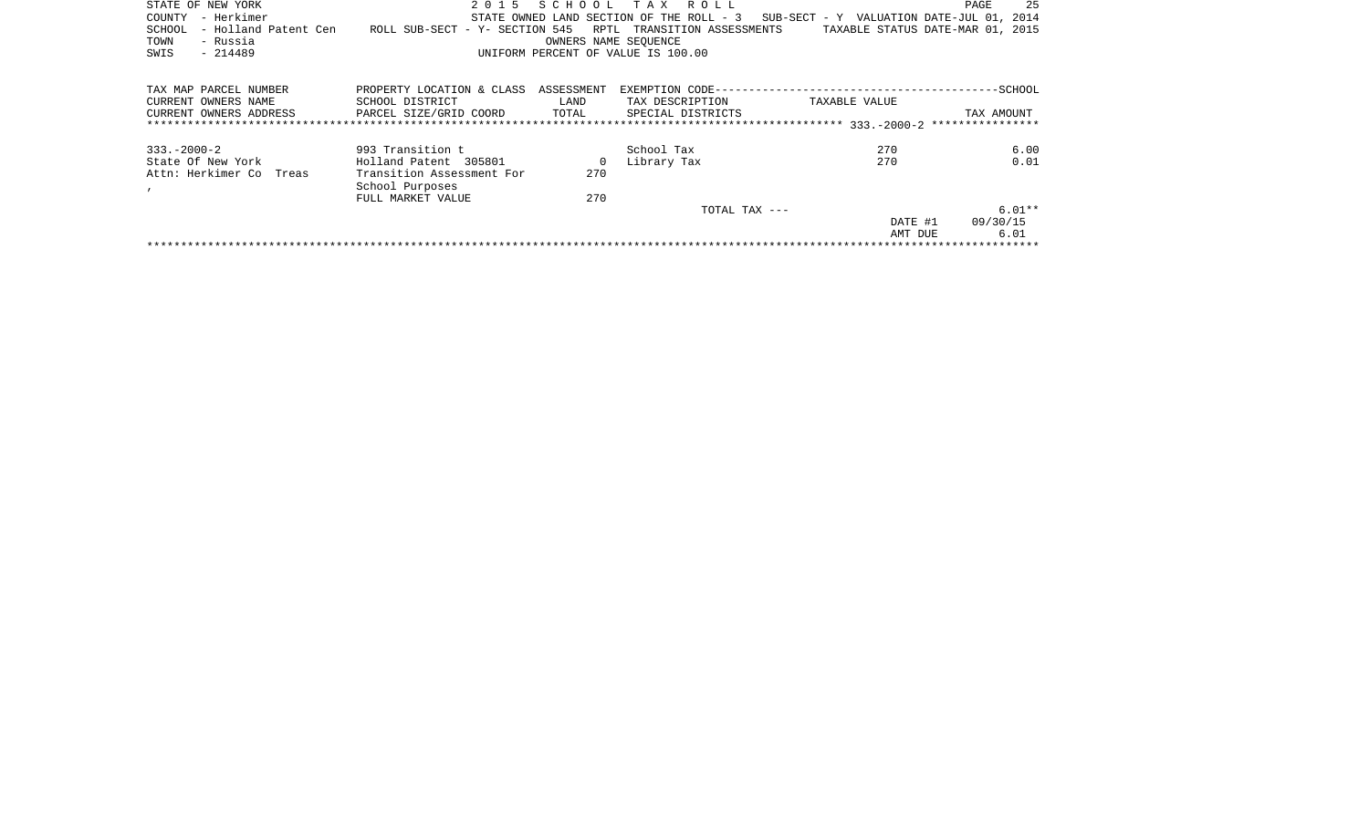STATE OF NEW YORK
COUNTY - Herkimer
SCHOOL - Holland Patent Cen
TOWN - Russia
SWIS - 214489

2 0 1 5 S C H O O L T A X R O L L
STATE OWNED LAND SECTION OF THE ROLL - 3 SUB-SECT - Y VALUATION DATE-JUL 01, 2014
ROLL SUB-SECT - Y- SECTION 545 RPTL TRANSITION ASSESSMENTS TAXABLE STATUS DATE-MAR 01, 2015
OWNERS NAME SEQUENCE
UNIFORM PERCENT OF VALUE IS 100.00

| TAX MAP PARCEL NUMBER<br>CURRENT OWNERS NAME<br>CURRENT OWNERS ADDRESS | PROPERTY LOCATION & CLASS<br>SCHOOL DISTRICT<br>PARCEL SIZE/GRID COORD | ASSESSMENT<br>LAND<br>TOTAL | EXEMPTION CODE---SCHOOL<br>TAX DESCRIPTION<br>SPECIAL DISTRICTS | TAXABLE VALUE | TAX AMOUNT |
|---|---|---|---|---|---|
| 333.-2000-2 | | | | | |
| 333.-2000-2 | 993 Transition t | | School Tax | 270 | 6.00 |
| State Of New York | Holland Patent 305801 | 0 | Library Tax | 270 | 0.01 |
| Attn: Herkimer Co Treas | Transition Assessment For | 270 | | | |
| , | School Purposes | | | | |
| | FULL MARKET VALUE | 270 | | | |
| | | | TOTAL TAX --- | | 6.01** |
| | | | | DATE #1 | 09/30/15 |
| | | | | AMT DUE | 6.01 |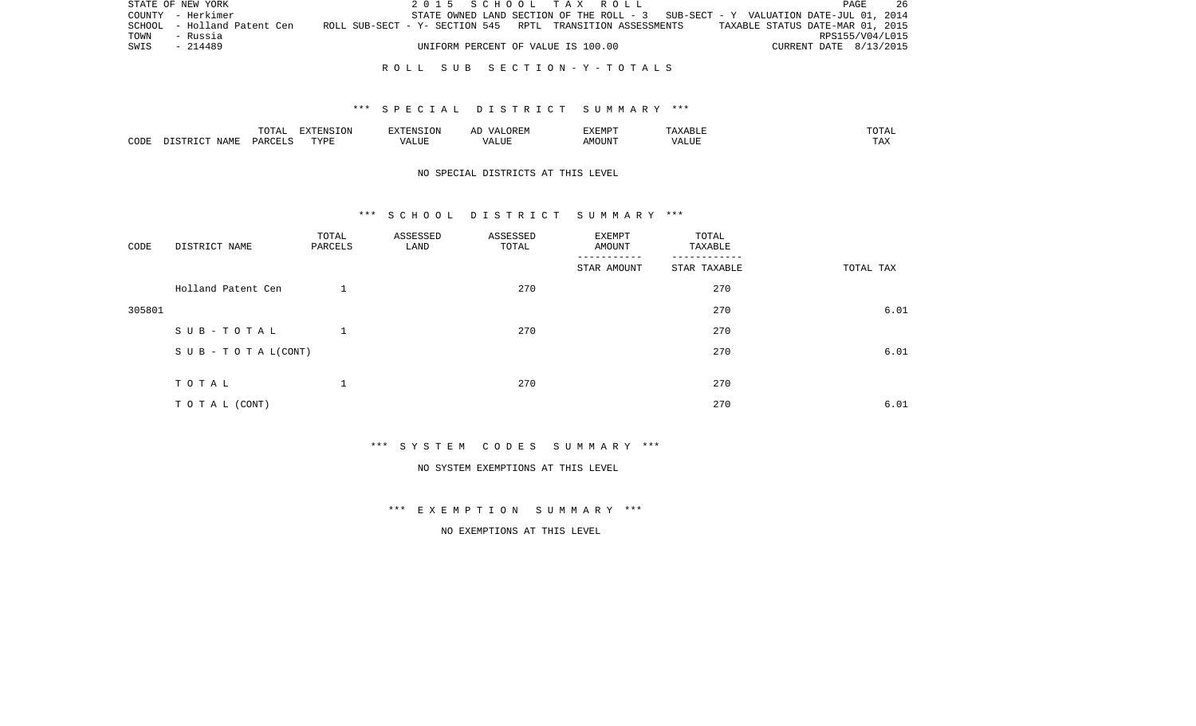STATE OF NEW YORK 2 0 1 5 S C H O O L T A X R O L L PAGE 26
COUNTY - Herkimer STATE OWNED LAND SECTION OF THE ROLL - 3 SUB-SECT - Y VALUATION DATE-JUL 01, 2014
SCHOOL - Holland Patent Cen ROLL SUB-SECT - Y- SECTION 545 RPTL TRANSITION ASSESSMENTS TAXABLE STATUS DATE-MAR 01, 2015
TOWN - Russia RPS155/V04/L015
SWIS - 214489 UNIFORM PERCENT OF VALUE IS 100.00 CURRENT DATE 8/13/2015

## R O L L S U B S E C T I O N - Y - T O T A L S

### *** S P E C I A L D I S T R I C T S U M M A R Y ***

| CODE | DISTRICT NAME | TOTAL PARCELS | EXTENSION TYPE | EXTENSION VALUE | AD VALOREM VALUE | EXEMPT AMOUNT | TAXABLE VALUE | TOTAL TAX |
|---|---|---|---|---|---|---|---|---|

NO SPECIAL DISTRICTS AT THIS LEVEL

### *** S C H O O L D I S T R I C T S U M M A R Y ***

| CODE | DISTRICT NAME | TOTAL PARCELS | ASSESSED LAND | ASSESSED TOTAL | EXEMPT AMOUNT / STAR AMOUNT | TOTAL TAXABLE / STAR TAXABLE | TOTAL TAX |
|---|---|---|---|---|---|---|---|
| | Holland Patent Cen | 1 | | 270 | | 270 | |
| 305801 | | | | | | 270 | 6.01 |
| | S U B - T O T A L | 1 | | 270 | | 270 | |
| | S U B - T O T A L(CONT) | | | | | 270 | 6.01 |
| | T O T A L | 1 | | 270 | | 270 | |
| | T O T A L (CONT) | | | | | 270 | 6.01 |

### *** S Y S T E M C O D E S S U M M A R Y ***

NO SYSTEM EXEMPTIONS AT THIS LEVEL

### *** E X E M P T I O N S U M M A R Y ***

NO EXEMPTIONS AT THIS LEVEL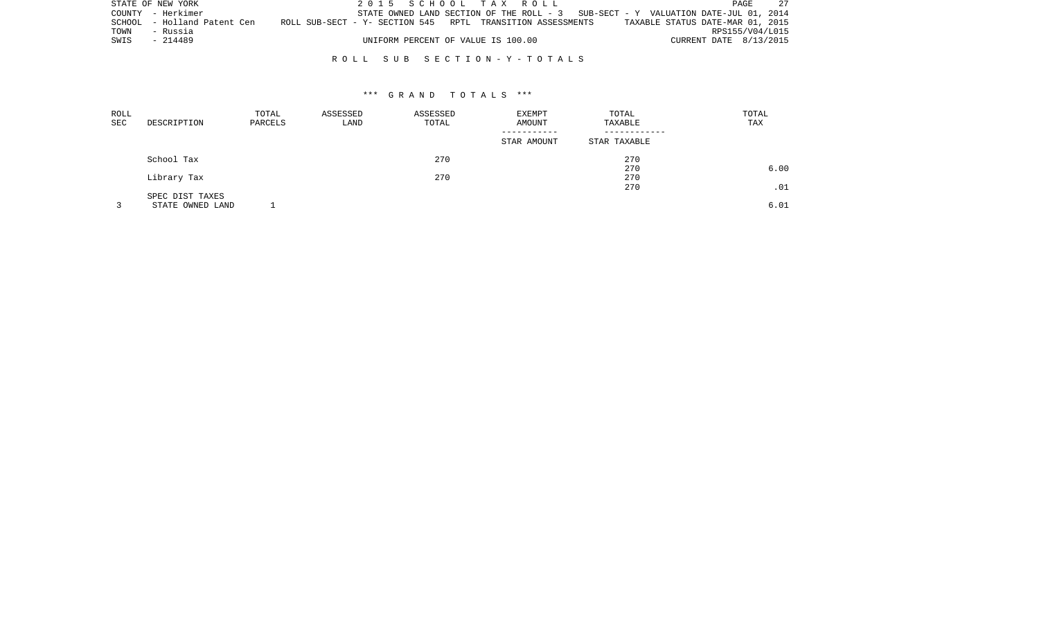STATE OF NEW YORK 2 0 1 5 S C H O O L T A X R O L L
COUNTY - Herkimer STATE OWNED LAND SECTION OF THE ROLL - 3 SUB-SECT - Y VALUATION DATE-JUL 01, 2014
SCHOOL - Holland Patent Cen ROLL SUB-SECT - Y- SECTION 545 RPTL TRANSITION ASSESSMENTS TAXABLE STATUS DATE-MAR 01, 2015
TOWN - Russia RPS155/V04/L015
SWIS - 214489 UNIFORM PERCENT OF VALUE IS 100.00 CURRENT DATE 8/13/2015

## R O L L S U B S E C T I O N - Y - T O T A L S

### *** G R A N D T O T A L S ***

| ROLL SEC | DESCRIPTION | TOTAL PARCELS | ASSESSED LAND | ASSESSED TOTAL | EXEMPT AMOUNT / STAR AMOUNT | TOTAL TAXABLE / STAR TAXABLE | TOTAL TAX |
|---|---|---|---|---|---|---|---|
| | School Tax | | | 270 | | 270 | |
| | | | | | | 270 | 6.00 |
| | Library Tax | | | 270 | | 270 | |
| | | | | | | 270 | .01 |
| | SPEC DIST TAXES | | | | | | |
| 3 | STATE OWNED LAND | 1 | | | | | 6.01 |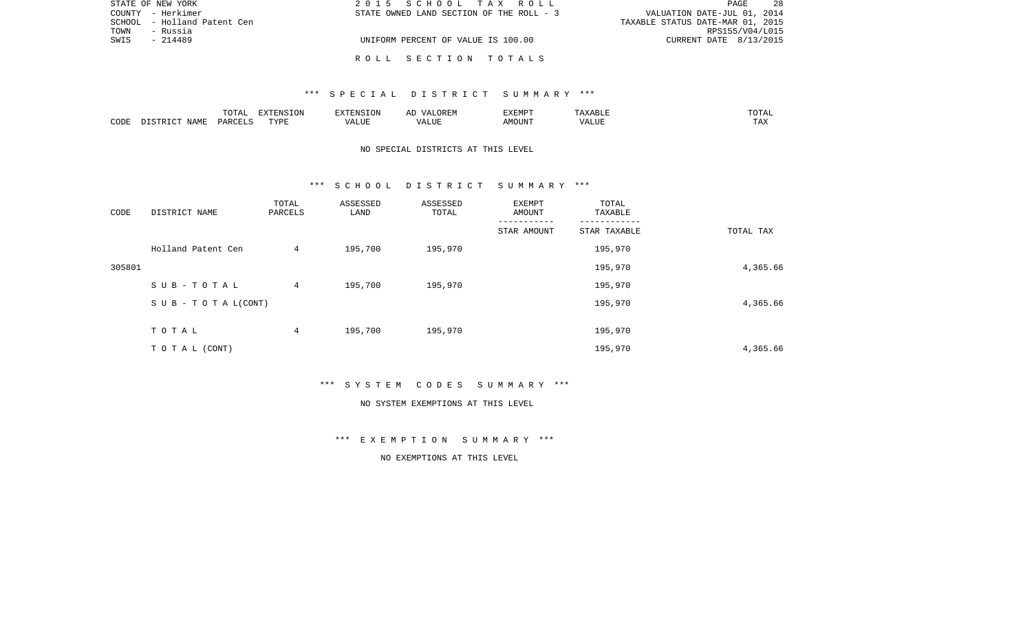STATE OF NEW YORK
COUNTY - Herkimer
SCHOOL - Holland Patent Cen
TOWN - Russia
SWIS - 214489

2 0 1 5 S C H O O L T A X R O L L
STATE OWNED LAND SECTION OF THE ROLL - 3

UNIFORM PERCENT OF VALUE IS 100.00

VALUATION DATE-JUL 01, 2014
TAXABLE STATUS DATE-MAR 01, 2015
RPS155/V04/L015
CURRENT DATE 8/13/2015

R O L L S E C T I O N T O T A L S

*** S P E C I A L D I S T R I C T S U M M A R Y ***

| CODE | DISTRICT NAME | TOTAL PARCELS | EXTENSION TYPE | EXTENSION VALUE | AD VALOREM VALUE | EXEMPT AMOUNT | TAXABLE VALUE | TOTAL TAX |
|---|---|---|---|---|---|---|---|---|

NO SPECIAL DISTRICTS AT THIS LEVEL

*** S C H O O L D I S T R I C T S U M M A R Y ***

| CODE | DISTRICT NAME | TOTAL PARCELS | ASSESSED LAND | ASSESSED TOTAL | EXEMPT AMOUNT ----------- STAR AMOUNT | TOTAL TAXABLE ------------ STAR TAXABLE | TOTAL TAX |
|---|---|---|---|---|---|---|---|
| | Holland Patent Cen | 4 | 195,700 | 195,970 | | 195,970 | |
| 305801 | | | | | | 195,970 | 4,365.66 |
| | S U B - T O T A L | 4 | 195,700 | 195,970 | | 195,970 | |
| | S U B - T O T A L(CONT) | | | | | 195,970 | 4,365.66 |
| | T O T A L | 4 | 195,700 | 195,970 | | 195,970 | |
| | T O T A L (CONT) | | | | | 195,970 | 4,365.66 |

*** S Y S T E M C O D E S S U M M A R Y ***

NO SYSTEM EXEMPTIONS AT THIS LEVEL

*** E X E M P T I O N S U M M A R Y ***

NO EXEMPTIONS AT THIS LEVEL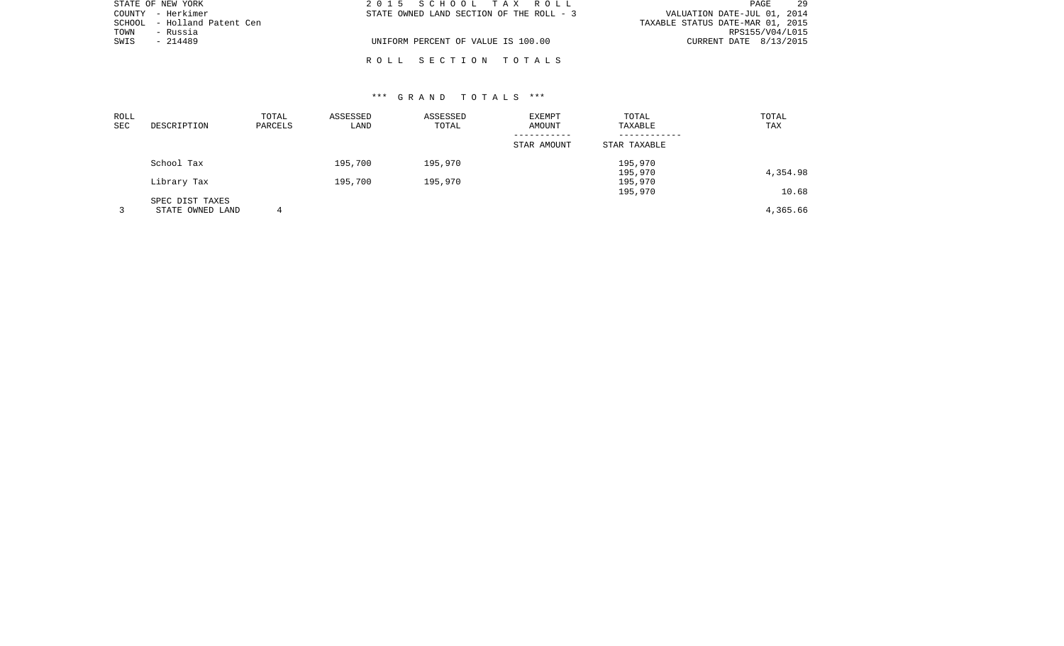STATE OF NEW YORK | 2 0 1 5 S C H O O L T A X R O L L | PAGE 29
COUNTY - Herkimer | STATE OWNED LAND SECTION OF THE ROLL - 3 | VALUATION DATE-JUL 01, 2014
SCHOOL - Holland Patent Cen | | TAXABLE STATUS DATE-MAR 01, 2015
TOWN - Russia | | RPS155/V04/L015
SWIS - 214489 | UNIFORM PERCENT OF VALUE IS 100.00 | CURRENT DATE 8/13/2015

R O L L S E C T I O N T O T A L S

*** G R A N D T O T A L S ***

| ROLL SEC | DESCRIPTION | TOTAL PARCELS | ASSESSED LAND | ASSESSED TOTAL | EXEMPT AMOUNT / STAR AMOUNT | TOTAL TAXABLE / STAR TAXABLE | TOTAL TAX |
|---|---|---|---|---|---|---|---|
| | School Tax | | 195,700 | 195,970 | | 195,970 | |
| | | | | | | 195,970 | 4,354.98 |
| | Library Tax | | 195,700 | 195,970 | | 195,970 | |
| | | | | | | 195,970 | 10.68 |
| | SPEC DIST TAXES | | | | | | |
| 3 | STATE OWNED LAND | 4 | | | | | 4,365.66 |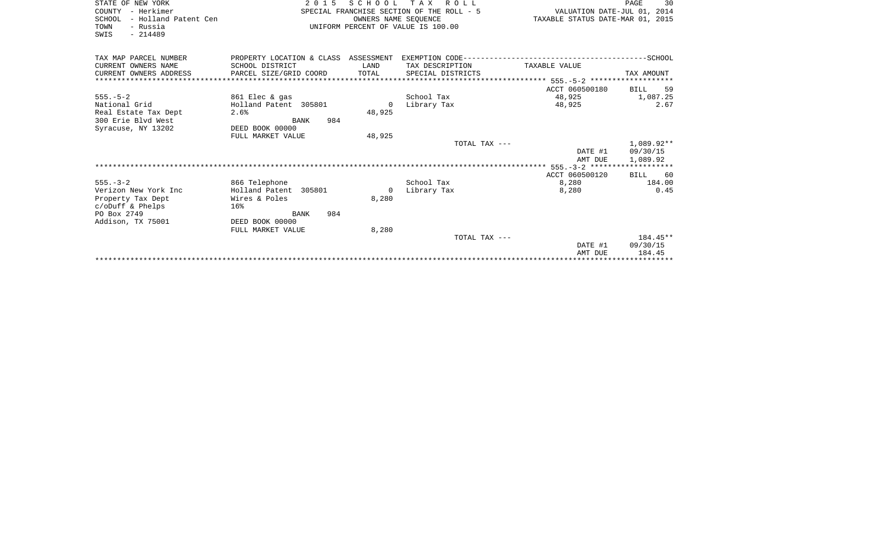STATE OF NEW YORK
COUNTY - Herkimer
SCHOOL - Holland Patent Cen
TOWN - Russia
SWIS - 214489

**2 0 1 5 S C H O O L T A X R O L L**
SPECIAL FRANCHISE SECTION OF THE ROLL - 5
OWNERS NAME SEQUENCE
UNIFORM PERCENT OF VALUE IS 100.00

VALUATION DATE-JUL 01, 2014
TAXABLE STATUS DATE-MAR 01, 2015

| TAX MAP PARCEL NUMBER / CURRENT OWNERS NAME / CURRENT OWNERS ADDRESS | PROPERTY LOCATION & CLASS / SCHOOL DISTRICT / PARCEL SIZE/GRID COORD | ASSESSMENT LAND / TOTAL | EXEMPTION CODE / TAX DESCRIPTION / SPECIAL DISTRICTS | TAXABLE VALUE | TAX AMOUNT |
|---|---|---|---|---|---|
| 555.-5-2 | | | | ACCT 060500180 | BILL 59 |
| 555.-5-2 | 861 Elec & gas | | School Tax | 48,925 | 1,087.25 |
| National Grid | Holland Patent 305801 | 0 | Library Tax | 48,925 | 2.67 |
| Real Estate Tax Dept | 2.6% | 48,925 | | | |
| 300 Erie Blvd West | BANK 984 | | | | |
| Syracuse, NY 13202 | DEED BOOK 00000 | | | | |
| | FULL MARKET VALUE | 48,925 | | | |
| | | | TOTAL TAX --- | | 1,089.92** |
| | | | | DATE #1 | 09/30/15 |
| | | | | AMT DUE | 1,089.92 |
| 555.-3-2 | | | | ACCT 060500120 | BILL 60 |
| 555.-3-2 | 866 Telephone | | School Tax | 8,280 | 184.00 |
| Verizon New York Inc | Holland Patent 305801 | 0 | Library Tax | 8,280 | 0.45 |
| Property Tax Dept | Wires & Poles | 8,280 | | | |
| c/oDuff & Phelps | 16% | | | | |
| PO Box 2749 | BANK 984 | | | | |
| Addison, TX 75001 | DEED BOOK 00000 | | | | |
| | FULL MARKET VALUE | 8,280 | | | |
| | | | TOTAL TAX --- | | 184.45** |
| | | | | DATE #1 | 09/30/15 |
| | | | | AMT DUE | 184.45 |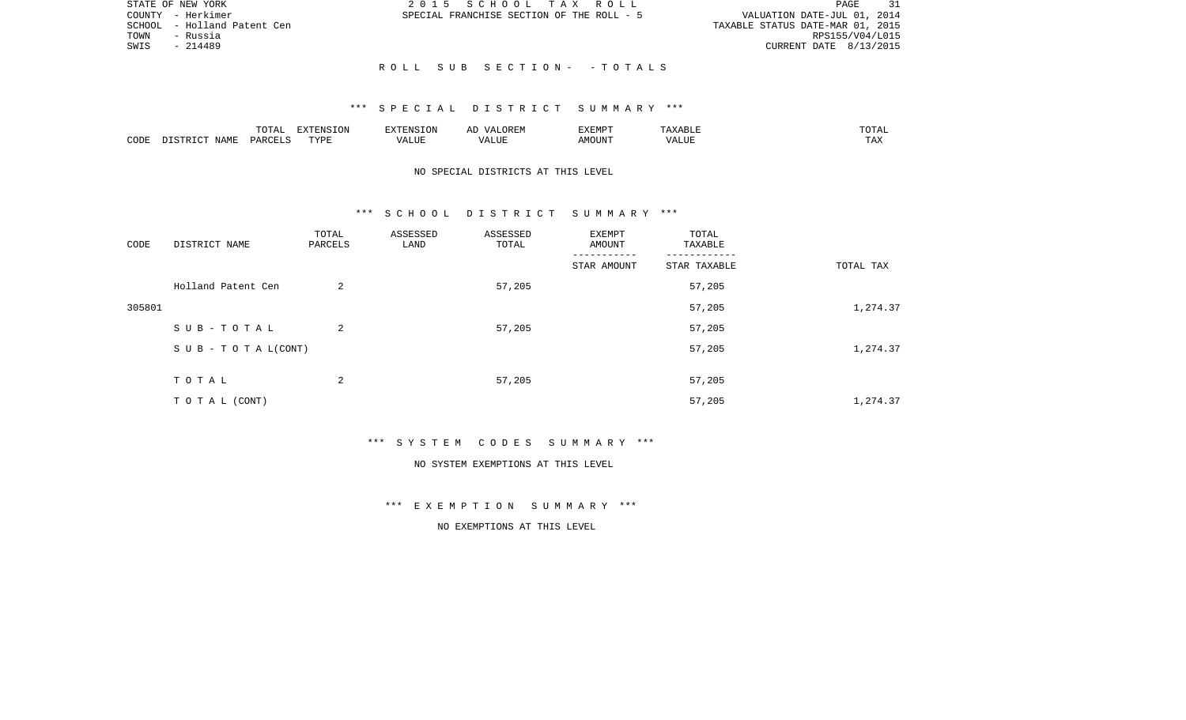STATE OF NEW YORK
COUNTY - Herkimer
SCHOOL - Holland Patent Cen
TOWN - Russia
SWIS - 214489

2 0 1 5 S C H O O L T A X R O L L
SPECIAL FRANCHISE SECTION OF THE ROLL - 5

VALUATION DATE-JUL 01, 2014
TAXABLE STATUS DATE-MAR 01, 2015
RPS155/V04/L015
CURRENT DATE 8/13/2015

R O L L S U B S E C T I O N - - T O T A L S

*** S P E C I A L D I S T R I C T S U M M A R Y ***

| CODE | DISTRICT NAME | TOTAL PARCELS | EXTENSION TYPE | EXTENSION VALUE | AD VALOREM VALUE | EXEMPT AMOUNT | TAXABLE VALUE | TOTAL TAX |
|---|---|---|---|---|---|---|---|---|

NO SPECIAL DISTRICTS AT THIS LEVEL

*** S C H O O L D I S T R I C T S U M M A R Y ***

| CODE | DISTRICT NAME | TOTAL PARCELS | ASSESSED LAND | ASSESSED TOTAL | EXEMPT AMOUNT / STAR AMOUNT | TOTAL TAXABLE / STAR TAXABLE | TOTAL TAX |
|---|---|---|---|---|---|---|---|
| | Holland Patent Cen | 2 | | 57,205 | | 57,205 | |
| 305801 | | | | | | 57,205 | 1,274.37 |
| | S U B - T O T A L | 2 | | 57,205 | | 57,205 | |
| | S U B - T O T A L(CONT) | | | | | 57,205 | 1,274.37 |
| | T O T A L | 2 | | 57,205 | | 57,205 | |
| | T O T A L (CONT) | | | | | 57,205 | 1,274.37 |

*** S Y S T E M C O D E S S U M M A R Y ***

NO SYSTEM EXEMPTIONS AT THIS LEVEL

*** E X E M P T I O N S U M M A R Y ***

NO EXEMPTIONS AT THIS LEVEL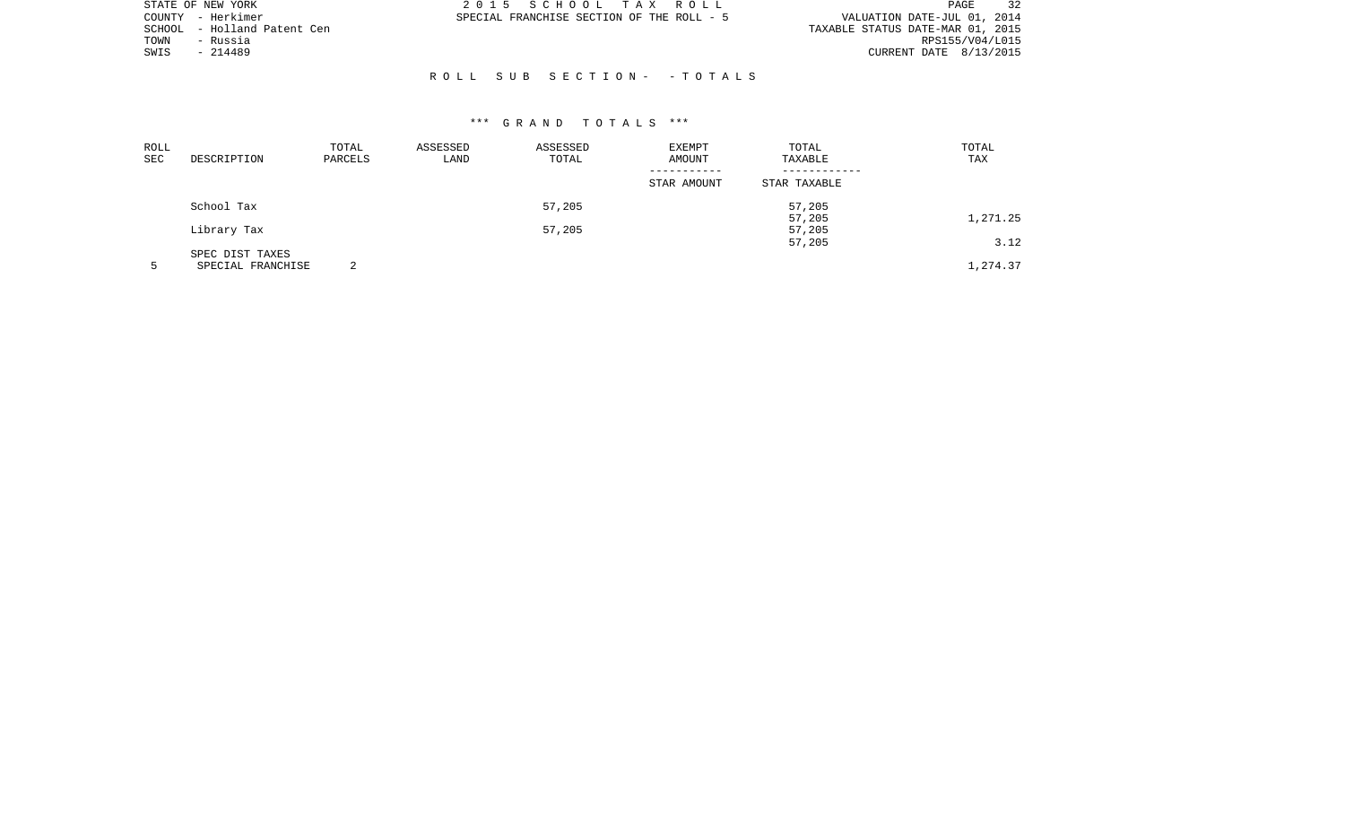STATE OF NEW YORK
COUNTY - Herkimer
SCHOOL - Holland Patent Cen
TOWN - Russia
SWIS - 214489

2 0 1 5 S C H O O L T A X R O L L
SPECIAL FRANCHISE SECTION OF THE ROLL - 5

VALUATION DATE-JUL 01, 2014
TAXABLE STATUS DATE-MAR 01, 2015
RPS155/V04/L015
CURRENT DATE 8/13/2015

R O L L S U B S E C T I O N - - T O T A L S

*** G R A N D T O T A L S ***

| ROLL SEC | DESCRIPTION | TOTAL PARCELS | ASSESSED LAND | ASSESSED TOTAL | EXEMPT AMOUNT / STAR AMOUNT | TOTAL TAXABLE / STAR TAXABLE | TOTAL TAX |
|---|---|---|---|---|---|---|---|
| | School Tax | | | 57,205 | | 57,205 | |
| | | | | | | 57,205 | 1,271.25 |
| | Library Tax | | | 57,205 | | 57,205 | |
| | | | | | | 57,205 | 3.12 |
| | SPEC DIST TAXES | | | | | | |
| 5 | SPECIAL FRANCHISE | 2 | | | | | 1,274.37 |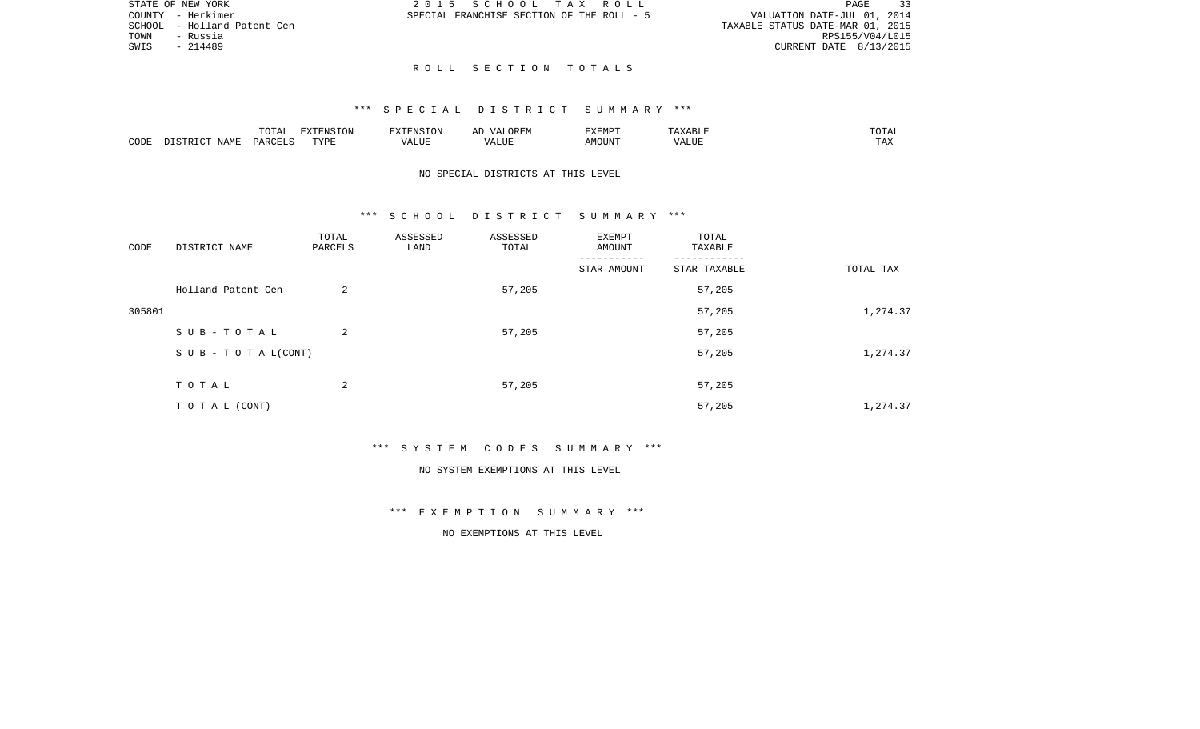STATE OF NEW YORK
COUNTY - Herkimer
SCHOOL - Holland Patent Cen
TOWN - Russia
SWIS - 214489

2 0 1 5 S C H O O L T A X R O L L
SPECIAL FRANCHISE SECTION OF THE ROLL - 5

VALUATION DATE-JUL 01, 2014
TAXABLE STATUS DATE-MAR 01, 2015
RPS155/V04/L015
CURRENT DATE 8/13/2015

R O L L S E C T I O N T O T A L S

*** S P E C I A L D I S T R I C T S U M M A R Y ***

| CODE | DISTRICT NAME | TOTAL PARCELS | EXTENSION TYPE | EXTENSION VALUE | AD VALOREM VALUE | EXEMPT AMOUNT | TAXABLE VALUE | TOTAL TAX |
|---|---|---|---|---|---|---|---|---|

NO SPECIAL DISTRICTS AT THIS LEVEL

*** S C H O O L D I S T R I C T S U M M A R Y ***

| CODE | DISTRICT NAME | TOTAL PARCELS | ASSESSED LAND | ASSESSED TOTAL | EXEMPT AMOUNT / STAR AMOUNT | TOTAL TAXABLE / STAR TAXABLE | TOTAL TAX |
|---|---|---|---|---|---|---|---|
| | Holland Patent Cen | 2 | | 57,205 | | 57,205 | |
| 305801 | | | | | | 57,205 | 1,274.37 |
| | S U B - T O T A L | 2 | | 57,205 | | 57,205 | |
| | S U B - T O T A L(CONT) | | | | | 57,205 | 1,274.37 |
| | T O T A L | 2 | | 57,205 | | 57,205 | |
| | T O T A L (CONT) | | | | | 57,205 | 1,274.37 |

*** S Y S T E M C O D E S S U M M A R Y ***

NO SYSTEM EXEMPTIONS AT THIS LEVEL

*** E X E M P T I O N S U M M A R Y ***

NO EXEMPTIONS AT THIS LEVEL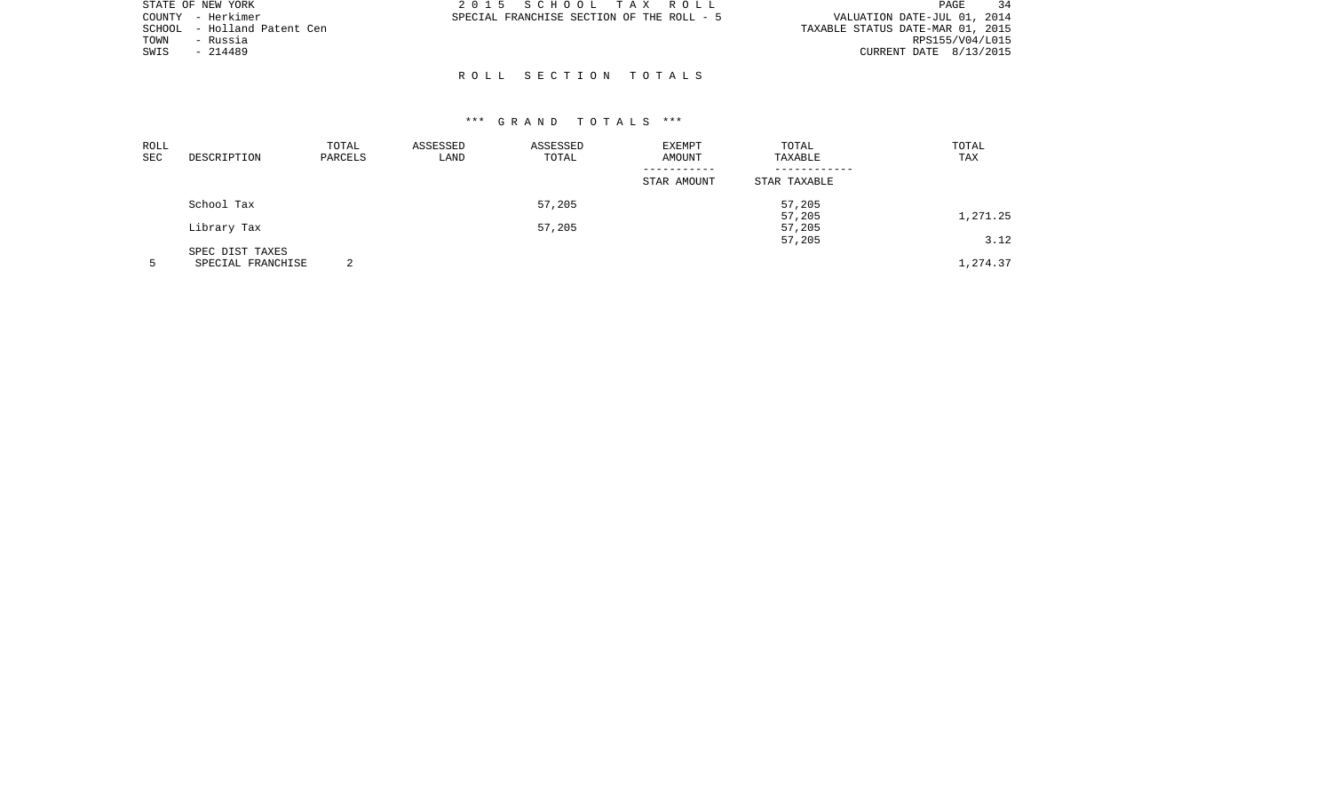STATE OF NEW YORK
COUNTY - Herkimer
SCHOOL - Holland Patent Cen
TOWN - Russia
SWIS - 214489

2 0 1 5 S C H O O L T A X R O L L
SPECIAL FRANCHISE SECTION OF THE ROLL - 5

VALUATION DATE-JUL 01, 2014
TAXABLE STATUS DATE-MAR 01, 2015
RPS155/V04/L015
CURRENT DATE 8/13/2015

## R O L L S E C T I O N T O T A L S

### *** G R A N D T O T A L S ***

| ROLL SEC | DESCRIPTION | TOTAL PARCELS | ASSESSED LAND | ASSESSED TOTAL | EXEMPT AMOUNT / STAR AMOUNT | TOTAL TAXABLE / STAR TAXABLE | TOTAL TAX |
|---|---|---|---|---|---|---|---|
| | School Tax | | | 57,205 | | 57,205 | |
| | | | | | | 57,205 | 1,271.25 |
| | Library Tax | | | 57,205 | | 57,205 | |
| | | | | | | 57,205 | 3.12 |
| | SPEC DIST TAXES | | | | | | |
| 5 | SPECIAL FRANCHISE | 2 | | | | | 1,274.37 |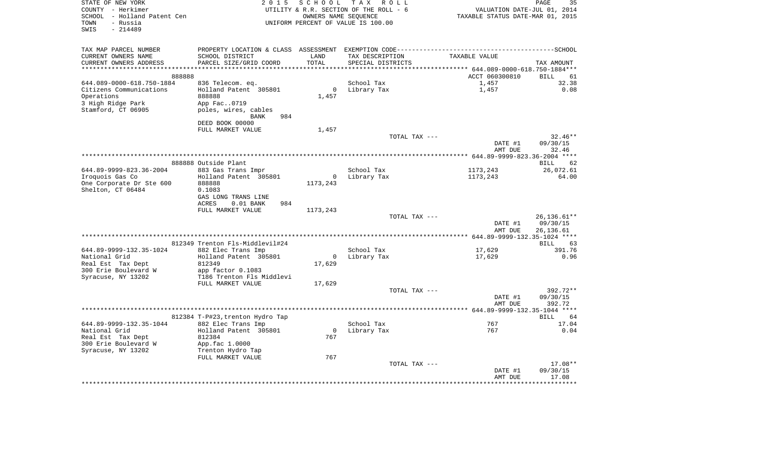STATE OF NEW YORK
COUNTY - Herkimer
SCHOOL - Holland Patent Cen
TOWN - Russia
SWIS - 214489

2 0 1 5 S C H O O L T A X R O L L
UTILITY & R.R. SECTION OF THE ROLL - 6
OWNERS NAME SEQUENCE
UNIFORM PERCENT OF VALUE IS 100.00

VALUATION DATE-JUL 01, 2014
TAXABLE STATUS DATE-MAR 01, 2015

| TAX MAP PARCEL NUMBER<br>CURRENT OWNERS NAME<br>CURRENT OWNERS ADDRESS | PROPERTY LOCATION & CLASS<br>SCHOOL DISTRICT<br>PARCEL SIZE/GRID COORD | ASSESSMENT<br>LAND<br>TOTAL | EXEMPTION CODE<br>TAX DESCRIPTION<br>SPECIAL DISTRICTS | TAXABLE VALUE | SCHOOL<br>TAX AMOUNT |
|---|---|---|---|---|---|
| **644.089-0000-618.750-1884** | | | | | |
| 888888 | | | | ACCT 060300810 | BILL 61 |
| 644.089-0000-618.750-1884 | 836 Telecom. eq. | | School Tax | 1,457 | 32.38 |
| Citizens Communications | Holland Patent 305801 | 0 | Library Tax | 1,457 | 0.08 |
| Operations | 888888 | 1,457 | | | |
| 3 High Ridge Park | App Fac..0719 | | | | |
| Stamford, CT 06905 | poles, wires, cables | | | | |
| | BANK 984 | | | | |
| | DEED BOOK 00000 | | | | |
| | FULL MARKET VALUE | 1,457 | | | |
| | | | TOTAL TAX --- | | 32.46** |
| | | | | DATE #1 | 09/30/15 |
| | | | | AMT DUE | 32.46 |
| **644.89-9999-823.36-2004** | | | | | |
| | 888888 Outside Plant | | | | BILL 62 |
| 644.89-9999-823.36-2004 | 883 Gas Trans Impr | | School Tax | 1173,243 | 26,072.61 |
| Iroquois Gas Co | Holland Patent 305801 | 0 | Library Tax | 1173,243 | 64.00 |
| One Corporate Dr Ste 600 | 888888 | 1173,243 | | | |
| Shelton, CT 06484 | 0.1083 | | | | |
| | GAS LONG TRANS LINE | | | | |
| | ACRES 0.01 BANK 984 | | | | |
| | FULL MARKET VALUE | 1173,243 | | | |
| | | | TOTAL TAX --- | | 26,136.61** |
| | | | | DATE #1 | 09/30/15 |
| | | | | AMT DUE | 26,136.61 |
| **644.89-9999-132.35-1024** | | | | | |
| | 812349 Trenton Fls-Middlevil#24 | | | | BILL 63 |
| 644.89-9999-132.35-1024 | 882 Elec Trans Imp | | School Tax | 17,629 | 391.76 |
| National Grid | Holland Patent 305801 | 0 | Library Tax | 17,629 | 0.96 |
| Real Est Tax Dept | 812349 | 17,629 | | | |
| 300 Erie Boulevard W | app factor 0.1083 | | | | |
| Syracuse, NY 13202 | T186 Trenton Fls Middlevi | | | | |
| | FULL MARKET VALUE | 17,629 | | | |
| | | | TOTAL TAX --- | | 392.72** |
| | | | | DATE #1 | 09/30/15 |
| | | | | AMT DUE | 392.72 |
| **644.89-9999-132.35-1044** | | | | | |
| | 812384 T-P#23,trenton Hydro Tap | | | | BILL 64 |
| 644.89-9999-132.35-1044 | 882 Elec Trans Imp | | School Tax | 767 | 17.04 |
| National Grid | Holland Patent 305801 | 0 | Library Tax | 767 | 0.04 |
| Real Est Tax Dept | 812384 | 767 | | | |
| 300 Erie Boulevard W | App.fac 1.0000 | | | | |
| Syracuse, NY 13202 | Trenton Hydro Tap | | | | |
| | FULL MARKET VALUE | 767 | | | |
| | | | TOTAL TAX --- | | 17.08** |
| | | | | DATE #1 | 09/30/15 |
| | | | | AMT DUE | 17.08 |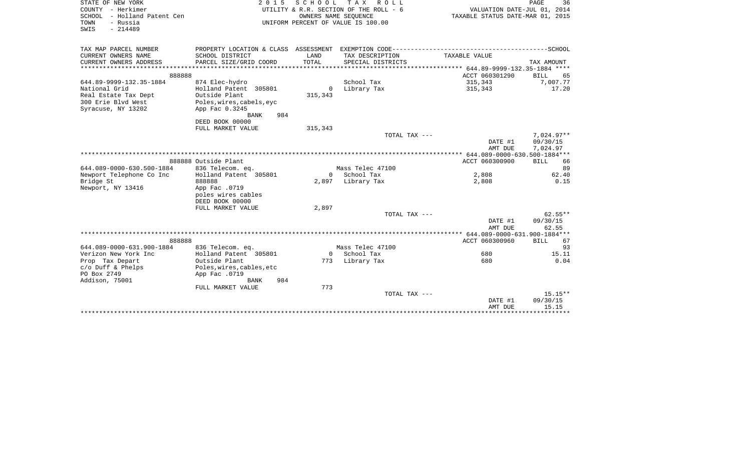STATE OF NEW YORK
COUNTY - Herkimer
SCHOOL - Holland Patent Cen
TOWN - Russia
SWIS - 214489

2 0 1 5 S C H O O L T A X R O L L
UTILITY & R.R. SECTION OF THE ROLL - 6
OWNERS NAME SEQUENCE
UNIFORM PERCENT OF VALUE IS 100.00

VALUATION DATE-JUL 01, 2014
TAXABLE STATUS DATE-MAR 01, 2015

| TAX MAP PARCEL NUMBER / CURRENT OWNERS NAME / CURRENT OWNERS ADDRESS | PROPERTY LOCATION & CLASS / SCHOOL DISTRICT / PARCEL SIZE/GRID COORD | ASSESSMENT LAND / TOTAL | EXEMPTION CODE / TAX DESCRIPTION / SPECIAL DISTRICTS | TAXABLE VALUE | SCHOOL TAX AMOUNT |
|---|---|---|---|---|---|
| **644.89-9999-132.35-1884** | 888888 | | | ACCT 060301290 | BILL 65 |
| 644.89-9999-132.35-1884 | 874 Elec-hydro | | School Tax | 315,343 | 7,007.77 |
| National Grid | Holland Patent 305801 | 0 | Library Tax | 315,343 | 17.20 |
| Real Estate Tax Dept | Outside Plant | 315,343 | | | |
| 300 Erie Blvd West | Poles,wires,cabels,eyc | | | | |
| Syracuse, NY 13202 | App Fac 0.3245 | | | | |
| | BANK 984 | | | | |
| | DEED BOOK 00000 | | | | |
| | FULL MARKET VALUE | 315,343 | | | |
| | | | TOTAL TAX --- | | 7,024.97** |
| | | | | DATE #1 | 09/30/15 |
| | | | | AMT DUE | 7,024.97 |
| **644.089-0000-630.500-1884** | 888888 Outside Plant | | | ACCT 060300900 | BILL 66 |
| 644.089-0000-630.500-1884 | 836 Telecom. eq. | | Mass Telec 47100 | | 89 |
| Newport Telephone Co Inc | Holland Patent 305801 | 0 | School Tax | 2,808 | 62.40 |
| Bridge St | 888888 | 2,897 | Library Tax | 2,808 | 0.15 |
| Newport, NY 13416 | App Fac .0719 | | | | |
| | poles wires cables | | | | |
| | DEED BOOK 00000 | | | | |
| | FULL MARKET VALUE | 2,897 | | | |
| | | | TOTAL TAX --- | | 62.55** |
| | | | | DATE #1 | 09/30/15 |
| | | | | AMT DUE | 62.55 |
| **644.089-0000-631.900-1884** | 888888 | | | ACCT 060300960 | BILL 67 |
| 644.089-0000-631.900-1884 | 836 Telecom. eq. | | Mass Telec 47100 | | 93 |
| Verizon New York Inc | Holland Patent 305801 | 0 | School Tax | 680 | 15.11 |
| Prop Tax Depart | Outside Plant | 773 | Library Tax | 680 | 0.04 |
| c/o Duff & Phelps | Poles,wires,cables,etc | | | | |
| PO Box 2749 | App Fac .0719 | | | | |
| Addison, 75001 | BANK 984 | | | | |
| | FULL MARKET VALUE | 773 | | | |
| | | | TOTAL TAX --- | | 15.15** |
| | | | | DATE #1 | 09/30/15 |
| | | | | AMT DUE | 15.15 |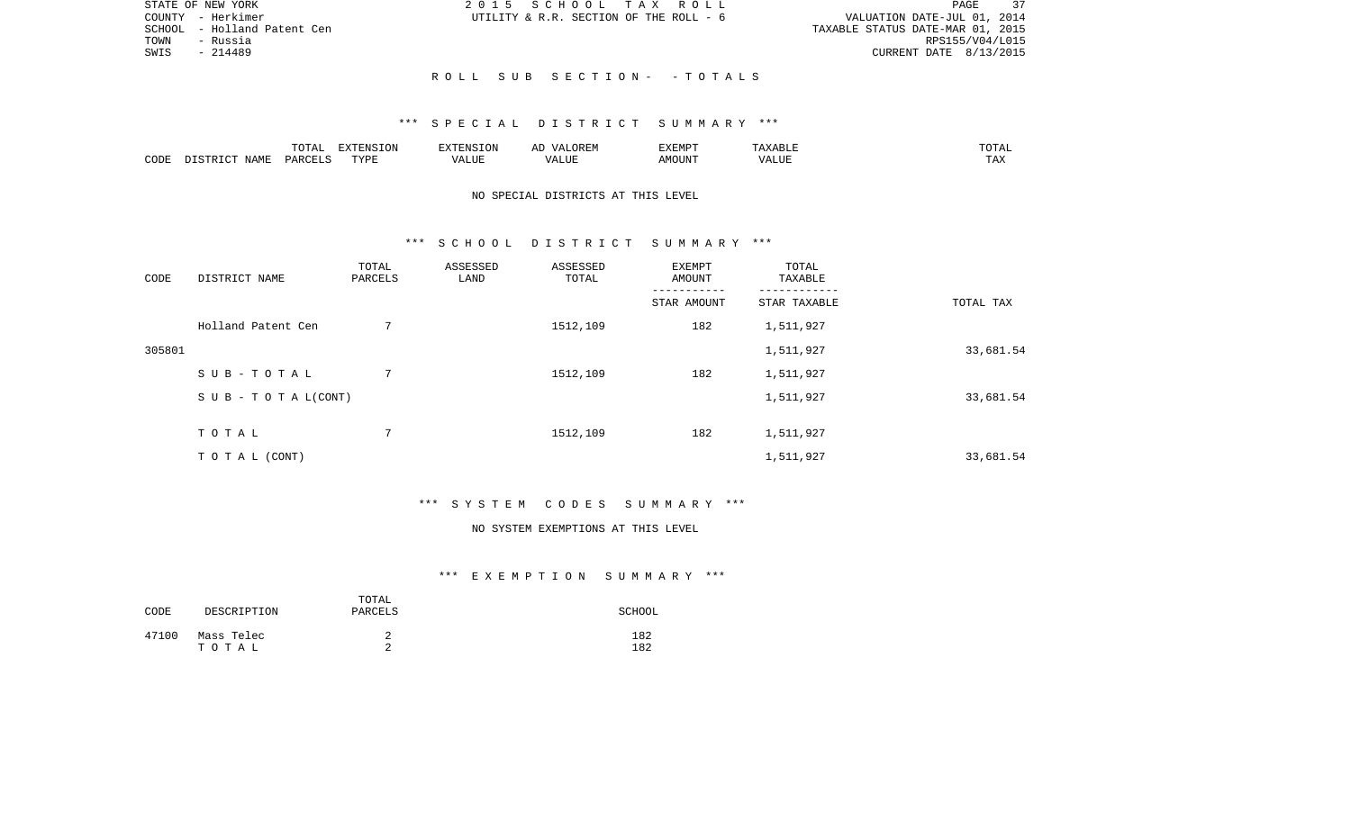STATE OF NEW YORK
COUNTY - Herkimer
SCHOOL - Holland Patent Cen
TOWN - Russia
SWIS - 214489

2 0 1 5 S C H O O L T A X R O L L
UTILITY & R.R. SECTION OF THE ROLL - 6

VALUATION DATE-JUL 01, 2014
TAXABLE STATUS DATE-MAR 01, 2015
RPS155/V04/L015
CURRENT DATE 8/13/2015

R O L L S U B S E C T I O N - - T O T A L S

*** S P E C I A L D I S T R I C T S U M M A R Y ***

| CODE | DISTRICT NAME | TOTAL PARCELS | EXTENSION TYPE | EXTENSION VALUE | AD VALOREM VALUE | EXEMPT AMOUNT | TAXABLE VALUE | TOTAL TAX |
|---|---|---|---|---|---|---|---|---|

NO SPECIAL DISTRICTS AT THIS LEVEL

*** S C H O O L D I S T R I C T S U M M A R Y ***

| CODE | DISTRICT NAME | TOTAL PARCELS | ASSESSED LAND | ASSESSED TOTAL | EXEMPT AMOUNT / STAR AMOUNT | TOTAL TAXABLE / STAR TAXABLE | TOTAL TAX |
|---|---|---|---|---|---|---|---|
| | Holland Patent Cen | 7 | | 1512,109 | 182 | 1,511,927 | |
| 305801 | | | | | | 1,511,927 | 33,681.54 |
| | S U B - T O T A L | 7 | | 1512,109 | 182 | 1,511,927 | |
| | S U B - T O T A L(CONT) | | | | | 1,511,927 | 33,681.54 |
| | T O T A L | 7 | | 1512,109 | 182 | 1,511,927 | |
| | T O T A L (CONT) | | | | | 1,511,927 | 33,681.54 |

*** S Y S T E M C O D E S S U M M A R Y ***

NO SYSTEM EXEMPTIONS AT THIS LEVEL

*** E X E M P T I O N S U M M A R Y ***

| CODE | DESCRIPTION | TOTAL PARCELS | SCHOOL |
|---|---|---|---|
| 47100 | Mass Telec | 2 | 182 |
| | T O T A L | 2 | 182 |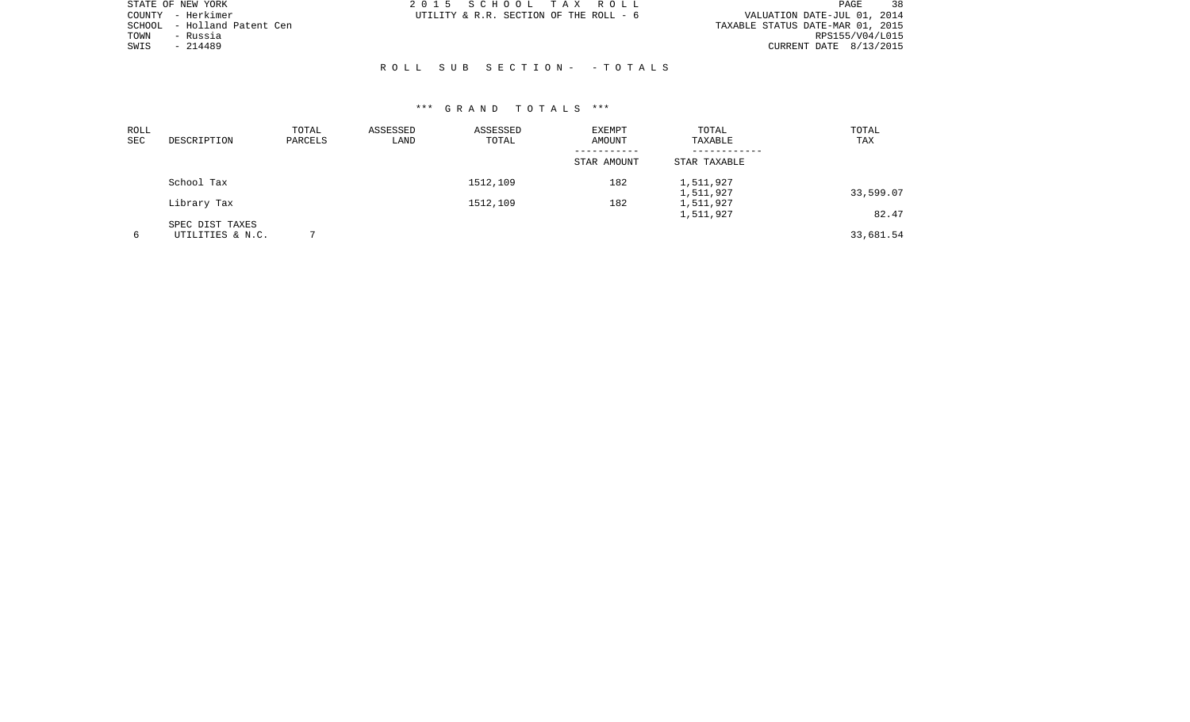STATE OF NEW YORK
COUNTY - Herkimer
SCHOOL - Holland Patent Cen
TOWN - Russia
SWIS - 214489

2 0 1 5 S C H O O L T A X R O L L
UTILITY & R.R. SECTION OF THE ROLL - 6

VALUATION DATE-JUL 01, 2014
TAXABLE STATUS DATE-MAR 01, 2015
RPS155/V04/L015
CURRENT DATE 8/13/2015

R O L L S U B S E C T I O N - - T O T A L S

\*\*\* G R A N D T O T A L S \*\*\*

| ROLL SEC | DESCRIPTION | TOTAL PARCELS | ASSESSED LAND | ASSESSED TOTAL | EXEMPT AMOUNT / STAR AMOUNT | TOTAL TAXABLE / STAR TAXABLE | TOTAL TAX |
|---|---|---|---|---|---|---|---|
| | School Tax | | | 1512,109 | 182 | 1,511,927 | |
| | | | | | | 1,511,927 | 33,599.07 |
| | Library Tax | | | 1512,109 | 182 | 1,511,927 | |
| | | | | | | 1,511,927 | 82.47 |
| | SPEC DIST TAXES | | | | | | |
| 6 | UTILITIES & N.C. | 7 | | | | | 33,681.54 |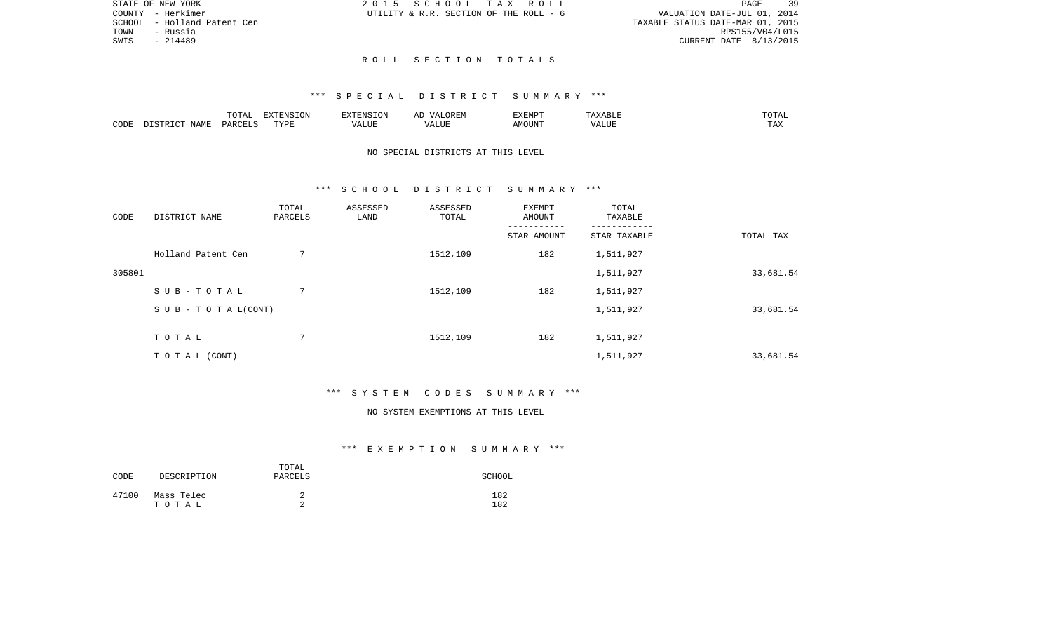STATE OF NEW YORK
COUNTY - Herkimer
SCHOOL - Holland Patent Cen
TOWN - Russia
SWIS - 214489

2 0 1 5 S C H O O L T A X R O L L
UTILITY & R.R. SECTION OF THE ROLL - 6

VALUATION DATE-JUL 01, 2014
TAXABLE STATUS DATE-MAR 01, 2015
RPS155/V04/L015
CURRENT DATE 8/13/2015

## R O L L S E C T I O N T O T A L S

### *** S P E C I A L D I S T R I C T S U M M A R Y ***

| CODE | DISTRICT NAME | TOTAL PARCELS | EXTENSION TYPE | EXTENSION VALUE | AD VALOREM VALUE | EXEMPT AMOUNT | TAXABLE VALUE | TOTAL TAX |
|---|---|---|---|---|---|---|---|---|

NO SPECIAL DISTRICTS AT THIS LEVEL

### *** S C H O O L D I S T R I C T S U M M A R Y ***

| CODE | DISTRICT NAME | TOTAL PARCELS | ASSESSED LAND | ASSESSED TOTAL | EXEMPT AMOUNT / STAR AMOUNT | TOTAL TAXABLE / STAR TAXABLE | TOTAL TAX |
|---|---|---|---|---|---|---|---|
| | Holland Patent Cen | 7 | | 1512,109 | 182 | 1,511,927 | |
| 305801 | | | | | | 1,511,927 | 33,681.54 |
| | S U B - T O T A L | 7 | | 1512,109 | 182 | 1,511,927 | |
| | S U B - T O T A L(CONT) | | | | | 1,511,927 | 33,681.54 |
| | T O T A L | 7 | | 1512,109 | 182 | 1,511,927 | |
| | T O T A L (CONT) | | | | | 1,511,927 | 33,681.54 |

### *** S Y S T E M C O D E S S U M M A R Y ***

NO SYSTEM EXEMPTIONS AT THIS LEVEL

### *** E X E M P T I O N S U M M A R Y ***

| CODE | DESCRIPTION | TOTAL PARCELS | SCHOOL |
|---|---|---|---|
| 47100 | Mass Telec | 2 | 182 |
| | T O T A L | 2 | 182 |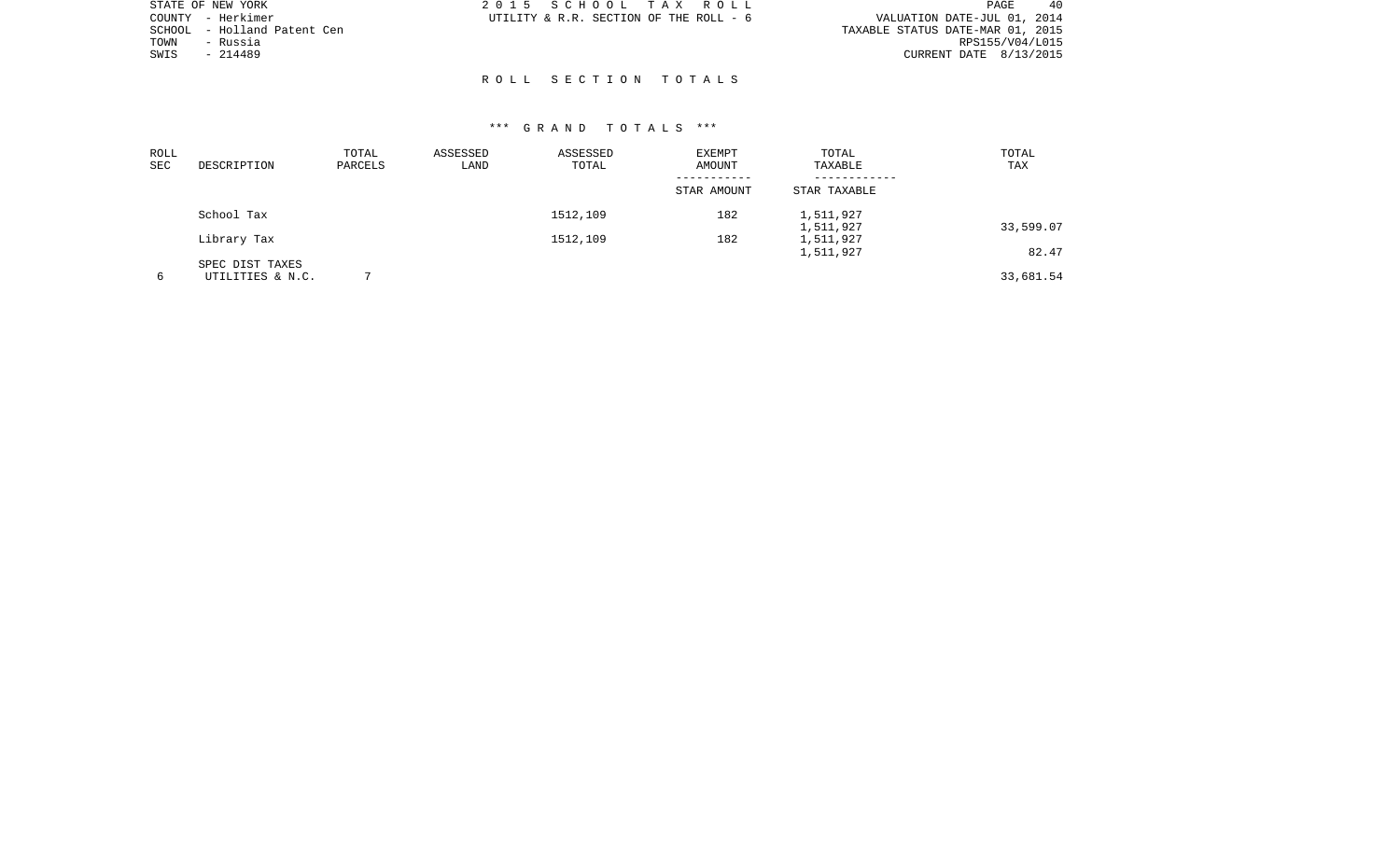STATE OF NEW YORK
COUNTY - Herkimer
SCHOOL - Holland Patent Cen
TOWN - Russia
SWIS - 214489

2 0 1 5 S C H O O L T A X R O L L
UTILITY & R.R. SECTION OF THE ROLL - 6

VALUATION DATE-JUL 01, 2014
TAXABLE STATUS DATE-MAR 01, 2015
RPS155/V04/L015
CURRENT DATE 8/13/2015

## R O L L S E C T I O N T O T A L S

### \*\*\* G R A N D T O T A L S \*\*\*

| ROLL SEC | DESCRIPTION | TOTAL PARCELS | ASSESSED LAND | ASSESSED TOTAL | EXEMPT AMOUNT / STAR AMOUNT | TOTAL TAXABLE / STAR TAXABLE | TOTAL TAX |
|---|---|---|---|---|---|---|---|
| | School Tax | | | 1512,109 | 182 | 1,511,927 | |
| | | | | | | 1,511,927 | 33,599.07 |
| | Library Tax | | | 1512,109 | 182 | 1,511,927 | |
| | | | | | | 1,511,927 | 82.47 |
| | SPEC DIST TAXES | | | | | | |
| 6 | UTILITIES & N.C. | 7 | | | | | 33,681.54 |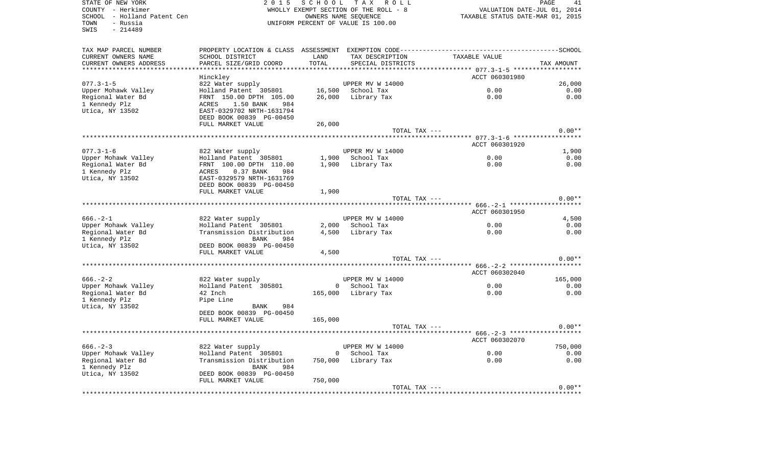STATE OF NEW YORK | 2015 SCHOOL TAX ROLL
COUNTY - Herkimer | WHOLLY EXEMPT SECTION OF THE ROLL - 8 | VALUATION DATE-JUL 01, 2014
SCHOOL - Holland Patent Cen | OWNERS NAME SEQUENCE | TAXABLE STATUS DATE-MAR 01, 2015
TOWN - Russia | UNIFORM PERCENT OF VALUE IS 100.00
SWIS - 214489

| TAX MAP PARCEL NUMBER / CURRENT OWNERS NAME / CURRENT OWNERS ADDRESS | PROPERTY LOCATION & CLASS / SCHOOL DISTRICT / PARCEL SIZE/GRID COORD | ASSESSMENT LAND | TOTAL | EXEMPTION CODE / TAX DESCRIPTION / SPECIAL DISTRICTS | TAXABLE VALUE | TAX AMOUNT |
|---|---|---|---|---|---|---|
| **077.3-1-5** | Hinckley | | | | ACCT 060301980 | |
| 077.3-1-5 | 822 Water supply | | | UPPER MV W 14000 | | 26,000 |
| Upper Mohawk Valley | Holland Patent 305801 | 16,500 | | School Tax | 0.00 | 0.00 |
| Regional Water Bd | FRNT 150.00 DPTH 105.00 | | 26,000 | Library Tax | 0.00 | 0.00 |
| 1 Kennedy Plz | ACRES 1.50 BANK 984 | | | | | |
| Utica, NY 13502 | EAST-0329702 NRTH-1631794 | | | | | |
| | DEED BOOK 00839 PG-00450 | | | | | |
| | FULL MARKET VALUE | | 26,000 | | | |
| | | | | TOTAL TAX --- | | 0.00** |
| **077.3-1-6** | | | | | ACCT 060301920 | |
| 077.3-1-6 | 822 Water supply | | | UPPER MV W 14000 | | 1,900 |
| Upper Mohawk Valley | Holland Patent 305801 | 1,900 | | School Tax | 0.00 | 0.00 |
| Regional Water Bd | FRNT 100.00 DPTH 110.00 | | 1,900 | Library Tax | 0.00 | 0.00 |
| 1 Kennedy Plz | ACRES 0.37 BANK 984 | | | | | |
| Utica, NY 13502 | EAST-0329579 NRTH-1631769 | | | | | |
| | DEED BOOK 00839 PG-00450 | | | | | |
| | FULL MARKET VALUE | | 1,900 | | | |
| | | | | TOTAL TAX --- | | 0.00** |
| **666.-2-1** | | | | | ACCT 060301950 | |
| 666.-2-1 | 822 Water supply | | | UPPER MV W 14000 | | 4,500 |
| Upper Mohawk Valley | Holland Patent 305801 | 2,000 | | School Tax | 0.00 | 0.00 |
| Regional Water Bd | Transmission Distribution | | 4,500 | Library Tax | 0.00 | 0.00 |
| 1 Kennedy Plz | BANK 984 | | | | | |
| Utica, NY 13502 | DEED BOOK 00839 PG-00450 | | | | | |
| | FULL MARKET VALUE | | 4,500 | | | |
| | | | | TOTAL TAX --- | | 0.00** |
| **666.-2-2** | | | | | ACCT 060302040 | |
| 666.-2-2 | 822 Water supply | | | UPPER MV W 14000 | | 165,000 |
| Upper Mohawk Valley | Holland Patent 305801 | 0 | | School Tax | 0.00 | 0.00 |
| Regional Water Bd | 42 Inch | | 165,000 | Library Tax | 0.00 | 0.00 |
| 1 Kennedy Plz | Pipe Line | | | | | |
| Utica, NY 13502 | BANK 984 | | | | | |
| | DEED BOOK 00839 PG-00450 | | | | | |
| | FULL MARKET VALUE | | 165,000 | | | |
| | | | | TOTAL TAX --- | | 0.00** |
| **666.-2-3** | | | | | ACCT 060302070 | |
| 666.-2-3 | 822 Water supply | | | UPPER MV W 14000 | | 750,000 |
| Upper Mohawk Valley | Holland Patent 305801 | 0 | | School Tax | 0.00 | 0.00 |
| Regional Water Bd | Transmission Distribution | | 750,000 | Library Tax | 0.00 | 0.00 |
| 1 Kennedy Plz | BANK 984 | | | | | |
| Utica, NY 13502 | DEED BOOK 00839 PG-00450 | | | | | |
| | FULL MARKET VALUE | | 750,000 | | | |
| | | | | TOTAL TAX --- | | 0.00** |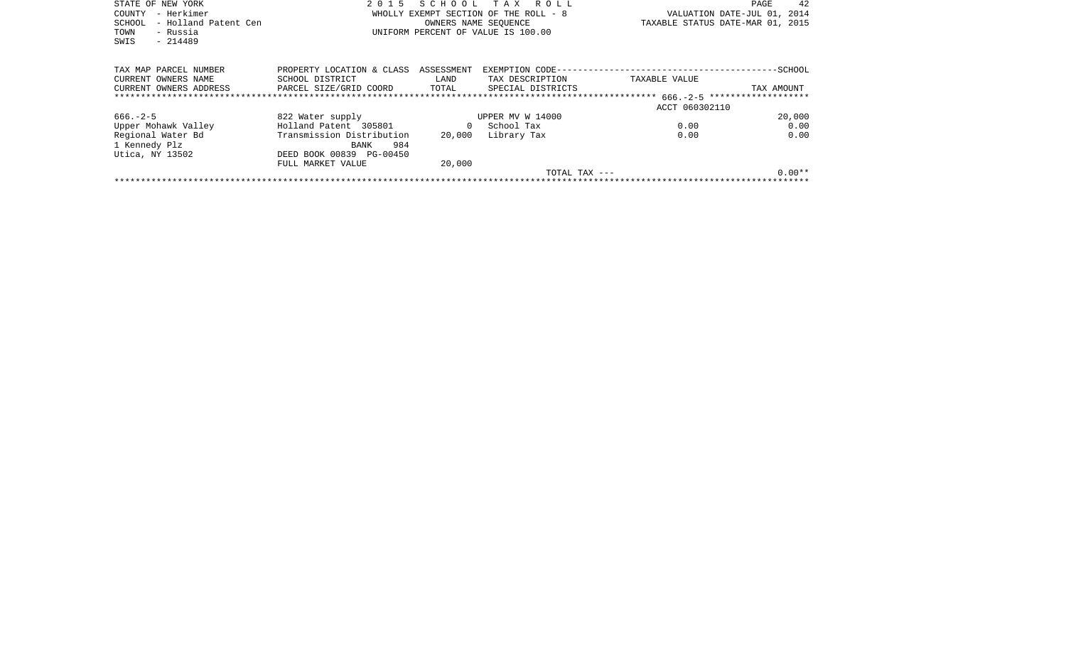STATE OF NEW YORK
COUNTY - Herkimer
SCHOOL - Holland Patent Cen
TOWN - Russia
SWIS - 214489

2 0 1 5 S C H O O L T A X R O L L
WHOLLY EXEMPT SECTION OF THE ROLL - 8
OWNERS NAME SEQUENCE
UNIFORM PERCENT OF VALUE IS 100.00

VALUATION DATE-JUL 01, 2014
TAXABLE STATUS DATE-MAR 01, 2015

| TAX MAP PARCEL NUMBER<br>CURRENT OWNERS NAME<br>CURRENT OWNERS ADDRESS | PROPERTY LOCATION & CLASS<br>SCHOOL DISTRICT<br>PARCEL SIZE/GRID COORD | ASSESSMENT<br>LAND<br>TOTAL | EXEMPTION CODE<br>TAX DESCRIPTION<br>SPECIAL DISTRICTS | TAXABLE VALUE | SCHOOL<br>TAX AMOUNT |
|---|---|---|---|---|---|
| 666.-2-5 | | | | ACCT 060302110 | |
| 666.-2-5 | 822 Water supply | | UPPER MV W 14000 | | 20,000 |
| Upper Mohawk Valley | Holland Patent 305801 | 0 | School Tax | 0.00 | 0.00 |
| Regional Water Bd | Transmission Distribution | 20,000 | Library Tax | 0.00 | 0.00 |
| 1 Kennedy Plz | BANK 984 | | | | |
| Utica, NY 13502 | DEED BOOK 00839 PG-00450 | | | | |
| | FULL MARKET VALUE | 20,000 | | | |
| | | | TOTAL TAX --- | | 0.00** |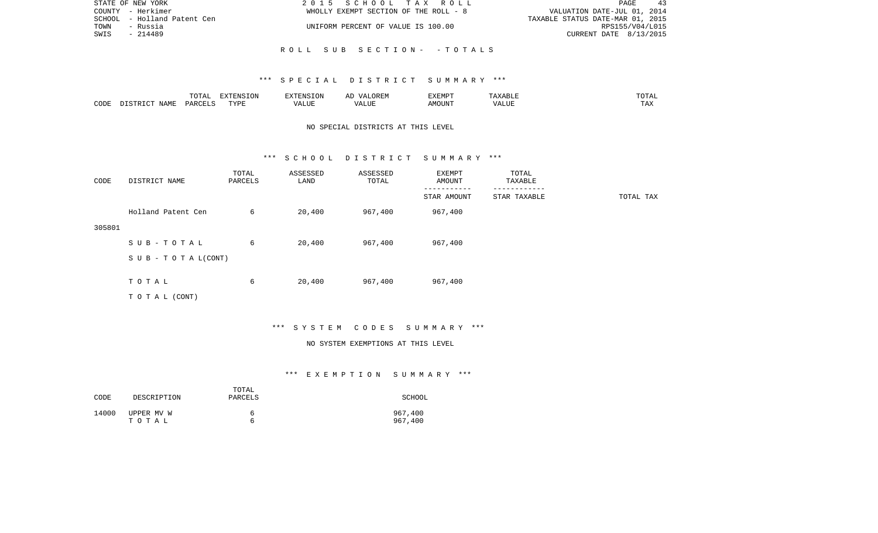STATE OF NEW YORK | 2 0 1 5 S C H O O L T A X R O L L | PAGE 43
COUNTY - Herkimer | WHOLLY EXEMPT SECTION OF THE ROLL - 8 | VALUATION DATE-JUL 01, 2014
SCHOOL - Holland Patent Cen | | TAXABLE STATUS DATE-MAR 01, 2015
TOWN - Russia | UNIFORM PERCENT OF VALUE IS 100.00 | RPS155/V04/L015
SWIS - 214489 | | CURRENT DATE 8/13/2015

R O L L S U B S E C T I O N - - T O T A L S

*** S P E C I A L D I S T R I C T S U M M A R Y ***

| CODE | DISTRICT NAME | TOTAL PARCELS | EXTENSION TYPE | EXTENSION VALUE | AD VALOREM VALUE | EXEMPT AMOUNT | TAXABLE VALUE | TOTAL TAX |
|---|---|---|---|---|---|---|---|---|

NO SPECIAL DISTRICTS AT THIS LEVEL

*** S C H O O L D I S T R I C T S U M M A R Y ***

| CODE | DISTRICT NAME | TOTAL PARCELS | ASSESSED LAND | ASSESSED TOTAL | EXEMPT AMOUNT / STAR AMOUNT | TOTAL TAXABLE / STAR TAXABLE | TOTAL TAX |
|---|---|---|---|---|---|---|---|
| 305801 | Holland Patent Cen | 6 | 20,400 | 967,400 | 967,400 | | |
| | S U B - T O T A L | 6 | 20,400 | 967,400 | 967,400 | | |
| | S U B - T O T A L(CONT) | | | | | | |
| | T O T A L | 6 | 20,400 | 967,400 | 967,400 | | |
| | T O T A L (CONT) | | | | | | |

*** S Y S T E M C O D E S S U M M A R Y ***

NO SYSTEM EXEMPTIONS AT THIS LEVEL

*** E X E M P T I O N S U M M A R Y ***

| CODE | DESCRIPTION | TOTAL PARCELS | SCHOOL |
|---|---|---|---|
| 14000 | UPPER MV W | 6 | 967,400 |
| | T O T A L | 6 | 967,400 |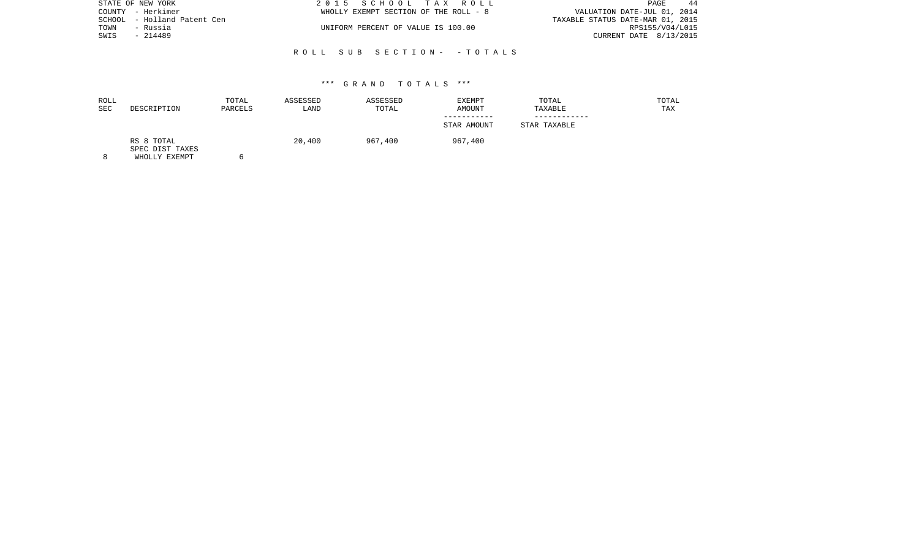STATE OF NEW YORK
COUNTY - Herkimer
SCHOOL - Holland Patent Cen
TOWN - Russia
SWIS - 214489

2015 SCHOOL TAX ROLL
WHOLLY EXEMPT SECTION OF THE ROLL - 8
UNIFORM PERCENT OF VALUE IS 100.00

VALUATION DATE-JUL 01, 2014
TAXABLE STATUS DATE-MAR 01, 2015
RPS155/V04/L015
CURRENT DATE 8/13/2015

ROLL SUB SECTION- - TOTALS

*** GRAND TOTALS ***

| ROLL SEC | DESCRIPTION | TOTAL PARCELS | ASSESSED LAND | ASSESSED TOTAL | EXEMPT AMOUNT / STAR AMOUNT | TOTAL TAXABLE / STAR TAXABLE | TOTAL TAX |
|---|---|---|---|---|---|---|---|
| 8 | RS 8 TOTAL SPEC DIST TAXES WHOLLY EXEMPT | 6 | 20,400 | 967,400 | 967,400 | | |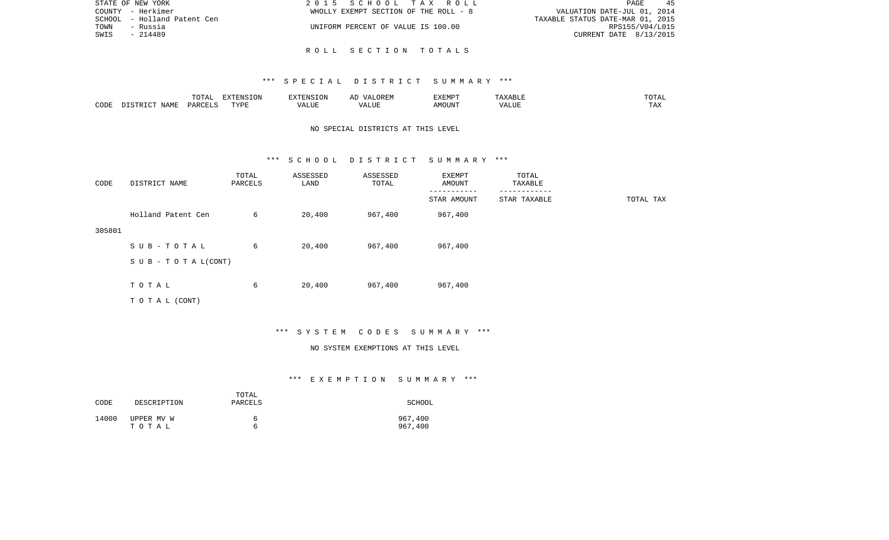STATE OF NEW YORK | 2015 SCHOOL TAX ROLL | PAGE 45
COUNTY - Herkimer | WHOLLY EXEMPT SECTION OF THE ROLL - 8 | VALUATION DATE-JUL 01, 2014
SCHOOL - Holland Patent Cen | | TAXABLE STATUS DATE-MAR 01, 2015
TOWN - Russia | UNIFORM PERCENT OF VALUE IS 100.00 | RPS155/V04/L015
SWIS - 214489 | | CURRENT DATE 8/13/2015

## R O L L S E C T I O N T O T A L S

### *** S P E C I A L D I S T R I C T S U M M A R Y ***

| CODE | DISTRICT NAME | TOTAL PARCELS | EXTENSION TYPE | EXTENSION VALUE | AD VALOREM VALUE | EXEMPT AMOUNT | TAXABLE VALUE | TOTAL TAX |
|---|---|---|---|---|---|---|---|---|

NO SPECIAL DISTRICTS AT THIS LEVEL

### *** S C H O O L D I S T R I C T S U M M A R Y ***

| CODE | DISTRICT NAME | TOTAL PARCELS | ASSESSED LAND | ASSESSED TOTAL | EXEMPT AMOUNT / STAR AMOUNT | TOTAL TAXABLE / STAR TAXABLE | TOTAL TAX |
|---|---|---|---|---|---|---|---|
| 305801 | Holland Patent Cen | 6 | 20,400 | 967,400 | 967,400 | | |
| | S U B - T O T A L | 6 | 20,400 | 967,400 | 967,400 | | |
| | S U B - T O T A L (CONT) | | | | | | |
| | T O T A L | 6 | 20,400 | 967,400 | 967,400 | | |
| | T O T A L (CONT) | | | | | | |

### *** S Y S T E M C O D E S S U M M A R Y ***

NO SYSTEM EXEMPTIONS AT THIS LEVEL

### *** E X E M P T I O N S U M M A R Y ***

| CODE | DESCRIPTION | TOTAL PARCELS | SCHOOL |
|---|---|---|---|
| 14000 | UPPER MV W | 6 | 967,400 |
| | T O T A L | 6 | 967,400 |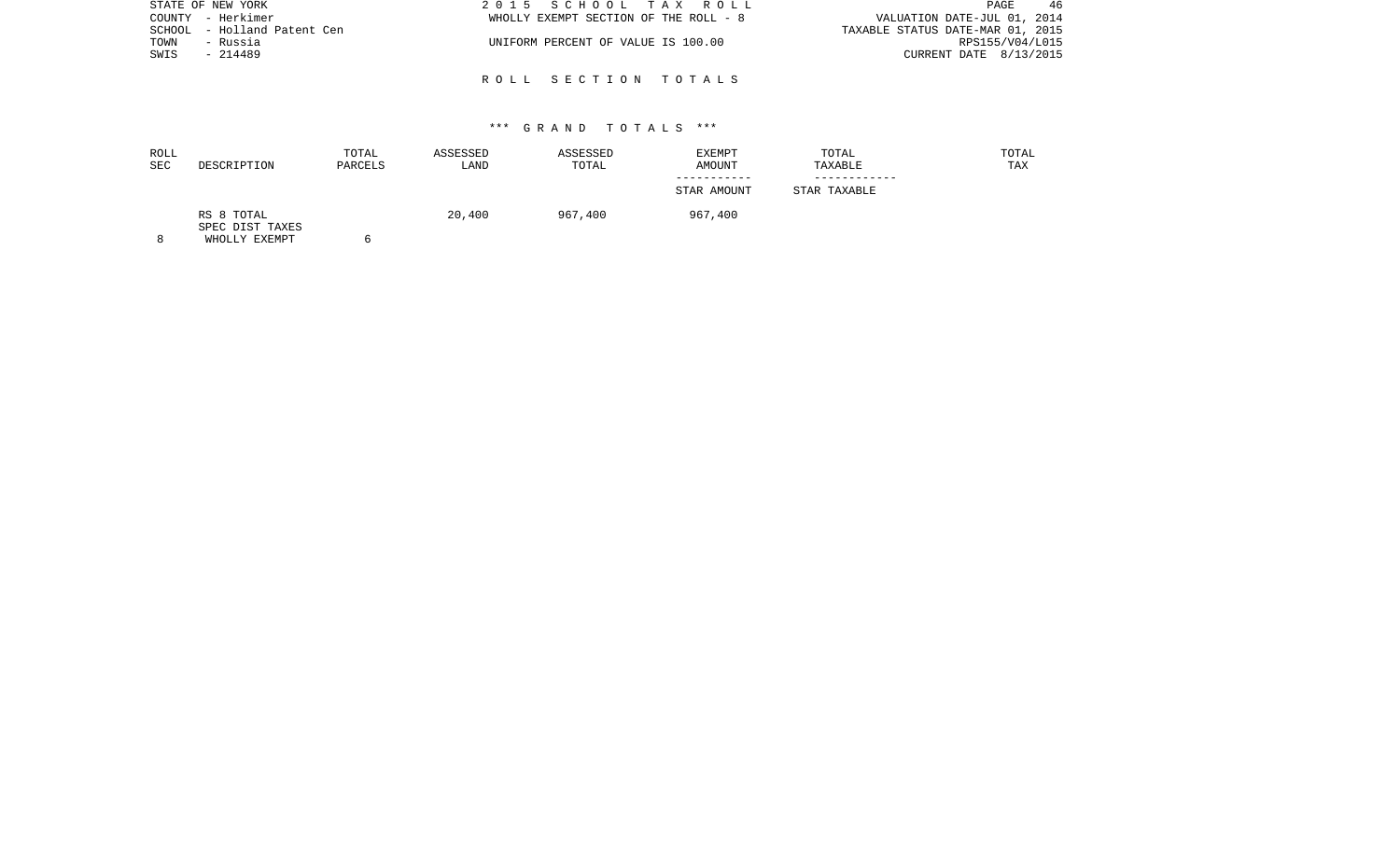STATE OF NEW YORK
COUNTY - Herkimer
SCHOOL - Holland Patent Cen
TOWN - Russia
SWIS - 214489

2 0 1 5 S C H O O L T A X R O L L
WHOLLY EXEMPT SECTION OF THE ROLL - 8

UNIFORM PERCENT OF VALUE IS 100.00

VALUATION DATE-JUL 01, 2014
TAXABLE STATUS DATE-MAR 01, 2015
RPS155/V04/L015
CURRENT DATE 8/13/2015

## R O L L S E C T I O N T O T A L S

### *** G R A N D T O T A L S ***

| ROLL SEC | DESCRIPTION | TOTAL PARCELS | ASSESSED LAND | ASSESSED TOTAL | EXEMPT AMOUNT<br>-----------<br>STAR AMOUNT | TOTAL TAXABLE<br>------------<br>STAR TAXABLE | TOTAL TAX |
|---|---|---|---|---|---|---|---|
| 8 | RS 8 TOTAL<br>SPEC DIST TAXES<br>WHOLLY EXEMPT | 6 | 20,400 | 967,400 | 967,400 | | |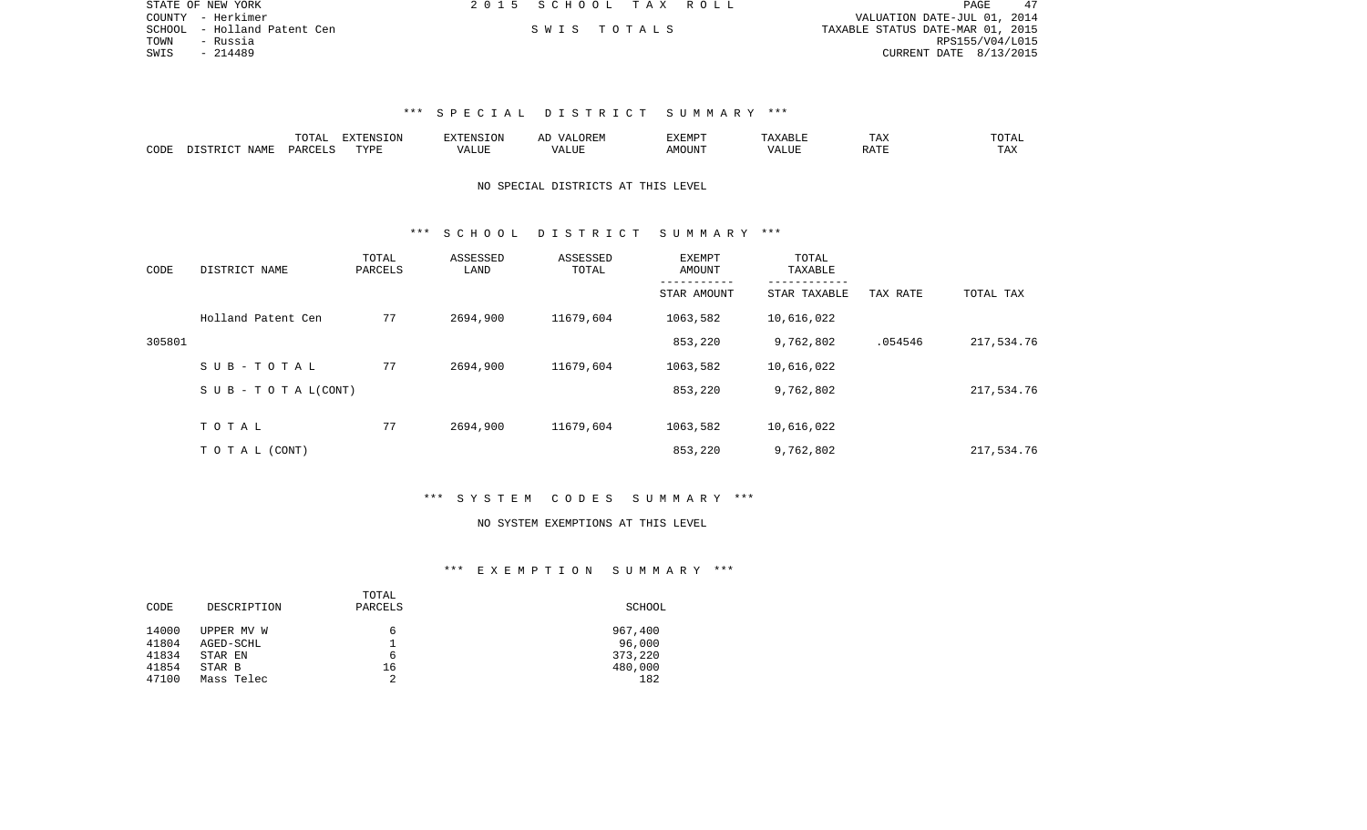STATE OF NEW YORK
COUNTY - Herkimer
SCHOOL - Holland Patent Cen
TOWN - Russia
SWIS - 214489

2 0 1 5 S C H O O L T A X R O L L

S W I S T O T A L S

VALUATION DATE-JUL 01, 2014
TAXABLE STATUS DATE-MAR 01, 2015
RPS155/V04/L015
CURRENT DATE 8/13/2015

### *** S P E C I A L D I S T R I C T S U M M A R Y ***

| CODE | DISTRICT NAME | TOTAL PARCELS | EXTENSION TYPE | EXTENSION VALUE | AD VALOREM VALUE | EXEMPT AMOUNT | TAXABLE VALUE | TAX RATE | TOTAL TAX |
|---|---|---|---|---|---|---|---|---|---|

NO SPECIAL DISTRICTS AT THIS LEVEL

### *** S C H O O L D I S T R I C T S U M M A R Y ***

| CODE | DISTRICT NAME | TOTAL PARCELS | ASSESSED LAND | ASSESSED TOTAL | EXEMPT AMOUNT / STAR AMOUNT | TOTAL TAXABLE / STAR TAXABLE | TAX RATE | TOTAL TAX |
|---|---|---|---|---|---|---|---|---|
| | Holland Patent Cen | 77 | 2694,900 | 11679,604 | 1063,582 | 10,616,022 | | |
| 305801 | | | | | 853,220 | 9,762,802 | .054546 | 217,534.76 |
| | S U B - T O T A L | 77 | 2694,900 | 11679,604 | 1063,582 | 10,616,022 | | |
| | S U B - T O T A L(CONT) | | | | 853,220 | 9,762,802 | | 217,534.76 |
| | T O T A L | 77 | 2694,900 | 11679,604 | 1063,582 | 10,616,022 | | |
| | T O T A L (CONT) | | | | 853,220 | 9,762,802 | | 217,534.76 |

### *** S Y S T E M C O D E S S U M M A R Y ***

NO SYSTEM EXEMPTIONS AT THIS LEVEL

### *** E X E M P T I O N S U M M A R Y ***

| CODE | DESCRIPTION | TOTAL PARCELS | SCHOOL |
|---|---|---|---|
| 14000 | UPPER MV W | 6 | 967,400 |
| 41804 | AGED-SCHL | 1 | 96,000 |
| 41834 | STAR EN | 6 | 373,220 |
| 41854 | STAR B | 16 | 480,000 |
| 47100 | Mass Telec | 2 | 182 |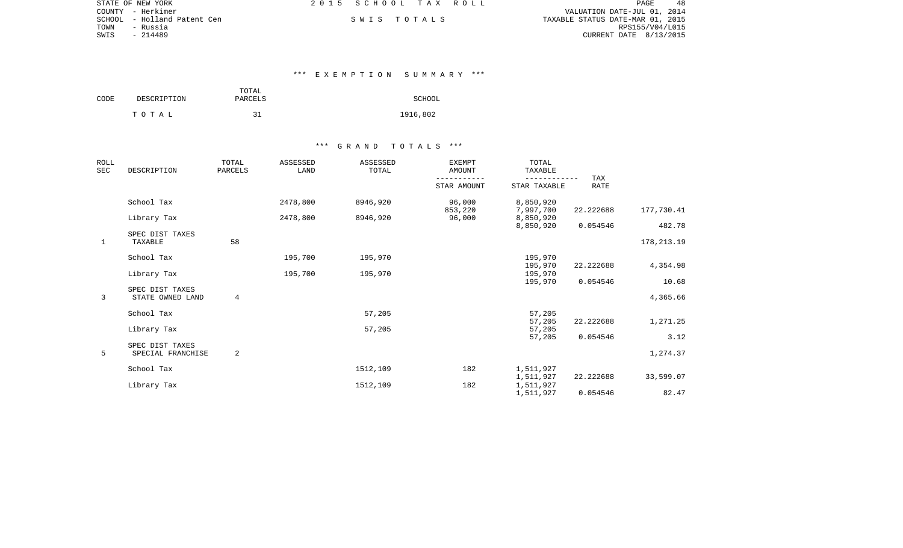STATE OF NEW YORK | 2015 SCHOOL TAX ROLL
COUNTY - Herkimer
SCHOOL - Holland Patent Cen | SWIS TOTALS
TOWN - Russia
SWIS - 214489

VALUATION DATE-JUL 01, 2014
TAXABLE STATUS DATE-MAR 01, 2015
RPS155/V04/L015
CURRENT DATE 8/13/2015

### *** EXEMPTION SUMMARY ***

| CODE | DESCRIPTION | TOTAL PARCELS | SCHOOL |
|---|---|---|---|
| | TOTAL | 31 | 1916,802 |

### *** GRAND TOTALS ***

| ROLL SEC | DESCRIPTION | TOTAL PARCELS | ASSESSED LAND | ASSESSED TOTAL | EXEMPT AMOUNT / STAR AMOUNT | TOTAL TAXABLE / STAR TAXABLE | TAX RATE | |
|---|---|---|---|---|---|---|---|---|
| | School Tax | | 2478,800 | 8946,920 | 96,000 | 8,850,920 | | |
| | | | | | 853,220 | 7,997,700 | 22.222688 | 177,730.41 |
| | Library Tax | | 2478,800 | 8946,920 | 96,000 | 8,850,920 | | |
| | | | | | | 8,850,920 | 0.054546 | 482.78 |
| | SPEC DIST TAXES | | | | | | | |
| 1 | TAXABLE | 58 | | | | | | 178,213.19 |
| | School Tax | | 195,700 | 195,970 | | 195,970 | | |
| | | | | | | 195,970 | 22.222688 | 4,354.98 |
| | Library Tax | | 195,700 | 195,970 | | 195,970 | | |
| | | | | | | 195,970 | 0.054546 | 10.68 |
| | SPEC DIST TAXES | | | | | | | |
| 3 | STATE OWNED LAND | 4 | | | | | | 4,365.66 |
| | School Tax | | | 57,205 | | 57,205 | | |
| | | | | | | 57,205 | 22.222688 | 1,271.25 |
| | Library Tax | | | 57,205 | | 57,205 | | |
| | | | | | | 57,205 | 0.054546 | 3.12 |
| | SPEC DIST TAXES | | | | | | | |
| 5 | SPECIAL FRANCHISE | 2 | | | | | | 1,274.37 |
| | School Tax | | | 1512,109 | 182 | 1,511,927 | | |
| | | | | | | 1,511,927 | 22.222688 | 33,599.07 |
| | Library Tax | | | 1512,109 | 182 | 1,511,927 | | |
| | | | | | | 1,511,927 | 0.054546 | 82.47 |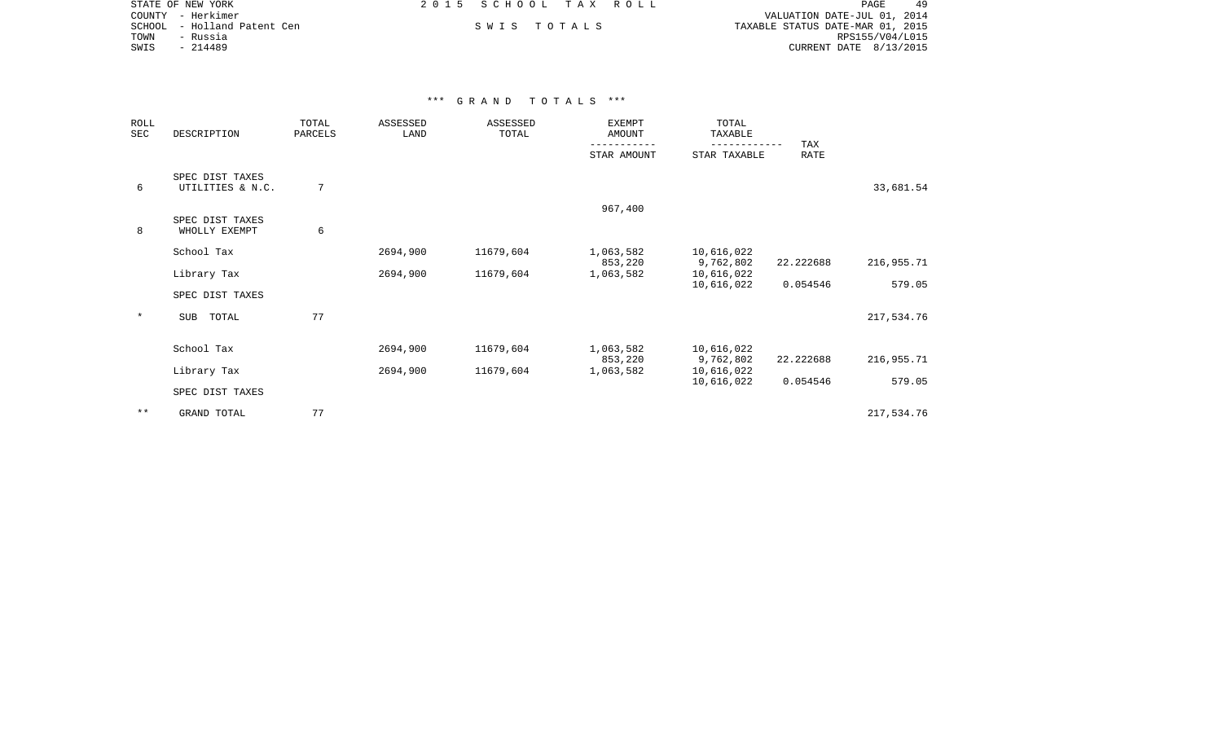STATE OF NEW YORK
COUNTY - Herkimer
SCHOOL - Holland Patent Cen
TOWN - Russia
SWIS - 214489

2 0 1 5 S C H O O L T A X R O L L

S W I S T O T A L S

VALUATION DATE-JUL 01, 2014
TAXABLE STATUS DATE-MAR 01, 2015
RPS155/V04/L015
CURRENT DATE 8/13/2015

*** G R A N D T O T A L S ***

| ROLL SEC | DESCRIPTION | TOTAL PARCELS | ASSESSED LAND | ASSESSED TOTAL | EXEMPT AMOUNT / STAR AMOUNT | TOTAL TAXABLE / STAR TAXABLE | TAX RATE | |
|---|---|---|---|---|---|---|---|---|
| 6 | SPEC DIST TAXES UTILITIES & N.C. | 7 | | | | | | 33,681.54 |
| | | | | | 967,400 | | | |
| 8 | SPEC DIST TAXES WHOLLY EXEMPT | 6 | | | | | | |
| | School Tax | | 2694,900 | 11679,604 | 1,063,582 | 10,616,022 | | |
| | | | | | 853,220 | 9,762,802 | 22.222688 | 216,955.71 |
| | Library Tax | | 2694,900 | 11679,604 | 1,063,582 | 10,616,022 | | |
| | | | | | | 10,616,022 | 0.054546 | 579.05 |
| | SPEC DIST TAXES | | | | | | | |
| * | SUB TOTAL | 77 | | | | | | 217,534.76 |
| | School Tax | | 2694,900 | 11679,604 | 1,063,582 | 10,616,022 | | |
| | | | | | 853,220 | 9,762,802 | 22.222688 | 216,955.71 |
| | Library Tax | | 2694,900 | 11679,604 | 1,063,582 | 10,616,022 | | |
| | | | | | | 10,616,022 | 0.054546 | 579.05 |
| | SPEC DIST TAXES | | | | | | | |
| ** | GRAND TOTAL | 77 | | | | | | 217,534.76 |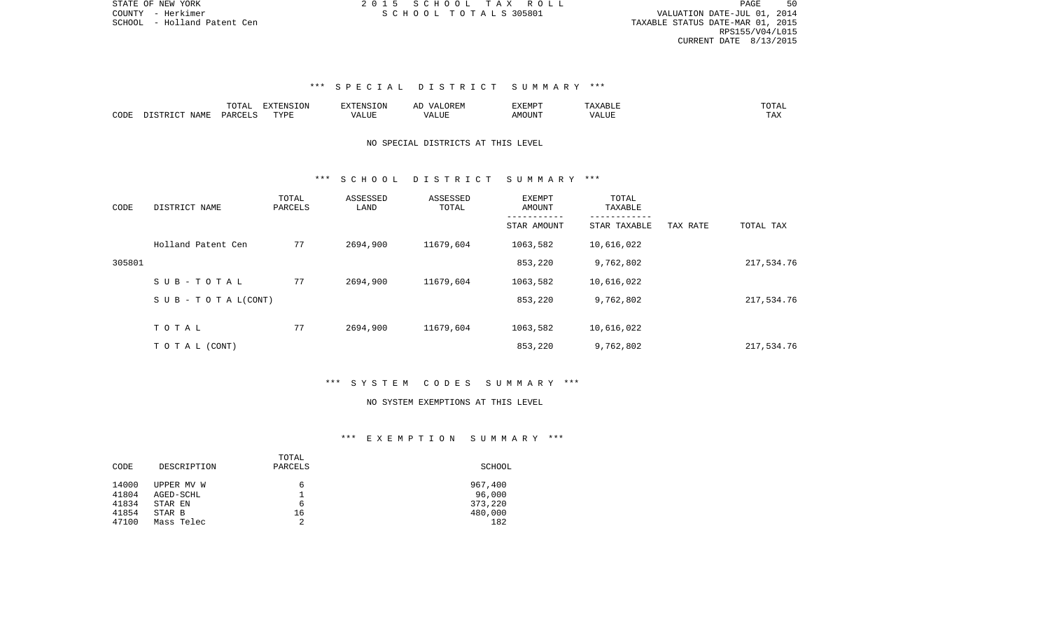STATE OF NEW YORK
COUNTY - Herkimer
SCHOOL - Holland Patent Cen

2 0 1 5 S C H O O L T A X R O L L
S C H O O L T O T A L S 305801

VALUATION DATE-JUL 01, 2014
TAXABLE STATUS DATE-MAR 01, 2015
RPS155/V04/L015
CURRENT DATE 8/13/2015

### *** S P E C I A L D I S T R I C T S U M M A R Y ***

| CODE | DISTRICT NAME | TOTAL PARCELS | EXTENSION TYPE | EXTENSION VALUE | AD VALOREM VALUE | EXEMPT AMOUNT | TAXABLE VALUE | TOTAL TAX |
|---|---|---|---|---|---|---|---|---|

NO SPECIAL DISTRICTS AT THIS LEVEL

### *** S C H O O L D I S T R I C T S U M M A R Y ***

| CODE | DISTRICT NAME | TOTAL PARCELS | ASSESSED LAND | ASSESSED TOTAL | EXEMPT AMOUNT / STAR AMOUNT | TOTAL TAXABLE / STAR TAXABLE | TAX RATE | TOTAL TAX |
|---|---|---|---|---|---|---|---|---|
| | Holland Patent Cen | 77 | 2694,900 | 11679,604 | 1063,582 | 10,616,022 | | |
| 305801 | | | | | 853,220 | 9,762,802 | | 217,534.76 |
| | S U B - T O T A L | 77 | 2694,900 | 11679,604 | 1063,582 | 10,616,022 | | |
| | S U B - T O T A L(CONT) | | | | 853,220 | 9,762,802 | | 217,534.76 |
| | T O T A L | 77 | 2694,900 | 11679,604 | 1063,582 | 10,616,022 | | |
| | T O T A L (CONT) | | | | 853,220 | 9,762,802 | | 217,534.76 |

### *** S Y S T E M C O D E S S U M M A R Y ***

NO SYSTEM EXEMPTIONS AT THIS LEVEL

### *** E X E M P T I O N S U M M A R Y ***

| CODE | DESCRIPTION | TOTAL PARCELS | SCHOOL |
|---|---|---|---|
| 14000 | UPPER MV W | 6 | 967,400 |
| 41804 | AGED-SCHL | 1 | 96,000 |
| 41834 | STAR EN | 6 | 373,220 |
| 41854 | STAR B | 16 | 480,000 |
| 47100 | Mass Telec | 2 | 182 |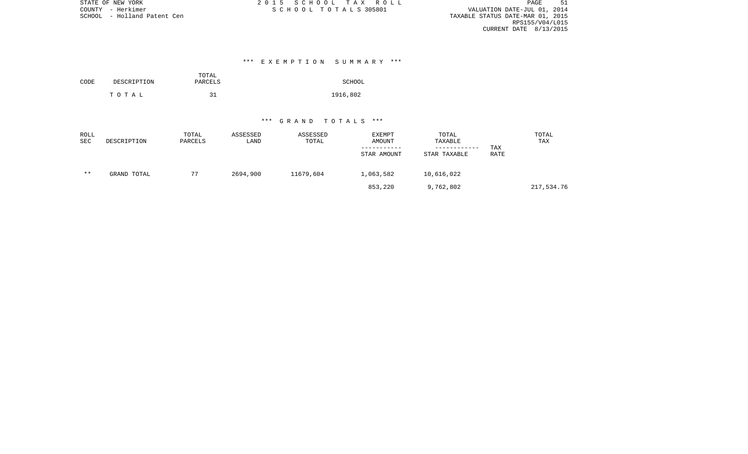STATE OF NEW YORK
COUNTY - Herkimer
SCHOOL - Holland Patent Cen

2 0 1 5 S C H O O L T A X R O L L
S C H O O L T O T A L S 305801

VALUATION DATE-JUL 01, 2014
TAXABLE STATUS DATE-MAR 01, 2015
RPS155/V04/L015
CURRENT DATE 8/13/2015

### *** E X E M P T I O N S U M M A R Y ***

| CODE | DESCRIPTION | TOTAL PARCELS | SCHOOL |
|---|---|---|---|
| | T O T A L | 31 | 1916,802 |

### *** G R A N D T O T A L S ***

| ROLL SEC | DESCRIPTION | TOTAL PARCELS | ASSESSED LAND | ASSESSED TOTAL | EXEMPT AMOUNT<br>-----------<br>STAR AMOUNT | TOTAL TAXABLE<br>------------<br>STAR TAXABLE | TAX RATE | TOTAL TAX |
|---|---|---|---|---|---|---|---|---|
| ** | GRAND TOTAL | 77 | 2694,900 | 11679,604 | 1,063,582 | 10,616,022 | | |
| | | | | | 853,220 | 9,762,802 | | 217,534.76 |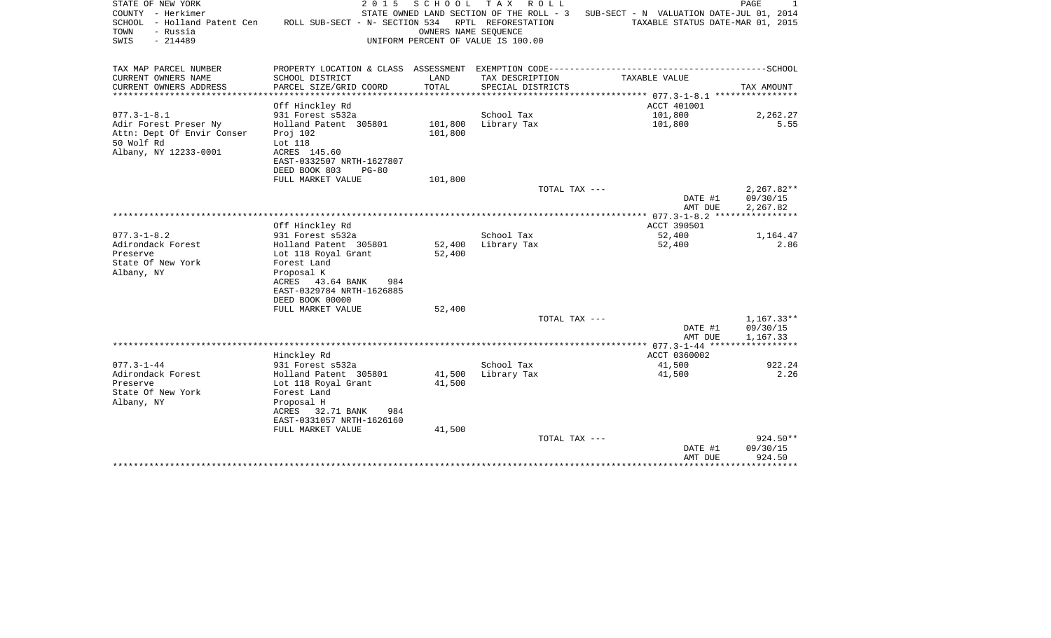STATE OF NEW YORK — 2 0 1 5 S C H O O L T A X R O L L
COUNTY - Herkimer — STATE OWNED LAND SECTION OF THE ROLL - 3 — SUB-SECT - N VALUATION DATE-JUL 01, 2014
SCHOOL - Holland Patent Cen — ROLL SUB-SECT - N- SECTION 534 RPTL REFORESTATION — TAXABLE STATUS DATE-MAR 01, 2015
TOWN - Russia — OWNERS NAME SEQUENCE
SWIS - 214489 — UNIFORM PERCENT OF VALUE IS 100.00

| TAX MAP PARCEL NUMBER / CURRENT OWNERS NAME / CURRENT OWNERS ADDRESS | PROPERTY LOCATION & CLASS / SCHOOL DISTRICT / PARCEL SIZE/GRID COORD | ASSESSMENT LAND / TOTAL | EXEMPTION CODE / TAX DESCRIPTION / SPECIAL DISTRICTS | TAXABLE VALUE | TAX AMOUNT |
|---|---|---|---|---|---|
| **077.3-1-8.1** | Off Hinckley Rd | | | ACCT 401001 | |
| 077.3-1-8.1 | 931 Forest s532a | | School Tax | 101,800 | 2,262.27 |
| Adir Forest Preser Ny | Holland Patent 305801 | 101,800 | Library Tax | 101,800 | 5.55 |
| Attn: Dept Of Envir Conser | Proj 102 | 101,800 | | | |
| 50 Wolf Rd | Lot 118 | | | | |
| Albany, NY 12233-0001 | ACRES 145.60 | | | | |
| | EAST-0332507 NRTH-1627807 | | | | |
| | DEED BOOK 803 PG-80 | | | | |
| | FULL MARKET VALUE | 101,800 | | | |
| | | | TOTAL TAX --- | | 2,267.82** |
| | | | | DATE #1 | 09/30/15 |
| | | | | AMT DUE | 2,267.82 |
| **077.3-1-8.2** | Off Hinckley Rd | | | ACCT 390501 | |
| 077.3-1-8.2 | 931 Forest s532a | | School Tax | 52,400 | 1,164.47 |
| Adirondack Forest | Holland Patent 305801 | 52,400 | Library Tax | 52,400 | 2.86 |
| Preserve | Lot 118 Royal Grant | 52,400 | | | |
| State Of New York | Forest Land | | | | |
| Albany, NY | Proposal K | | | | |
| | ACRES 43.64 BANK 984 | | | | |
| | EAST-0329784 NRTH-1626885 | | | | |
| | DEED BOOK 00000 | | | | |
| | FULL MARKET VALUE | 52,400 | | | |
| | | | TOTAL TAX --- | | 1,167.33** |
| | | | | DATE #1 | 09/30/15 |
| | | | | AMT DUE | 1,167.33 |
| **077.3-1-44** | Hinckley Rd | | | ACCT 0360002 | |
| 077.3-1-44 | 931 Forest s532a | | School Tax | 41,500 | 922.24 |
| Adirondack Forest | Holland Patent 305801 | 41,500 | Library Tax | 41,500 | 2.26 |
| Preserve | Lot 118 Royal Grant | 41,500 | | | |
| State Of New York | Forest Land | | | | |
| Albany, NY | Proposal H | | | | |
| | ACRES 32.71 BANK 984 | | | | |
| | EAST-0331057 NRTH-1626160 | | | | |
| | FULL MARKET VALUE | 41,500 | | | |
| | | | TOTAL TAX --- | | 924.50** |
| | | | | DATE #1 | 09/30/15 |
| | | | | AMT DUE | 924.50 |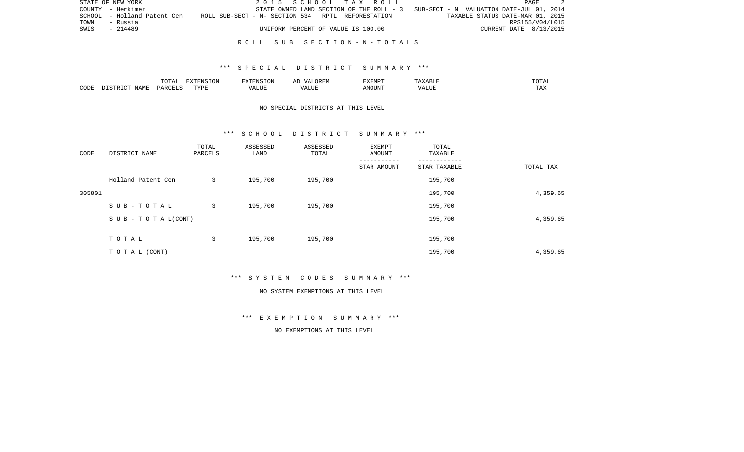STATE OF NEW YORK | 2 0 1 5 S C H O O L T A X R O L L | PAGE 2
COUNTY - Herkimer | STATE OWNED LAND SECTION OF THE ROLL - 3 SUB-SECT - N VALUATION DATE-JUL 01, 2014
SCHOOL - Holland Patent Cen | ROLL SUB-SECT - N- SECTION 534 RPTL REFORESTATION | TAXABLE STATUS DATE-MAR 01, 2015
TOWN - Russia | RPS155/V04/L015
SWIS - 214489 | UNIFORM PERCENT OF VALUE IS 100.00 | CURRENT DATE 8/13/2015

## R O L L S U B S E C T I O N - N - T O T A L S

### *** S P E C I A L D I S T R I C T S U M M A R Y ***

| CODE | DISTRICT NAME | TOTAL PARCELS | EXTENSION TYPE | EXTENSION VALUE | AD VALOREM VALUE | EXEMPT AMOUNT | TAXABLE VALUE | TOTAL TAX |
|---|---|---|---|---|---|---|---|---|

NO SPECIAL DISTRICTS AT THIS LEVEL

### *** S C H O O L D I S T R I C T S U M M A R Y ***

| CODE | DISTRICT NAME | TOTAL PARCELS | ASSESSED LAND | ASSESSED TOTAL | EXEMPT AMOUNT / STAR AMOUNT | TOTAL TAXABLE / STAR TAXABLE | TOTAL TAX |
|---|---|---|---|---|---|---|---|
| | Holland Patent Cen | 3 | 195,700 | 195,700 | | 195,700 | |
| 305801 | | | | | | 195,700 | 4,359.65 |
| | S U B - T O T A L | 3 | 195,700 | 195,700 | | 195,700 | |
| | S U B - T O T A L(CONT) | | | | | 195,700 | 4,359.65 |
| | T O T A L | 3 | 195,700 | 195,700 | | 195,700 | |
| | T O T A L (CONT) | | | | | 195,700 | 4,359.65 |

### *** S Y S T E M C O D E S S U M M A R Y ***

NO SYSTEM EXEMPTIONS AT THIS LEVEL

### *** E X E M P T I O N S U M M A R Y ***

NO EXEMPTIONS AT THIS LEVEL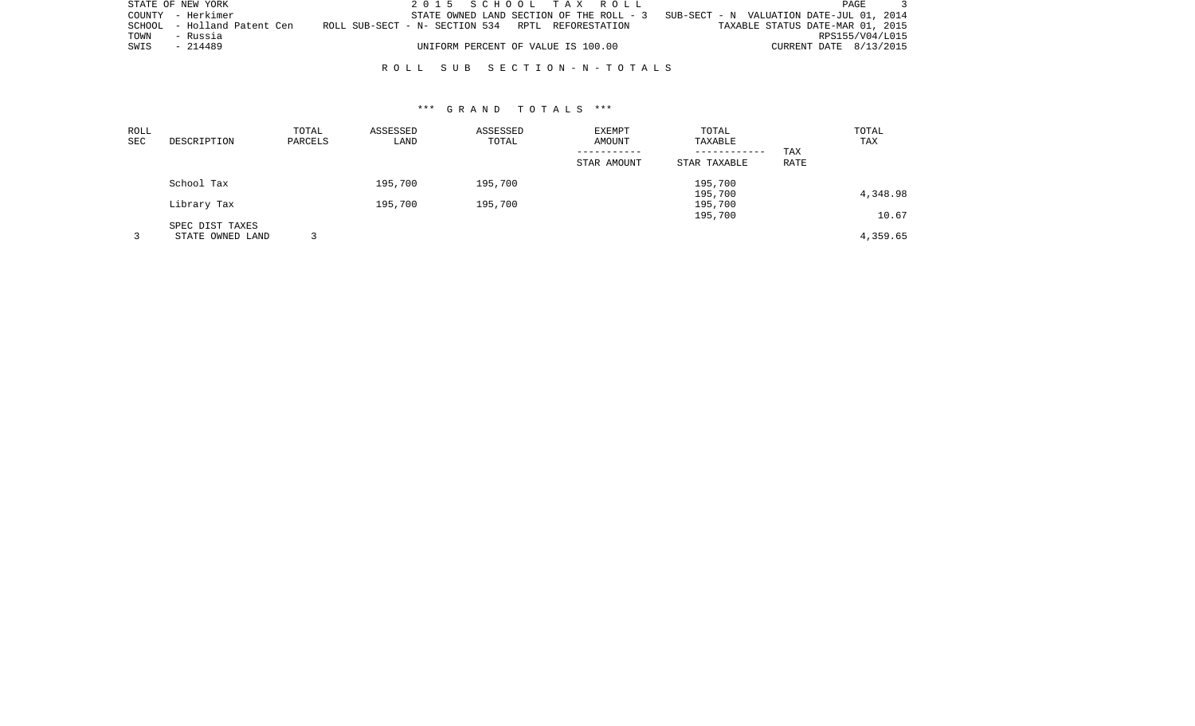STATE OF NEW YORK
COUNTY - Herkimer
SCHOOL - Holland Patent Cen
TOWN - Russia
SWIS - 214489

2015 SCHOOL TAX ROLL
STATE OWNED LAND SECTION OF THE ROLL - 3
ROLL SUB-SECT - N- SECTION 534 RPTL REFORESTATION
UNIFORM PERCENT OF VALUE IS 100.00

SUB-SECT - N VALUATION DATE-JUL 01, 2014
TAXABLE STATUS DATE-MAR 01, 2015
RPS155/V04/L015
CURRENT DATE 8/13/2015

ROLL SUB SECTION-N-TOTALS

*** GRAND TOTALS ***

| ROLL SEC | DESCRIPTION | TOTAL PARCELS | ASSESSED LAND | ASSESSED TOTAL | EXEMPT AMOUNT / STAR AMOUNT | TOTAL TAXABLE / STAR TAXABLE | TAX RATE | TOTAL TAX |
|---|---|---|---|---|---|---|---|---|
| | School Tax | | 195,700 | 195,700 | | 195,700 | | |
| | | | | | | 195,700 | | 4,348.98 |
| | Library Tax | | 195,700 | 195,700 | | 195,700 | | |
| | | | | | | 195,700 | | 10.67 |
| | SPEC DIST TAXES | | | | | | | |
| 3 | STATE OWNED LAND | 3 | | | | | | 4,359.65 |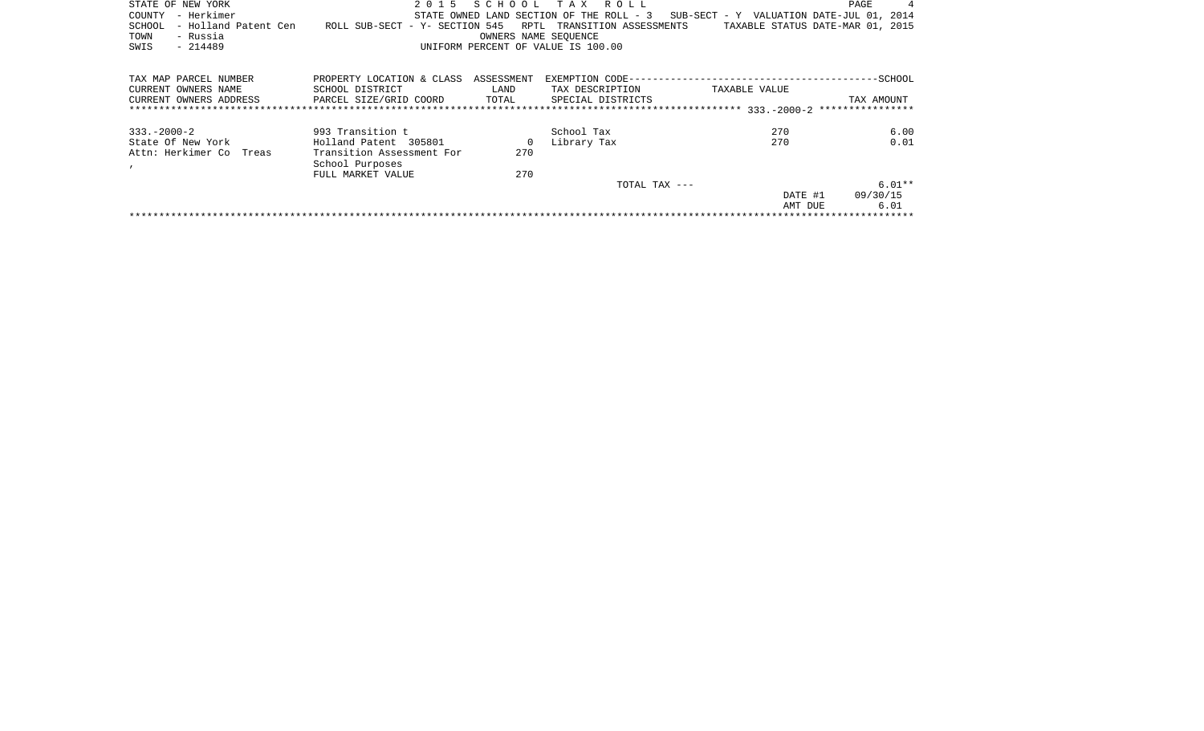STATE OF NEW YORK — 2015 SCHOOL TAX ROLL

COUNTY - Herkimer — STATE OWNED LAND SECTION OF THE ROLL - 3 — SUB-SECT - Y — VALUATION DATE-JUL 01, 2014

SCHOOL - Holland Patent Cen — ROLL SUB-SECT - Y- SECTION 545 RPTL TRANSITION ASSESSMENTS — TAXABLE STATUS DATE-MAR 01, 2015

TOWN - Russia — OWNERS NAME SEQUENCE

SWIS - 214489 — UNIFORM PERCENT OF VALUE IS 100.00

| TAX MAP PARCEL NUMBER / CURRENT OWNERS NAME / CURRENT OWNERS ADDRESS | PROPERTY LOCATION & CLASS / SCHOOL DISTRICT / PARCEL SIZE/GRID COORD | ASSESSMENT LAND / TOTAL | EXEMPTION CODE / TAX DESCRIPTION / SPECIAL DISTRICTS | TAXABLE VALUE | SCHOOL TAX AMOUNT |
|---|---|---|---|---|---|
| 333.-2000-2 | 993 Transition t | | School Tax | 270 | 6.00 |
| State Of New York | Holland Patent 305801 | 0 | Library Tax | 270 | 0.01 |
| Attn: Herkimer Co Treas | Transition Assessment For | 270 | | | |
| , | School Purposes | | | | |
| | FULL MARKET VALUE | 270 | | | |
| | | | TOTAL TAX --- | | 6.01** |
| | | | | DATE #1 | 09/30/15 |
| | | | | AMT DUE | 6.01 |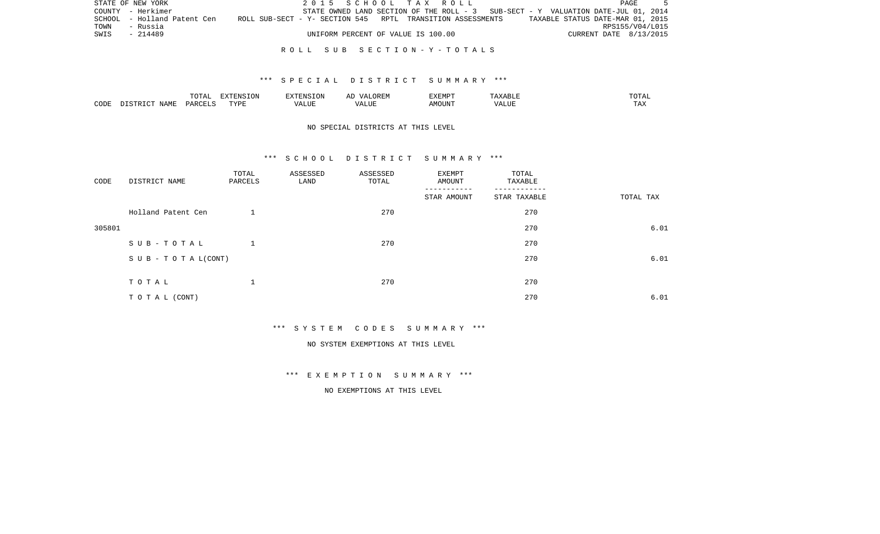STATE OF NEW YORK | 2015 SCHOOL TAX ROLL
COUNTY - Herkimer | STATE OWNED LAND SECTION OF THE ROLL - 3 SUB-SECT - Y VALUATION DATE-JUL 01, 2014
SCHOOL - Holland Patent Cen | ROLL SUB-SECT - Y- SECTION 545 RPTL TRANSITION ASSESSMENTS | TAXABLE STATUS DATE-MAR 01, 2015
TOWN - Russia | RPS155/V04/L015
SWIS - 214489 | UNIFORM PERCENT OF VALUE IS 100.00 | CURRENT DATE 8/13/2015

## ROLL SUB SECTION-Y-TOTALS

### *** SPECIAL DISTRICT SUMMARY ***

| CODE | DISTRICT NAME | TOTAL PARCELS | EXTENSION TYPE | EXTENSION VALUE | AD VALOREM VALUE | EXEMPT AMOUNT | TAXABLE VALUE | TOTAL TAX |
|---|---|---|---|---|---|---|---|---|

NO SPECIAL DISTRICTS AT THIS LEVEL

### *** SCHOOL DISTRICT SUMMARY ***

| CODE | DISTRICT NAME | TOTAL PARCELS | ASSESSED LAND | ASSESSED TOTAL | EXEMPT AMOUNT / STAR AMOUNT | TOTAL TAXABLE / STAR TAXABLE | TOTAL TAX |
|---|---|---|---|---|---|---|---|
| | Holland Patent Cen | 1 | | 270 | | 270 | |
| 305801 | | | | | | 270 | 6.01 |
| | SUB-TOTAL | 1 | | 270 | | 270 | |
| | SUB-TOTAL(CONT) | | | | | 270 | 6.01 |
| | TOTAL | 1 | | 270 | | 270 | |
| | TOTAL (CONT) | | | | | 270 | 6.01 |

### *** SYSTEM CODES SUMMARY ***

NO SYSTEM EXEMPTIONS AT THIS LEVEL

### *** EXEMPTION SUMMARY ***

NO EXEMPTIONS AT THIS LEVEL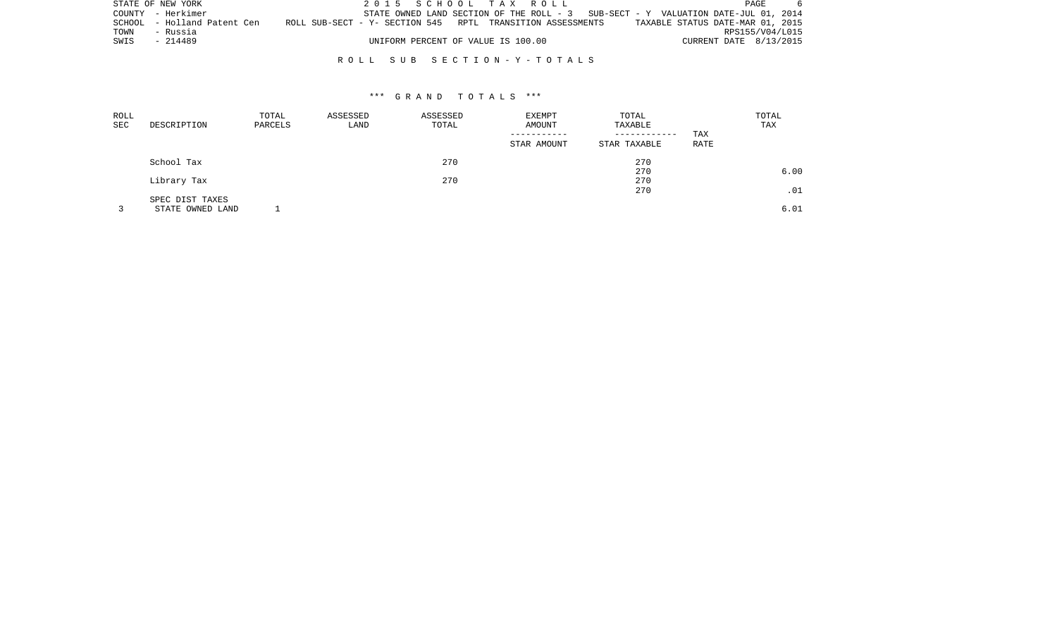STATE OF NEW YORK | 2015 SCHOOL TAX ROLL
COUNTY - Herkimer | STATE OWNED LAND SECTION OF THE ROLL - 3 SUB-SECT - Y VALUATION DATE-JUL 01, 2014
SCHOOL - Holland Patent Cen | ROLL SUB-SECT - Y- SECTION 545 RPTL TRANSITION ASSESSMENTS | TAXABLE STATUS DATE-MAR 01, 2015
TOWN - Russia | RPS155/V04/L015
SWIS - 214489 | UNIFORM PERCENT OF VALUE IS 100.00 | CURRENT DATE 8/13/2015

## ROLL SUB SECTION - Y - TOTALS

### *** GRAND TOTALS ***

| ROLL SEC | DESCRIPTION | TOTAL PARCELS | ASSESSED LAND | ASSESSED TOTAL | EXEMPT AMOUNT / STAR AMOUNT | TOTAL TAXABLE / STAR TAXABLE | TAX RATE | TOTAL TAX |
|---|---|---|---|---|---|---|---|---|
| | School Tax | | | 270 | | 270 | | |
| | | | | | | 270 | | 6.00 |
| | Library Tax | | | 270 | | 270 | | |
| | | | | | | 270 | | .01 |
| | SPEC DIST TAXES | | | | | | | |
| 3 | STATE OWNED LAND | 1 | | | | | | 6.01 |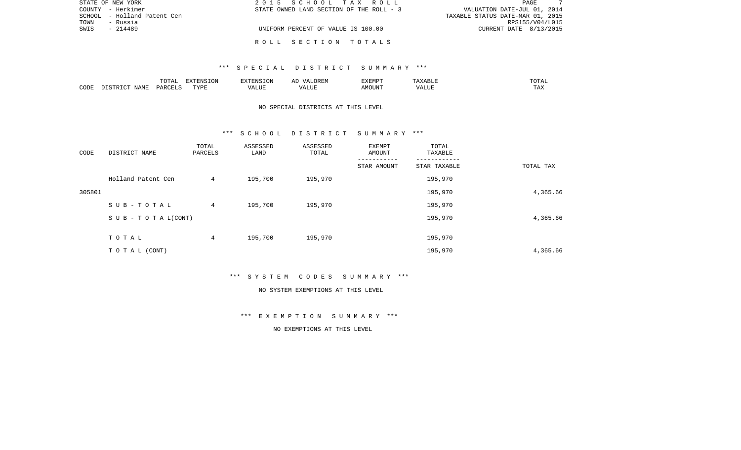STATE OF NEW YORK
COUNTY - Herkimer
SCHOOL - Holland Patent Cen
TOWN - Russia
SWIS - 214489

2 0 1 5 S C H O O L T A X R O L L
STATE OWNED LAND SECTION OF THE ROLL - 3

UNIFORM PERCENT OF VALUE IS 100.00

VALUATION DATE-JUL 01, 2014
TAXABLE STATUS DATE-MAR 01, 2015
RPS155/V04/L015
CURRENT DATE 8/13/2015

R O L L S E C T I O N T O T A L S

\*\*\* S P E C I A L D I S T R I C T S U M M A R Y \*\*\*

| CODE | DISTRICT NAME | TOTAL PARCELS | EXTENSION TYPE | EXTENSION VALUE | AD VALOREM VALUE | EXEMPT AMOUNT | TAXABLE VALUE | TOTAL TAX |
|---|---|---|---|---|---|---|---|---|

NO SPECIAL DISTRICTS AT THIS LEVEL

\*\*\* S C H O O L D I S T R I C T S U M M A R Y \*\*\*

| CODE | DISTRICT NAME | TOTAL PARCELS | ASSESSED LAND | ASSESSED TOTAL | EXEMPT AMOUNT<br>-----------<br>STAR AMOUNT | TOTAL TAXABLE<br>------------<br>STAR TAXABLE | TOTAL TAX |
|---|---|---|---|---|---|---|---|
| | Holland Patent Cen | 4 | 195,700 | 195,970 | | 195,970 | |
| 305801 | | | | | | 195,970 | 4,365.66 |
| | S U B - T O T A L | 4 | 195,700 | 195,970 | | 195,970 | |
| | S U B - T O T A L(CONT) | | | | | 195,970 | 4,365.66 |
| | T O T A L | 4 | 195,700 | 195,970 | | 195,970 | |
| | T O T A L (CONT) | | | | | 195,970 | 4,365.66 |

\*\*\* S Y S T E M C O D E S S U M M A R Y \*\*\*

NO SYSTEM EXEMPTIONS AT THIS LEVEL

\*\*\* E X E M P T I O N S U M M A R Y \*\*\*

NO EXEMPTIONS AT THIS LEVEL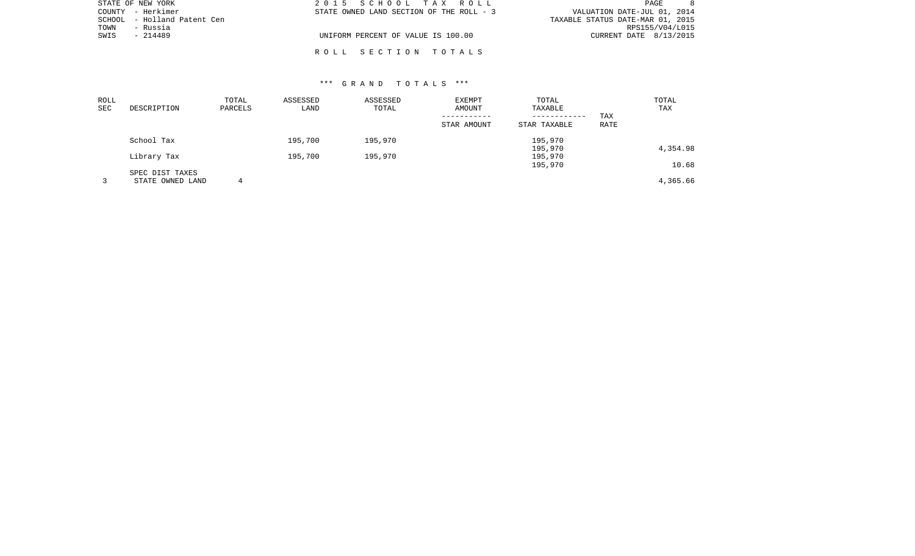STATE OF NEW YORK
COUNTY - Herkimer
SCHOOL - Holland Patent Cen
TOWN - Russia
SWIS - 214489

2 0 1 5 S C H O O L T A X R O L L
STATE OWNED LAND SECTION OF THE ROLL - 3

UNIFORM PERCENT OF VALUE IS 100.00

VALUATION DATE-JUL 01, 2014
TAXABLE STATUS DATE-MAR 01, 2015
RPS155/V04/L015
CURRENT DATE 8/13/2015

R O L L S E C T I O N T O T A L S

*** G R A N D T O T A L S ***

| ROLL SEC | DESCRIPTION | TOTAL PARCELS | ASSESSED LAND | ASSESSED TOTAL | EXEMPT AMOUNT / STAR AMOUNT | TOTAL TAXABLE / STAR TAXABLE | TAX RATE | TOTAL TAX |
|---|---|---|---|---|---|---|---|---|
| | School Tax | | 195,700 | 195,970 | | 195,970 | | |
| | | | | | | 195,970 | | 4,354.98 |
| | Library Tax | | 195,700 | 195,970 | | 195,970 | | |
| | | | | | | 195,970 | | 10.68 |
| | SPEC DIST TAXES | | | | | | | |
| 3 | STATE OWNED LAND | 4 | | | | | | 4,365.66 |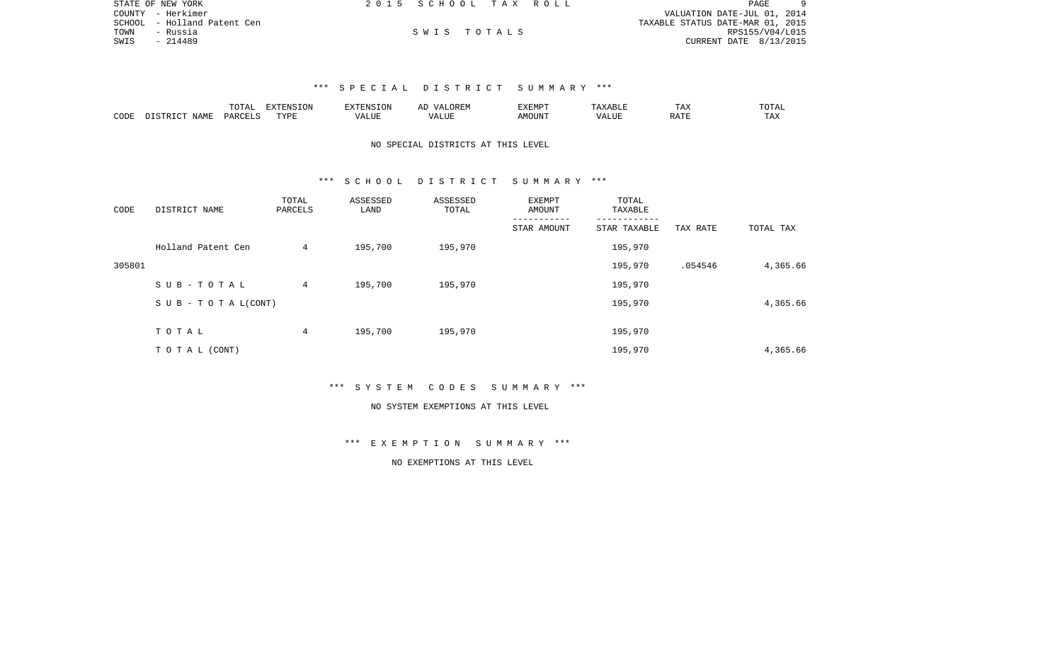STATE OF NEW YORK | 2015 SCHOOL TAX ROLL
COUNTY - Herkimer | VALUATION DATE-JUL 01, 2014
SCHOOL - Holland Patent Cen | TAXABLE STATUS DATE-MAR 01, 2015
TOWN - Russia | SWIS TOTALS | RPS155/V04/L015
SWIS - 214489 | CURRENT DATE 8/13/2015

### *** SPECIAL DISTRICT SUMMARY ***

| CODE | DISTRICT NAME | TOTAL PARCELS | EXTENSION TYPE | EXTENSION VALUE | AD VALOREM VALUE | EXEMPT AMOUNT | TAXABLE VALUE | TAX RATE | TOTAL TAX |
|---|---|---|---|---|---|---|---|---|---|

NO SPECIAL DISTRICTS AT THIS LEVEL

### *** SCHOOL DISTRICT SUMMARY ***

| CODE | DISTRICT NAME | TOTAL PARCELS | ASSESSED LAND | ASSESSED TOTAL | EXEMPT AMOUNT / STAR AMOUNT | TOTAL TAXABLE / STAR TAXABLE | TAX RATE | TOTAL TAX |
|---|---|---|---|---|---|---|---|---|
| | Holland Patent Cen | 4 | 195,700 | 195,970 | | 195,970 | | |
| 305801 | | | | | | 195,970 | .054546 | 4,365.66 |
| | SUB-TOTAL | 4 | 195,700 | 195,970 | | 195,970 | | |
| | SUB-TOTAL(CONT) | | | | | 195,970 | | 4,365.66 |
| | TOTAL | 4 | 195,700 | 195,970 | | 195,970 | | |
| | TOTAL (CONT) | | | | | 195,970 | | 4,365.66 |

### *** SYSTEM CODES SUMMARY ***

NO SYSTEM EXEMPTIONS AT THIS LEVEL

### *** EXEMPTION SUMMARY ***

NO EXEMPTIONS AT THIS LEVEL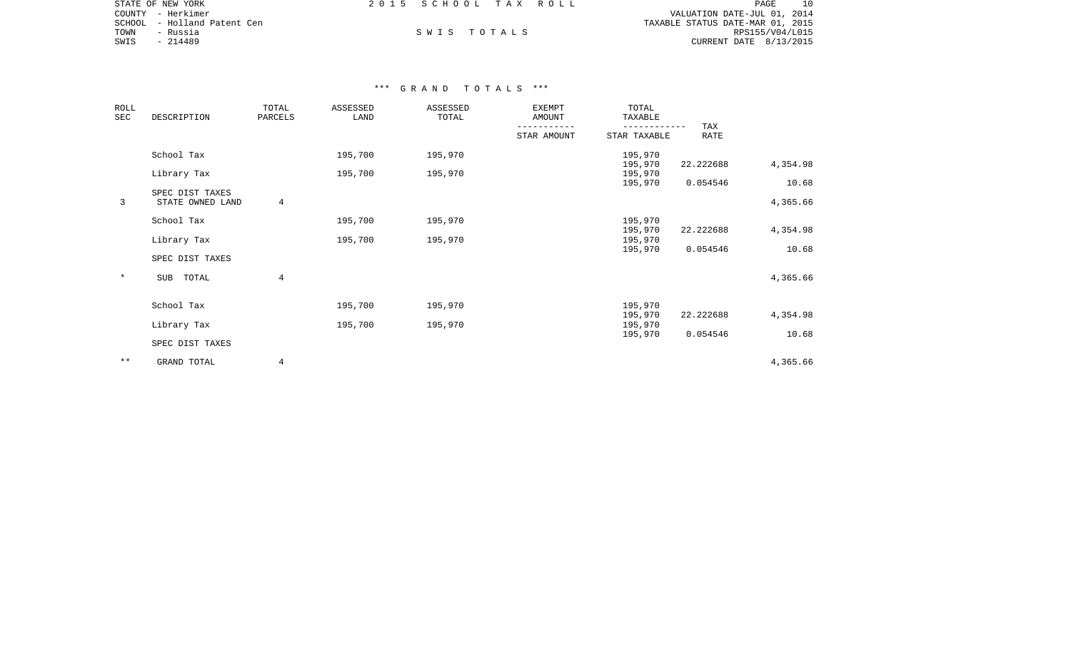STATE OF NEW YORK
COUNTY - Herkimer
SCHOOL - Holland Patent Cen
TOWN - Russia
SWIS - 214489

2 0 1 5 S C H O O L T A X R O L L

S W I S T O T A L S

VALUATION DATE-JUL 01, 2014
TAXABLE STATUS DATE-MAR 01, 2015
RPS155/V04/L015
CURRENT DATE 8/13/2015

*** G R A N D T O T A L S ***

| ROLL SEC | DESCRIPTION | TOTAL PARCELS | ASSESSED LAND | ASSESSED TOTAL | EXEMPT AMOUNT / STAR AMOUNT | TOTAL TAXABLE / STAR TAXABLE | TAX RATE | |
|---|---|---|---|---|---|---|---|---|
| | School Tax | | 195,700 | 195,970 | | 195,970 | | |
| | | | | | | 195,970 | 22.222688 | 4,354.98 |
| | Library Tax | | 195,700 | 195,970 | | 195,970 | | |
| | | | | | | 195,970 | 0.054546 | 10.68 |
| | SPEC DIST TAXES | | | | | | | |
| 3 | STATE OWNED LAND | 4 | | | | | | 4,365.66 |
| | School Tax | | 195,700 | 195,970 | | 195,970 | | |
| | | | | | | 195,970 | 22.222688 | 4,354.98 |
| | Library Tax | | 195,700 | 195,970 | | 195,970 | | |
| | | | | | | 195,970 | 0.054546 | 10.68 |
| | SPEC DIST TAXES | | | | | | | |
| * | SUB TOTAL | 4 | | | | | | 4,365.66 |
| | School Tax | | 195,700 | 195,970 | | 195,970 | | |
| | | | | | | 195,970 | 22.222688 | 4,354.98 |
| | Library Tax | | 195,700 | 195,970 | | 195,970 | | |
| | | | | | | 195,970 | 0.054546 | 10.68 |
| | SPEC DIST TAXES | | | | | | | |
| ** | GRAND TOTAL | 4 | | | | | | 4,365.66 |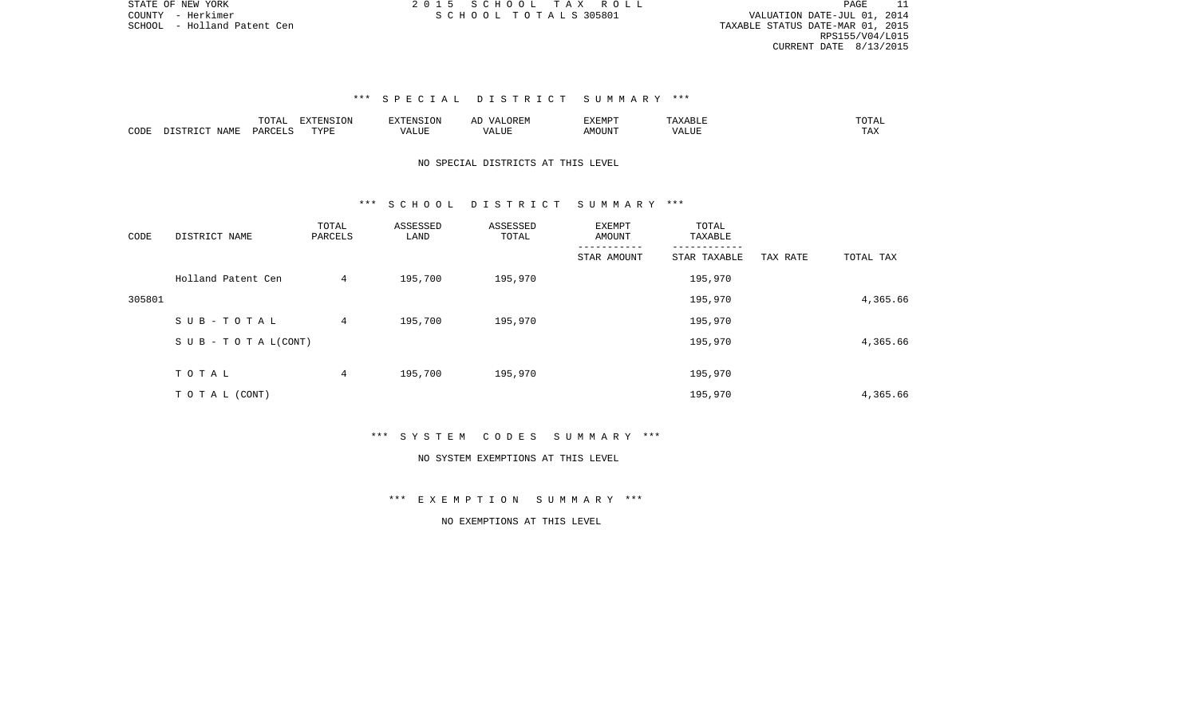STATE OF NEW YORK
COUNTY - Herkimer
SCHOOL - Holland Patent Cen

2 0 1 5 S C H O O L T A X R O L L
S C H O O L T O T A L S 305801

VALUATION DATE-JUL 01, 2014
TAXABLE STATUS DATE-MAR 01, 2015
RPS155/V04/L015
CURRENT DATE 8/13/2015

## *** S P E C I A L D I S T R I C T S U M M A R Y ***

| CODE | DISTRICT NAME | TOTAL PARCELS | EXTENSION TYPE | EXTENSION VALUE | AD VALOREM VALUE | EXEMPT AMOUNT | TAXABLE VALUE | TOTAL TAX |
|---|---|---|---|---|---|---|---|---|

NO SPECIAL DISTRICTS AT THIS LEVEL

## *** S C H O O L D I S T R I C T S U M M A R Y ***

| CODE | DISTRICT NAME | TOTAL PARCELS | ASSESSED LAND | ASSESSED TOTAL | EXEMPT AMOUNT / STAR AMOUNT | TOTAL TAXABLE / STAR TAXABLE | TAX RATE | TOTAL TAX |
|---|---|---|---|---|---|---|---|---|
| | Holland Patent Cen | 4 | 195,700 | 195,970 | | 195,970 | | |
| 305801 | | | | | | 195,970 | | 4,365.66 |
| | S U B - T O T A L | 4 | 195,700 | 195,970 | | 195,970 | | |
| | S U B - T O T A L(CONT) | | | | | 195,970 | | 4,365.66 |
| | T O T A L | 4 | 195,700 | 195,970 | | 195,970 | | |
| | T O T A L (CONT) | | | | | 195,970 | | 4,365.66 |

## *** S Y S T E M C O D E S S U M M A R Y ***

NO SYSTEM EXEMPTIONS AT THIS LEVEL

## *** E X E M P T I O N S U M M A R Y ***

NO EXEMPTIONS AT THIS LEVEL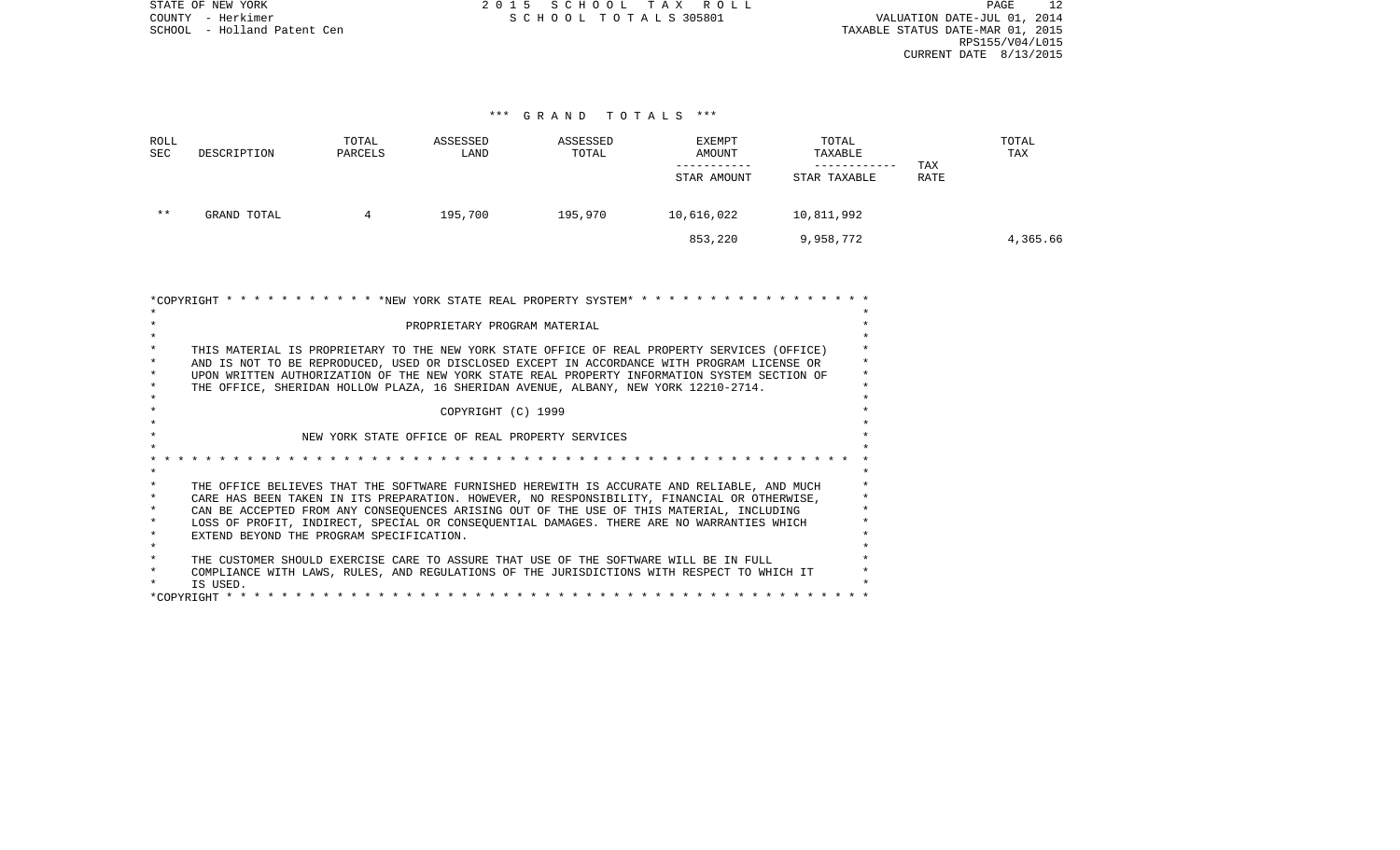STATE OF NEW YORK
COUNTY - Herkimer
SCHOOL - Holland Patent Cen

2 0 1 5 S C H O O L T A X R O L L
S C H O O L T O T A L S 305801

VALUATION DATE-JUL 01, 2014
TAXABLE STATUS DATE-MAR 01, 2015
RPS155/V04/L015
CURRENT DATE 8/13/2015

*** G R A N D T O T A L S ***

| ROLL SEC | DESCRIPTION | TOTAL PARCELS | ASSESSED LAND | ASSESSED TOTAL | EXEMPT AMOUNT / STAR AMOUNT | TOTAL TAXABLE / STAR TAXABLE | TAX RATE | TOTAL TAX |
|---|---|---|---|---|---|---|---|---|
| ** | GRAND TOTAL | 4 | 195,700 | 195,970 | 10,616,022 | 10,811,992 | | |
| | | | | | 853,220 | 9,958,772 | | 4,365.66 |

```
*COPYRIGHT * * * * * * * * * * * *NEW YORK STATE REAL PROPERTY SYSTEM* * * * * * * * * * * * * * * * * *
*                                                                                                      *
*                               PROPRIETARY PROGRAM MATERIAL                                           *
*                                                                                                      *
*   THIS MATERIAL IS PROPRIETARY TO THE NEW YORK STATE OFFICE OF REAL PROPERTY SERVICES (OFFICE)       *
*   AND IS NOT TO BE REPRODUCED, USED OR DISCLOSED EXCEPT IN ACCORDANCE WITH PROGRAM LICENSE OR        *
*   UPON WRITTEN AUTHORIZATION OF THE NEW YORK STATE REAL PROPERTY INFORMATION SYSTEM SECTION OF       *
*   THE OFFICE, SHERIDAN HOLLOW PLAZA, 16 SHERIDAN AVENUE, ALBANY, NEW YORK 12210-2714.                *
*                                                                                                      *
*                                   COPYRIGHT (C) 1999                                                 *
*                                                                                                      *
*                     NEW YORK STATE OFFICE OF REAL PROPERTY SERVICES                                  *
*                                                                                                      *
* * * * * * * * * * * * * * * * * * * * * * * * * * * * * * * * * * * * * * * * * * * * * * * * * *
*                                                                                                      *
*   THE OFFICE BELIEVES THAT THE SOFTWARE FURNISHED HEREWITH IS ACCURATE AND RELIABLE, AND MUCH        *
*   CARE HAS BEEN TAKEN IN ITS PREPARATION. HOWEVER, NO RESPONSIBILITY, FINANCIAL OR OTHERWISE,        *
*   CAN BE ACCEPTED FROM ANY CONSEQUENCES ARISING OUT OF THE USE OF THIS MATERIAL, INCLUDING           *
*   LOSS OF PROFIT, INDIRECT, SPECIAL OR CONSEQUENTIAL DAMAGES. THERE ARE NO WARRANTIES WHICH          *
*   EXTEND BEYOND THE PROGRAM SPECIFICATION.                                                           *
*                                                                                                      *
*   THE CUSTOMER SHOULD EXERCISE CARE TO ASSURE THAT USE OF THE SOFTWARE WILL BE IN FULL               *
*   COMPLIANCE WITH LAWS, RULES, AND REGULATIONS OF THE JURISDICTIONS WITH RESPECT TO WHICH IT         *
*   IS USED.                                                                                           *
*COPYRIGHT * * * * * * * * * * * * * * * * * * * * * * * * * * * * * * * * * * * * * * * * * * * * *
```